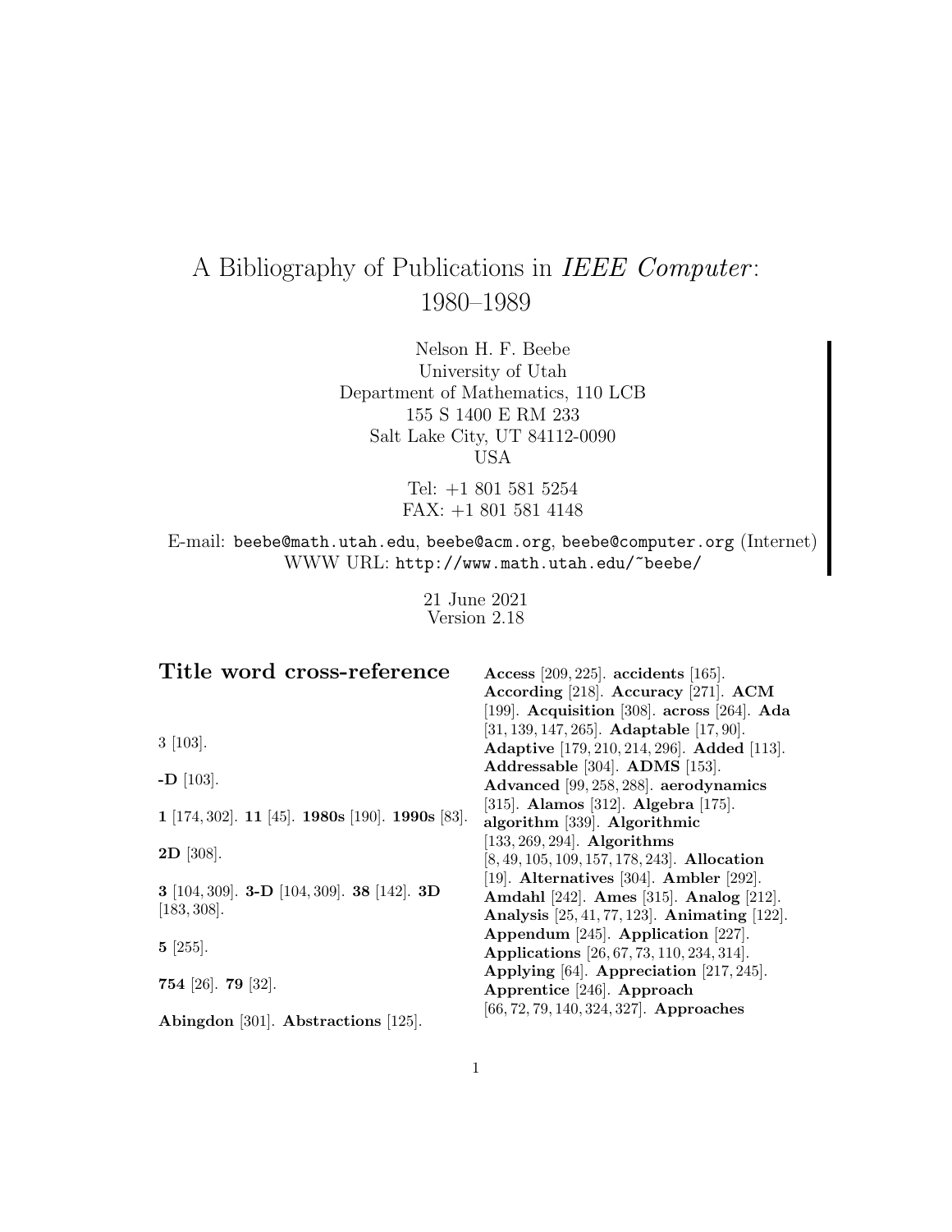# A Bibliography of Publications in *IEEE Computer*: 1980–1989

Nelson H. F. Beebe
University of Utah
Department of Mathematics, 110 LCB
155 S 1400 E RM 233
Salt Lake City, UT 84112-0090
USA

Tel: +1 801 581 5254
FAX: +1 801 581 4148

E-mail: `beebe@math.utah.edu`, `beebe@acm.org`, `beebe@computer.org` (Internet)
WWW URL: `http://www.math.utah.edu/~beebe/`

21 June 2021
Version 2.18

## Title word cross-reference

3 [103].

**-D** [103].

**1** [174, 302]. **11** [45]. **1980s** [190]. **1990s** [83].

**2D** [308].

**3** [104, 309]. **3-D** [104, 309]. **38** [142]. **3D** [183, 308].

**5** [255].

**754** [26]. **79** [32].

**Abingdon** [301]. **Abstractions** [125]. **Access** [209, 225]. **accidents** [165]. **According** [218]. **Accuracy** [271]. **ACM** [199]. **Acquisition** [308]. **across** [264]. **Ada** [31, 139, 147, 265]. **Adaptable** [17, 90]. **Adaptive** [179, 210, 214, 296]. **Added** [113]. **Addressable** [304]. **ADMS** [153]. **Advanced** [99, 258, 288]. **aerodynamics** [315]. **Alamos** [312]. **Algebra** [175]. **algorithm** [339]. **Algorithmic** [133, 269, 294]. **Algorithms** [8, 49, 105, 109, 157, 178, 243]. **Allocation** [19]. **Alternatives** [304]. **Ambler** [292]. **Amdahl** [242]. **Ames** [315]. **Analog** [212]. **Analysis** [25, 41, 77, 123]. **Animating** [122]. **Appendum** [245]. **Application** [227]. **Applications** [26, 67, 73, 110, 234, 314]. **Applying** [64]. **Appreciation** [217, 245]. **Apprentice** [246]. **Approach** [66, 72, 79, 140, 324, 327]. **Approaches**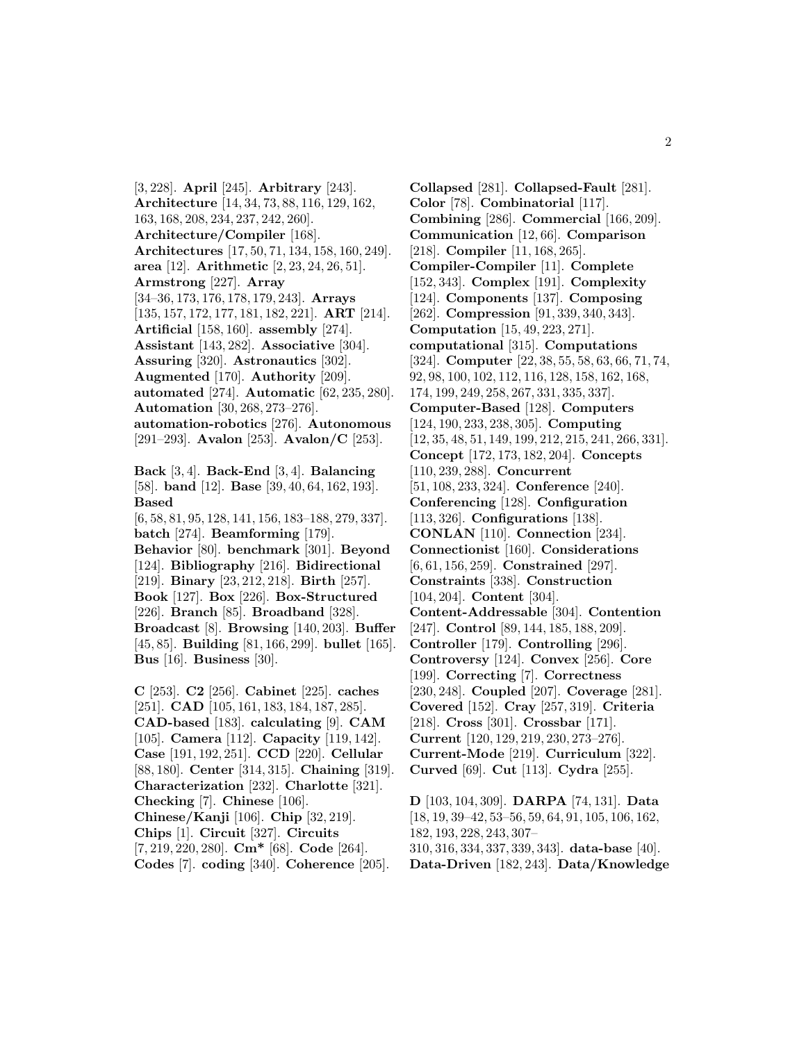[3, 228]. **April** [245]. **Arbitrary** [243]. **Architecture** [14, 34, 73, 88, 116, 129, 162, 163, 168, 208, 234, 237, 242, 260]. **Architecture/Compiler** [168]. **Architectures** [17, 50, 71, 134, 158, 160, 249]. **area** [12]. **Arithmetic** [2, 23, 24, 26, 51]. **Armstrong** [227]. **Array** [34–36, 173, 176, 178, 179, 243]. **Arrays** [135, 157, 172, 177, 181, 182, 221]. **ART** [214]. **Artificial** [158, 160]. **assembly** [274]. **Assistant** [143, 282]. **Associative** [304]. **Assuring** [320]. **Astronautics** [302]. **Augmented** [170]. **Authority** [209]. **automated** [274]. **Automatic** [62, 235, 280]. **Automation** [30, 268, 273–276]. **automation-robotics** [276]. **Autonomous** [291–293]. **Avalon** [253]. **Avalon/C** [253].

**Back** [3, 4]. **Back-End** [3, 4]. **Balancing** [58]. **band** [12]. **Base** [39, 40, 64, 162, 193]. **Based** [6, 58, 81, 95, 128, 141, 156, 183–188, 279, 337]. **batch** [274]. **Beamforming** [179]. **Behavior** [80]. **benchmark** [301]. **Beyond** [124]. **Bibliography** [216]. **Bidirectional** [219]. **Binary** [23, 212, 218]. **Birth** [257]. **Book** [127]. **Box** [226]. **Box-Structured** [226]. **Branch** [85]. **Broadband** [328]. **Broadcast** [8]. **Browsing** [140, 203]. **Buffer** [45, 85]. **Building** [81, 166, 299]. **bullet** [165]. **Bus** [16]. **Business** [30].

**C** [253]. **C2** [256]. **Cabinet** [225]. **caches** [251]. **CAD** [105, 161, 183, 184, 187, 285]. **CAD-based** [183]. **calculating** [9]. **CAM** [105]. **Camera** [112]. **Capacity** [119, 142]. **Case** [191, 192, 251]. **CCD** [220]. **Cellular** [88, 180]. **Center** [314, 315]. **Chaining** [319]. **Characterization** [232]. **Charlotte** [321]. **Checking** [7]. **Chinese** [106]. **Chinese/Kanji** [106]. **Chip** [32, 219]. **Chips** [1]. **Circuit** [327]. **Circuits** [7, 219, 220, 280]. **Cm*** [68]. **Code** [264]. **Codes** [7]. **coding** [340]. **Coherence** [205].

**Collapsed** [281]. **Collapsed-Fault** [281]. **Color** [78]. **Combinatorial** [117]. **Combining** [286]. **Commercial** [166, 209]. **Communication** [12, 66]. **Comparison** [218]. **Compiler** [11, 168, 265]. **Compiler-Compiler** [11]. **Complete** [152, 343]. **Complex** [191]. **Complexity** [124]. **Components** [137]. **Composing** [262]. **Compression** [91, 339, 340, 343]. **Computation** [15, 49, 223, 271]. **computational** [315]. **Computations** [324]. **Computer** [22, 38, 55, 58, 63, 66, 71, 74, 92, 98, 100, 102, 112, 116, 128, 158, 162, 168, 174, 199, 249, 258, 267, 331, 335, 337]. **Computer-Based** [128]. **Computers** [124, 190, 233, 238, 305]. **Computing** [12, 35, 48, 51, 149, 199, 212, 215, 241, 266, 331]. **Concept** [172, 173, 182, 204]. **Concepts** [110, 239, 288]. **Concurrent** [51, 108, 233, 324]. **Conference** [240]. **Conferencing** [128]. **Configuration** [113, 326]. **Configurations** [138]. **CONLAN** [110]. **Connection** [234]. **Connectionist** [160]. **Considerations** [6, 61, 156, 259]. **Constrained** [297]. **Constraints** [338]. **Construction** [104, 204]. **Content** [304]. **Content-Addressable** [304]. **Contention** [247]. **Control** [89, 144, 185, 188, 209]. **Controller** [179]. **Controlling** [296]. **Controversy** [124]. **Convex** [256]. **Core** [199]. **Correcting** [7]. **Correctness** [230, 248]. **Coupled** [207]. **Coverage** [281]. **Covered** [152]. **Cray** [257, 319]. **Criteria** [218]. **Cross** [301]. **Crossbar** [171]. **Current** [120, 129, 219, 230, 273–276]. **Current-Mode** [219]. **Curriculum** [322]. **Curved** [69]. **Cut** [113]. **Cydra** [255].

**D** [103, 104, 309]. **DARPA** [74, 131]. **Data** [18, 19, 39–42, 53–56, 59, 64, 91, 105, 106, 162, 182, 193, 228, 243, 307–310, 316, 334, 337, 339, 343]. **data-base** [40]. **Data-Driven** [182, 243]. **Data/Knowledge**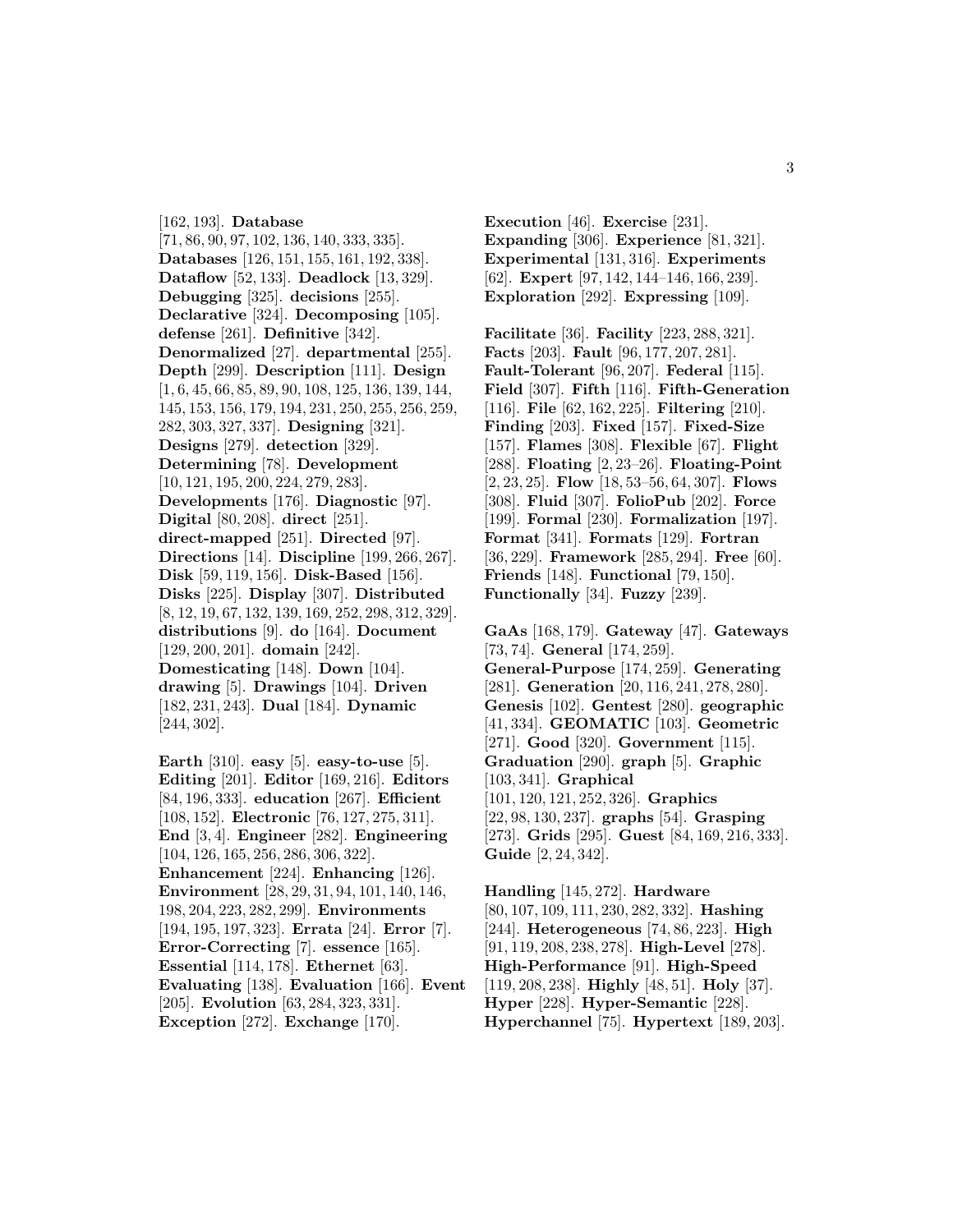[162, 193]. **Database** [71, 86, 90, 97, 102, 136, 140, 333, 335]. **Databases** [126, 151, 155, 161, 192, 338]. **Dataflow** [52, 133]. **Deadlock** [13, 329]. **Debugging** [325]. **decisions** [255]. **Declarative** [324]. **Decomposing** [105]. **defense** [261]. **Definitive** [342]. **Denormalized** [27]. **departmental** [255]. **Depth** [299]. **Description** [111]. **Design** [1, 6, 45, 66, 85, 89, 90, 108, 125, 136, 139, 144, 145, 153, 156, 179, 194, 231, 250, 255, 256, 259, 282, 303, 327, 337]. **Designing** [321]. **Designs** [279]. **detection** [329]. **Determining** [78]. **Development** [10, 121, 195, 200, 224, 279, 283]. **Developments** [176]. **Diagnostic** [97]. **Digital** [80, 208]. **direct** [251]. **direct-mapped** [251]. **Directed** [97]. **Directions** [14]. **Discipline** [199, 266, 267]. **Disk** [59, 119, 156]. **Disk-Based** [156]. **Disks** [225]. **Display** [307]. **Distributed** [8, 12, 19, 67, 132, 139, 169, 252, 298, 312, 329]. **distributions** [9]. **do** [164]. **Document** [129, 200, 201]. **domain** [242]. **Domesticating** [148]. **Down** [104]. **drawing** [5]. **Drawings** [104]. **Driven** [182, 231, 243]. **Dual** [184]. **Dynamic** [244, 302].

**Earth** [310]. **easy** [5]. **easy-to-use** [5]. **Editing** [201]. **Editor** [169, 216]. **Editors** [84, 196, 333]. **education** [267]. **Efficient** [108, 152]. **Electronic** [76, 127, 275, 311]. **End** [3, 4]. **Engineer** [282]. **Engineering** [104, 126, 165, 256, 286, 306, 322]. **Enhancement** [224]. **Enhancing** [126]. **Environment** [28, 29, 31, 94, 101, 140, 146, 198, 204, 223, 282, 299]. **Environments** [194, 195, 197, 323]. **Errata** [24]. **Error** [7]. **Error-Correcting** [7]. **essence** [165]. **Essential** [114, 178]. **Ethernet** [63]. **Evaluating** [138]. **Evaluation** [166]. **Event** [205]. **Evolution** [63, 284, 323, 331]. **Exception** [272]. **Exchange** [170].

**Execution** [46]. **Exercise** [231]. **Expanding** [306]. **Experience** [81, 321]. **Experimental** [131, 316]. **Experiments** [62]. **Expert** [97, 142, 144–146, 166, 239]. **Exploration** [292]. **Expressing** [109].

**Facilitate** [36]. **Facility** [223, 288, 321]. **Facts** [203]. **Fault** [96, 177, 207, 281]. **Fault-Tolerant** [96, 207]. **Federal** [115]. **Field** [307]. **Fifth** [116]. **Fifth-Generation** [116]. **File** [62, 162, 225]. **Filtering** [210]. **Finding** [203]. **Fixed** [157]. **Fixed-Size** [157]. **Flames** [308]. **Flexible** [67]. **Flight** [288]. **Floating** [2, 23–26]. **Floating-Point** [2, 23, 25]. **Flow** [18, 53–56, 64, 307]. **Flows** [308]. **Fluid** [307]. **FolioPub** [202]. **Force** [199]. **Formal** [230]. **Formalization** [197]. **Format** [341]. **Formats** [129]. **Fortran** [36, 229]. **Framework** [285, 294]. **Free** [60]. **Friends** [148]. **Functional** [79, 150]. **Functionally** [34]. **Fuzzy** [239].

**GaAs** [168, 179]. **Gateway** [47]. **Gateways** [73, 74]. **General** [174, 259]. **General-Purpose** [174, 259]. **Generating** [281]. **Generation** [20, 116, 241, 278, 280]. **Genesis** [102]. **Gentest** [280]. **geographic** [41, 334]. **GEOMATIC** [103]. **Geometric** [271]. **Good** [320]. **Government** [115]. **Graduation** [290]. **graph** [5]. **Graphic** [103, 341]. **Graphical** [101, 120, 121, 252, 326]. **Graphics** [22, 98, 130, 237]. **graphs** [54]. **Grasping** [273]. **Grids** [295]. **Guest** [84, 169, 216, 333]. **Guide** [2, 24, 342].

**Handling** [145, 272]. **Hardware** [80, 107, 109, 111, 230, 282, 332]. **Hashing** [244]. **Heterogeneous** [74, 86, 223]. **High** [91, 119, 208, 238, 278]. **High-Level** [278]. **High-Performance** [91]. **High-Speed** [119, 208, 238]. **Highly** [48, 51]. **Holy** [37]. **Hyper** [228]. **Hyper-Semantic** [228]. **Hyperchannel** [75]. **Hypertext** [189, 203].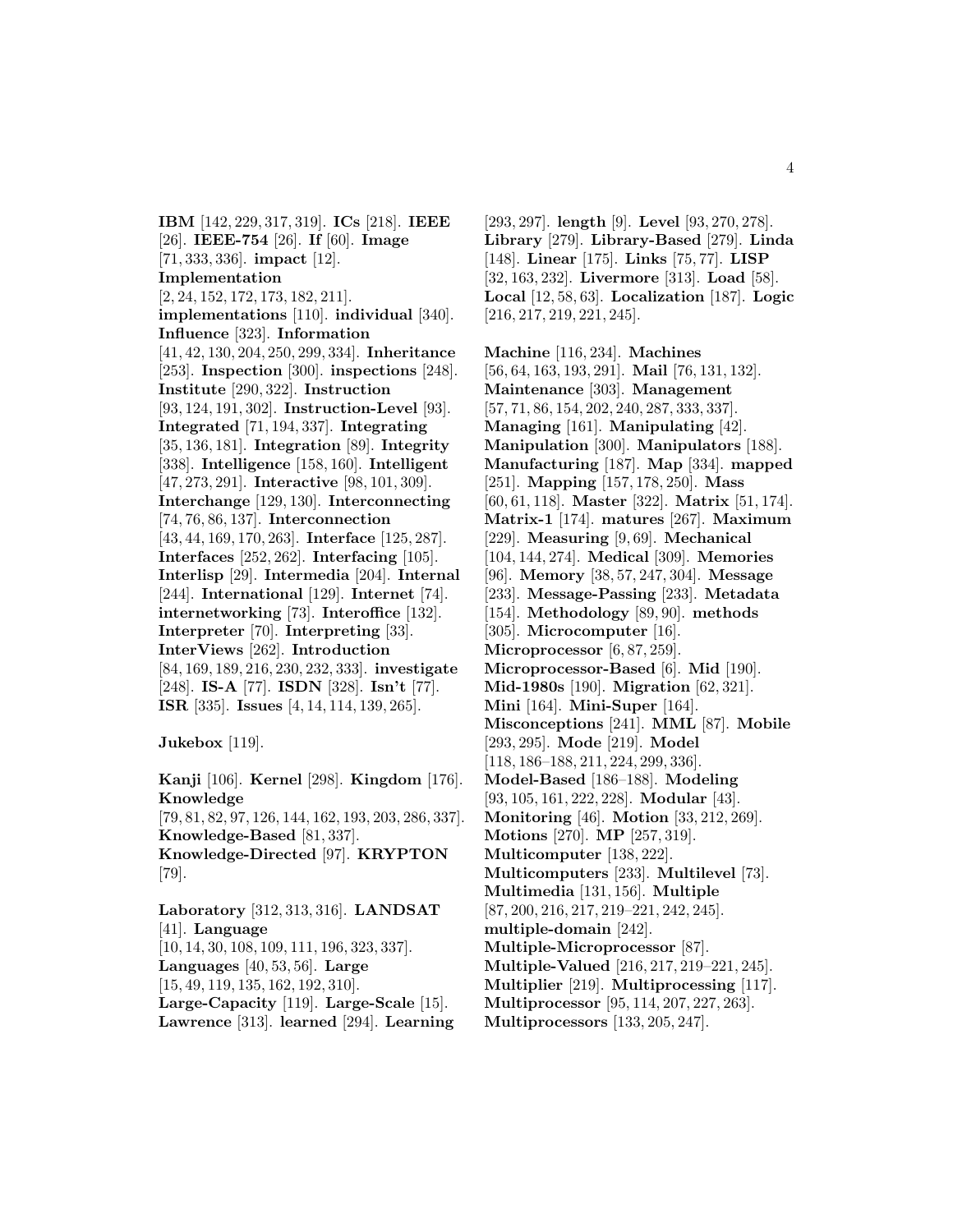**IBM** [142, 229, 317, 319]. **ICs** [218]. **IEEE** [26]. **IEEE-754** [26]. **If** [60]. **Image** [71, 333, 336]. **impact** [12]. **Implementation** [2, 24, 152, 172, 173, 182, 211]. **implementations** [110]. **individual** [340]. **Influence** [323]. **Information** [41, 42, 130, 204, 250, 299, 334]. **Inheritance** [253]. **Inspection** [300]. **inspections** [248]. **Institute** [290, 322]. **Instruction** [93, 124, 191, 302]. **Instruction-Level** [93]. **Integrated** [71, 194, 337]. **Integrating** [35, 136, 181]. **Integration** [89]. **Integrity** [338]. **Intelligence** [158, 160]. **Intelligent** [47, 273, 291]. **Interactive** [98, 101, 309]. **Interchange** [129, 130]. **Interconnecting** [74, 76, 86, 137]. **Interconnection** [43, 44, 169, 170, 263]. **Interface** [125, 287]. **Interfaces** [252, 262]. **Interfacing** [105]. **Interlisp** [29]. **Intermedia** [204]. **Internal** [244]. **International** [129]. **Internet** [74]. **internetworking** [73]. **Interoffice** [132]. **Interpreter** [70]. **Interpreting** [33]. **InterViews** [262]. **Introduction** [84, 169, 189, 216, 230, 232, 333]. **investigate** [248]. **IS-A** [77]. **ISDN** [328]. **Isn't** [77]. **ISR** [335]. **Issues** [4, 14, 114, 139, 265].

**Jukebox** [119].

**Kanji** [106]. **Kernel** [298]. **Kingdom** [176]. **Knowledge** [79, 81, 82, 97, 126, 144, 162, 193, 203, 286, 337]. **Knowledge-Based** [81, 337]. **Knowledge-Directed** [97]. **KRYPTON** [79].

**Laboratory** [312, 313, 316]. **LANDSAT** [41]. **Language** [10, 14, 30, 108, 109, 111, 196, 323, 337]. **Languages** [40, 53, 56]. **Large** [15, 49, 119, 135, 162, 192, 310]. **Large-Capacity** [119]. **Large-Scale** [15]. **Lawrence** [313]. **learned** [294]. **Learning** [293, 297]. **length** [9]. **Level** [93, 270, 278]. **Library** [279]. **Library-Based** [279]. **Linda** [148]. **Linear** [175]. **Links** [75, 77]. **LISP** [32, 163, 232]. **Livermore** [313]. **Load** [58]. **Local** [12, 58, 63]. **Localization** [187]. **Logic** [216, 217, 219, 221, 245].

**Machine** [116, 234]. **Machines** [56, 64, 163, 193, 291]. **Mail** [76, 131, 132]. **Maintenance** [303]. **Management** [57, 71, 86, 154, 202, 240, 287, 333, 337]. **Managing** [161]. **Manipulating** [42]. **Manipulation** [300]. **Manipulators** [188]. **Manufacturing** [187]. **Map** [334]. **mapped** [251]. **Mapping** [157, 178, 250]. **Mass** [60, 61, 118]. **Master** [322]. **Matrix** [51, 174]. **Matrix-1** [174]. **matures** [267]. **Maximum** [229]. **Measuring** [9, 69]. **Mechanical** [104, 144, 274]. **Medical** [309]. **Memories** [96]. **Memory** [38, 57, 247, 304]. **Message** [233]. **Message-Passing** [233]. **Metadata** [154]. **Methodology** [89, 90]. **methods** [305]. **Microcomputer** [16]. **Microprocessor** [6, 87, 259]. **Microprocessor-Based** [6]. **Mid** [190]. **Mid-1980s** [190]. **Migration** [62, 321]. **Mini** [164]. **Mini-Super** [164]. **Misconceptions** [241]. **MML** [87]. **Mobile** [293, 295]. **Mode** [219]. **Model** [118, 186–188, 211, 224, 299, 336]. **Model-Based** [186–188]. **Modeling** [93, 105, 161, 222, 228]. **Modular** [43]. **Monitoring** [46]. **Motion** [33, 212, 269]. **Motions** [270]. **MP** [257, 319]. **Multicomputer** [138, 222]. **Multicomputers** [233]. **Multilevel** [73]. **Multimedia** [131, 156]. **Multiple** [87, 200, 216, 217, 219–221, 242, 245]. **multiple-domain** [242]. **Multiple-Microprocessor** [87]. **Multiple-Valued** [216, 217, 219–221, 245]. **Multiplier** [219]. **Multiprocessing** [117]. **Multiprocessor** [95, 114, 207, 227, 263]. **Multiprocessors** [133, 205, 247].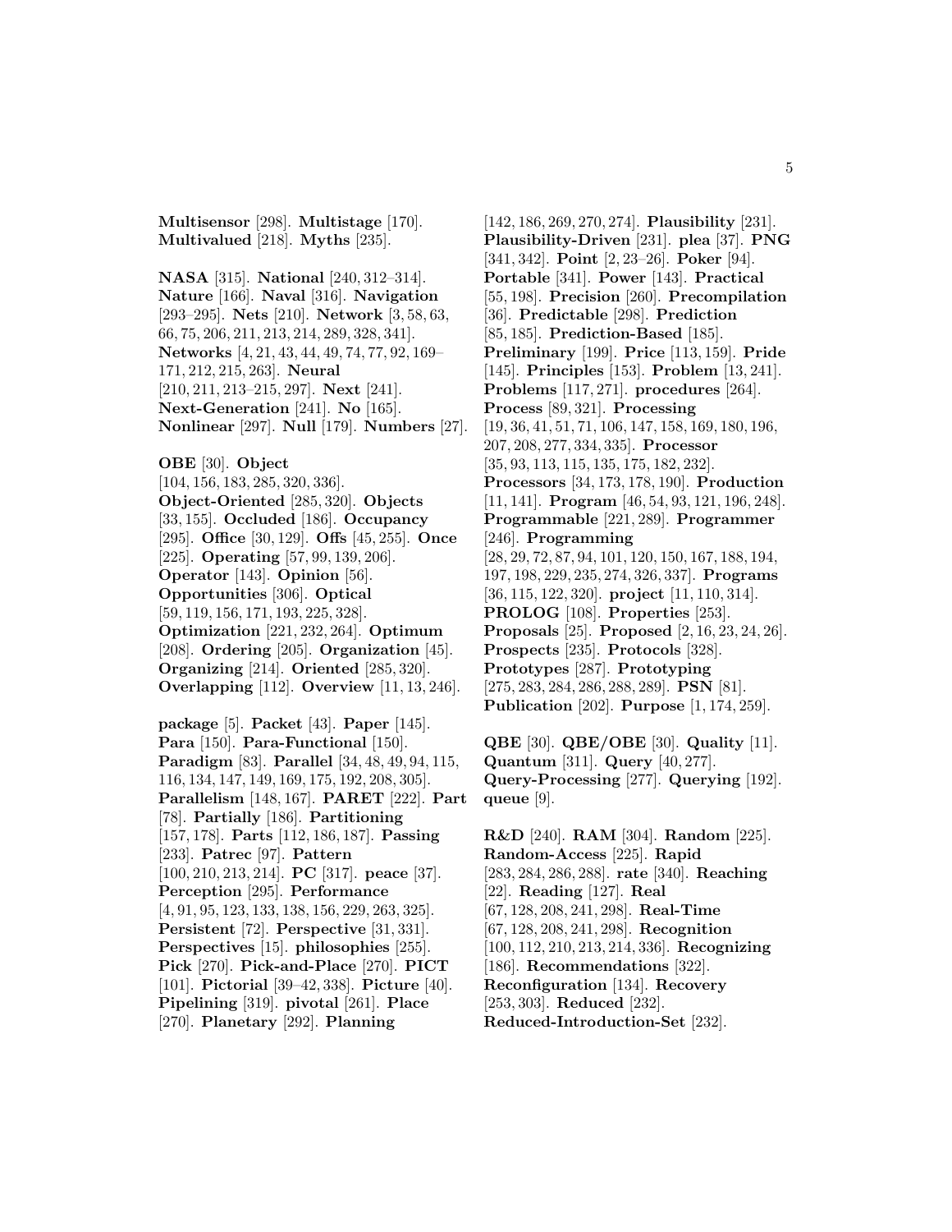**Multisensor** [298]. **Multistage** [170]. **Multivalued** [218]. **Myths** [235].

**NASA** [315]. **National** [240, 312–314]. **Nature** [166]. **Naval** [316]. **Navigation** [293–295]. **Nets** [210]. **Network** [3, 58, 63, 66, 75, 206, 211, 213, 214, 289, 328, 341]. **Networks** [4, 21, 43, 44, 49, 74, 77, 92, 169–171, 212, 215, 263]. **Neural** [210, 211, 213–215, 297]. **Next** [241]. **Next-Generation** [241]. **No** [165]. **Nonlinear** [297]. **Null** [179]. **Numbers** [27].

**OBE** [30]. **Object** [104, 156, 183, 285, 320, 336]. **Object-Oriented** [285, 320]. **Objects** [33, 155]. **Occluded** [186]. **Occupancy** [295]. **Office** [30, 129]. **Offs** [45, 255]. **Once** [225]. **Operating** [57, 99, 139, 206]. **Operator** [143]. **Opinion** [56]. **Opportunities** [306]. **Optical** [59, 119, 156, 171, 193, 225, 328]. **Optimization** [221, 232, 264]. **Optimum** [208]. **Ordering** [205]. **Organization** [45]. **Organizing** [214]. **Oriented** [285, 320]. **Overlapping** [112]. **Overview** [11, 13, 246].

**package** [5]. **Packet** [43]. **Paper** [145]. **Para** [150]. **Para-Functional** [150]. **Paradigm** [83]. **Parallel** [34, 48, 49, 94, 115, 116, 134, 147, 149, 169, 175, 192, 208, 305]. **Parallelism** [148, 167]. **PARET** [222]. **Part** [78]. **Partially** [186]. **Partitioning** [157, 178]. **Parts** [112, 186, 187]. **Passing** [233]. **Patrec** [97]. **Pattern** [100, 210, 213, 214]. **PC** [317]. **peace** [37]. **Perception** [295]. **Performance** [4, 91, 95, 123, 133, 138, 156, 229, 263, 325]. **Persistent** [72]. **Perspective** [31, 331]. **Perspectives** [15]. **philosophies** [255]. **Pick** [270]. **Pick-and-Place** [270]. **PICT** [101]. **Pictorial** [39–42, 338]. **Picture** [40]. **Pipelining** [319]. **pivotal** [261]. **Place** [270]. **Planetary** [292]. **Planning** [142, 186, 269, 270, 274]. **Plausibility** [231]. **Plausibility-Driven** [231]. **plea** [37]. **PNG** [341, 342]. **Point** [2, 23–26]. **Poker** [94]. **Portable** [341]. **Power** [143]. **Practical** [55, 198]. **Precision** [260]. **Precompilation** [36]. **Predictable** [298]. **Prediction** [85, 185]. **Prediction-Based** [185]. **Preliminary** [199]. **Price** [113, 159]. **Pride** [145]. **Principles** [153]. **Problem** [13, 241]. **Problems** [117, 271]. **procedures** [264]. **Process** [89, 321]. **Processing** [19, 36, 41, 51, 71, 106, 147, 158, 169, 180, 196, 207, 208, 277, 334, 335]. **Processor** [35, 93, 113, 115, 135, 175, 182, 232]. **Processors** [34, 173, 178, 190]. **Production** [11, 141]. **Program** [46, 54, 93, 121, 196, 248]. **Programmable** [221, 289]. **Programmer** [246]. **Programming** [28, 29, 72, 87, 94, 101, 120, 150, 167, 188, 194, 197, 198, 229, 235, 274, 326, 337]. **Programs** [36, 115, 122, 320]. **project** [11, 110, 314]. **PROLOG** [108]. **Properties** [253]. **Proposals** [25]. **Proposed** [2, 16, 23, 24, 26]. **Prospects** [235]. **Protocols** [328]. **Prototypes** [287]. **Prototyping** [275, 283, 284, 286, 288, 289]. **PSN** [81]. **Publication** [202]. **Purpose** [1, 174, 259].

**QBE** [30]. **QBE/OBE** [30]. **Quality** [11]. **Quantum** [311]. **Query** [40, 277]. **Query-Processing** [277]. **Querying** [192]. **queue** [9].

**R&D** [240]. **RAM** [304]. **Random** [225]. **Random-Access** [225]. **Rapid** [283, 284, 286, 288]. **rate** [340]. **Reaching** [22]. **Reading** [127]. **Real** [67, 128, 208, 241, 298]. **Real-Time** [67, 128, 208, 241, 298]. **Recognition** [100, 112, 210, 213, 214, 336]. **Recognizing** [186]. **Recommendations** [322]. **Reconfiguration** [134]. **Recovery** [253, 303]. **Reduced** [232]. **Reduced-Introduction-Set** [232].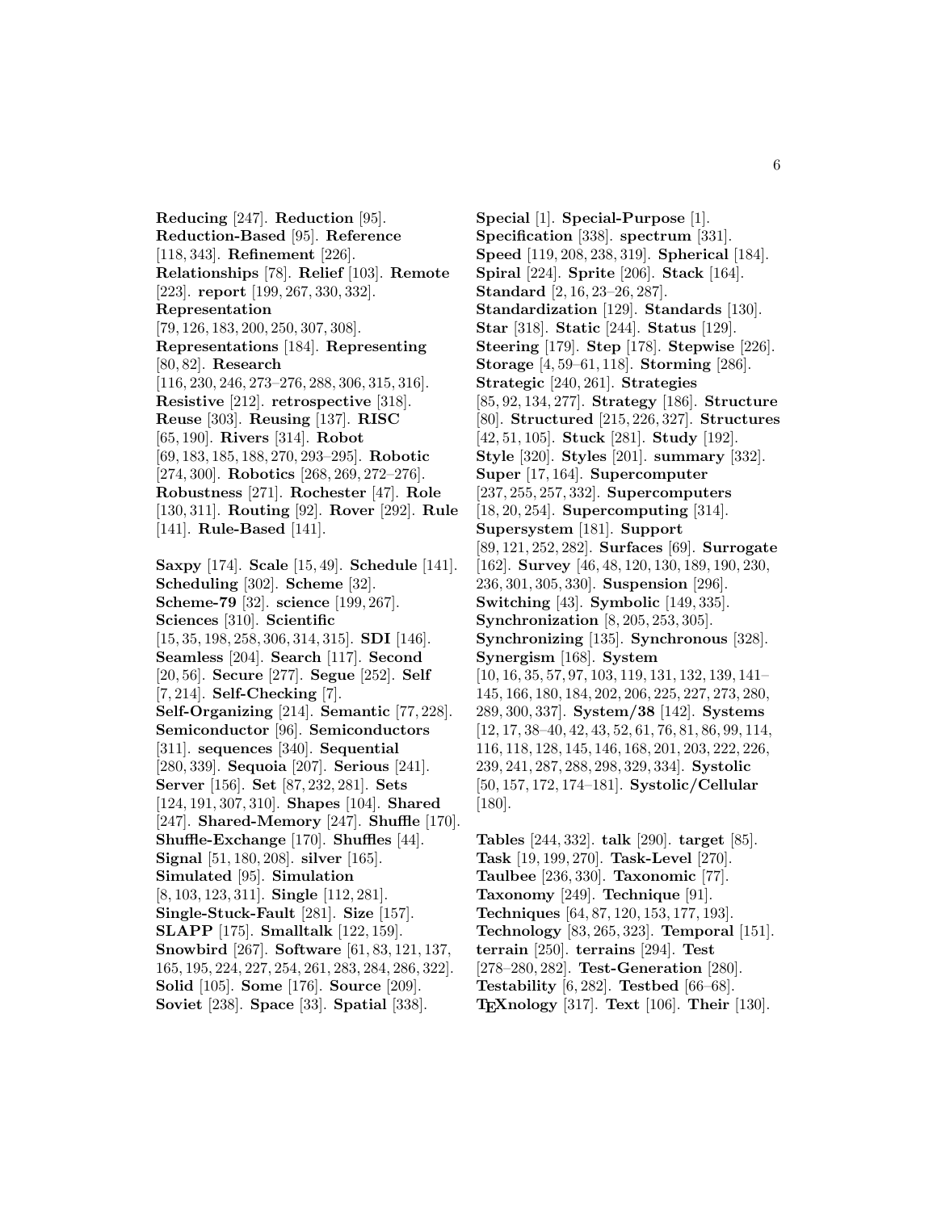**Reducing** [247]. **Reduction** [95]. **Reduction-Based** [95]. **Reference** [118, 343]. **Refinement** [226]. **Relationships** [78]. **Relief** [103]. **Remote** [223]. **report** [199, 267, 330, 332]. **Representation** [79, 126, 183, 200, 250, 307, 308]. **Representations** [184]. **Representing** [80, 82]. **Research** [116, 230, 246, 273–276, 288, 306, 315, 316]. **Resistive** [212]. **retrospective** [318]. **Reuse** [303]. **Reusing** [137]. **RISC** [65, 190]. **Rivers** [314]. **Robot** [69, 183, 185, 188, 270, 293–295]. **Robotic** [274, 300]. **Robotics** [268, 269, 272–276]. **Robustness** [271]. **Rochester** [47]. **Role** [130, 311]. **Routing** [92]. **Rover** [292]. **Rule** [141]. **Rule-Based** [141].

**Saxpy** [174]. **Scale** [15, 49]. **Schedule** [141]. **Scheduling** [302]. **Scheme** [32]. **Scheme-79** [32]. **science** [199, 267]. **Sciences** [310]. **Scientific** [15, 35, 198, 258, 306, 314, 315]. **SDI** [146]. **Seamless** [204]. **Search** [117]. **Second** [20, 56]. **Secure** [277]. **Segue** [252]. **Self** [7, 214]. **Self-Checking** [7]. **Self-Organizing** [214]. **Semantic** [77, 228]. **Semiconductor** [96]. **Semiconductors** [311]. **sequences** [340]. **Sequential** [280, 339]. **Sequoia** [207]. **Serious** [241]. **Server** [156]. **Set** [87, 232, 281]. **Sets** [124, 191, 307, 310]. **Shapes** [104]. **Shared** [247]. **Shared-Memory** [247]. **Shuffle** [170]. **Shuffle-Exchange** [170]. **Shuffles** [44]. **Signal** [51, 180, 208]. **silver** [165]. **Simulated** [95]. **Simulation** [8, 103, 123, 311]. **Single** [112, 281]. **Single-Stuck-Fault** [281]. **Size** [157]. **SLAPP** [175]. **Smalltalk** [122, 159]. **Snowbird** [267]. **Software** [61, 83, 121, 137, 165, 195, 224, 227, 254, 261, 283, 284, 286, 322]. **Solid** [105]. **Some** [176]. **Source** [209]. **Soviet** [238]. **Space** [33]. **Spatial** [338].

**Special** [1]. **Special-Purpose** [1]. **Specification** [338]. **spectrum** [331]. **Speed** [119, 208, 238, 319]. **Spherical** [184]. **Spiral** [224]. **Sprite** [206]. **Stack** [164]. **Standard** [2, 16, 23–26, 287]. **Standardization** [129]. **Standards** [130]. **Star** [318]. **Static** [244]. **Status** [129]. **Steering** [179]. **Step** [178]. **Stepwise** [226]. **Storage** [4, 59–61, 118]. **Storming** [286]. **Strategic** [240, 261]. **Strategies** [85, 92, 134, 277]. **Strategy** [186]. **Structure** [80]. **Structured** [215, 226, 327]. **Structures** [42, 51, 105]. **Stuck** [281]. **Study** [192]. **Style** [320]. **Styles** [201]. **summary** [332]. **Super** [17, 164]. **Supercomputer** [237, 255, 257, 332]. **Supercomputers** [18, 20, 254]. **Supercomputing** [314]. **Supersystem** [181]. **Support** [89, 121, 252, 282]. **Surfaces** [69]. **Surrogate** [162]. **Survey** [46, 48, 120, 130, 189, 190, 230, 236, 301, 305, 330]. **Suspension** [296]. **Switching** [43]. **Symbolic** [149, 335]. **Synchronization** [8, 205, 253, 305]. **Synchronizing** [135]. **Synchronous** [328]. **Synergism** [168]. **System** [10, 16, 35, 57, 97, 103, 119, 131, 132, 139, 141–145, 166, 180, 184, 202, 206, 225, 227, 273, 280, 289, 300, 337]. **System/38** [142]. **Systems** [12, 17, 38–40, 42, 43, 52, 61, 76, 81, 86, 99, 114, 116, 118, 128, 145, 146, 168, 201, 203, 222, 226, 239, 241, 287, 288, 298, 329, 334]. **Systolic** [50, 157, 172, 174–181]. **Systolic/Cellular** [180].

**Tables** [244, 332]. **talk** [290]. **target** [85]. **Task** [19, 199, 270]. **Task-Level** [270]. **Taulbee** [236, 330]. **Taxonomic** [77]. **Taxonomy** [249]. **Technique** [91]. **Techniques** [64, 87, 120, 153, 177, 193]. **Technology** [83, 265, 323]. **Temporal** [151]. **terrain** [250]. **terrains** [294]. **Test** [278–280, 282]. **Test-Generation** [280]. **Testability** [6, 282]. **Testbed** [66–68]. **TEXnology** [317]. **Text** [106]. **Their** [130].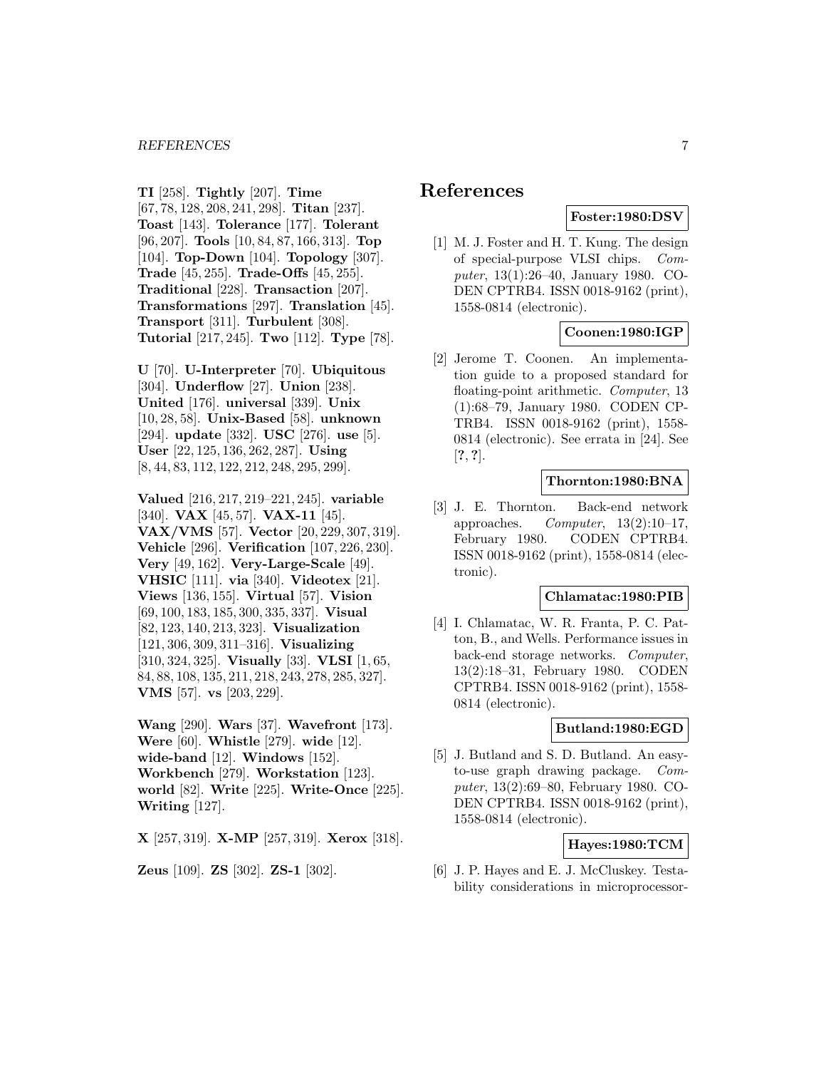**TI** [258]. **Tightly** [207]. **Time** [67, 78, 128, 208, 241, 298]. **Titan** [237]. **Toast** [143]. **Tolerance** [177]. **Tolerant** [96, 207]. **Tools** [10, 84, 87, 166, 313]. **Top** [104]. **Top-Down** [104]. **Topology** [307]. **Trade** [45, 255]. **Trade-Offs** [45, 255]. **Traditional** [228]. **Transaction** [207]. **Transformations** [297]. **Translation** [45]. **Transport** [311]. **Turbulent** [308]. **Tutorial** [217, 245]. **Two** [112]. **Type** [78].

**U** [70]. **U-Interpreter** [70]. **Ubiquitous** [304]. **Underflow** [27]. **Union** [238]. **United** [176]. **universal** [339]. **Unix** [10, 28, 58]. **Unix-Based** [58]. **unknown** [294]. **update** [332]. **USC** [276]. **use** [5]. **User** [22, 125, 136, 262, 287]. **Using** [8, 44, 83, 112, 122, 212, 248, 295, 299].

**Valued** [216, 217, 219–221, 245]. **variable** [340]. **VAX** [45, 57]. **VAX-11** [45]. **VAX/VMS** [57]. **Vector** [20, 229, 307, 319]. **Vehicle** [296]. **Verification** [107, 226, 230]. **Very** [49, 162]. **Very-Large-Scale** [49]. **VHSIC** [111]. **via** [340]. **Videotex** [21]. **Views** [136, 155]. **Virtual** [57]. **Vision** [69, 100, 183, 185, 300, 335, 337]. **Visual** [82, 123, 140, 213, 323]. **Visualization** [121, 306, 309, 311–316]. **Visualizing** [310, 324, 325]. **Visually** [33]. **VLSI** [1, 65, 84, 88, 108, 135, 211, 218, 243, 278, 285, 327]. **VMS** [57]. **vs** [203, 229].

**Wang** [290]. **Wars** [37]. **Wavefront** [173]. **Were** [60]. **Whistle** [279]. **wide** [12]. **wide-band** [12]. **Windows** [152]. **Workbench** [279]. **Workstation** [123]. **world** [82]. **Write** [225]. **Write-Once** [225]. **Writing** [127].

**X** [257, 319]. **X-MP** [257, 319]. **Xerox** [318].

**Zeus** [109]. **ZS** [302]. **ZS-1** [302].

# References

**Foster:1980:DSV**

[1] M. J. Foster and H. T. Kung. The design of special-purpose VLSI chips. *Computer*, 13(1):26–40, January 1980. CODEN CPTRB4. ISSN 0018-9162 (print), 1558-0814 (electronic).

**Coonen:1980:IGP**

[2] Jerome T. Coonen. An implementation guide to a proposed standard for floating-point arithmetic. *Computer*, 13 (1):68–79, January 1980. CODEN CPTRB4. ISSN 0018-9162 (print), 1558-0814 (electronic). See errata in [24]. See [**?**, **?**].

**Thornton:1980:BNA**

[3] J. E. Thornton. Back-end network approaches. *Computer*, 13(2):10–17, February 1980. CODEN CPTRB4. ISSN 0018-9162 (print), 1558-0814 (electronic).

**Chlamatac:1980:PIB**

[4] I. Chlamatac, W. R. Franta, P. C. Patton, B., and Wells. Performance issues in back-end storage networks. *Computer*, 13(2):18–31, February 1980. CODEN CPTRB4. ISSN 0018-9162 (print), 1558-0814 (electronic).

**Butland:1980:EGD**

[5] J. Butland and S. D. Butland. An easy-to-use graph drawing package. *Computer*, 13(2):69–80, February 1980. CODEN CPTRB4. ISSN 0018-9162 (print), 1558-0814 (electronic).

**Hayes:1980:TCM**

[6] J. P. Hayes and E. J. McCluskey. Testability considerations in microprocessor-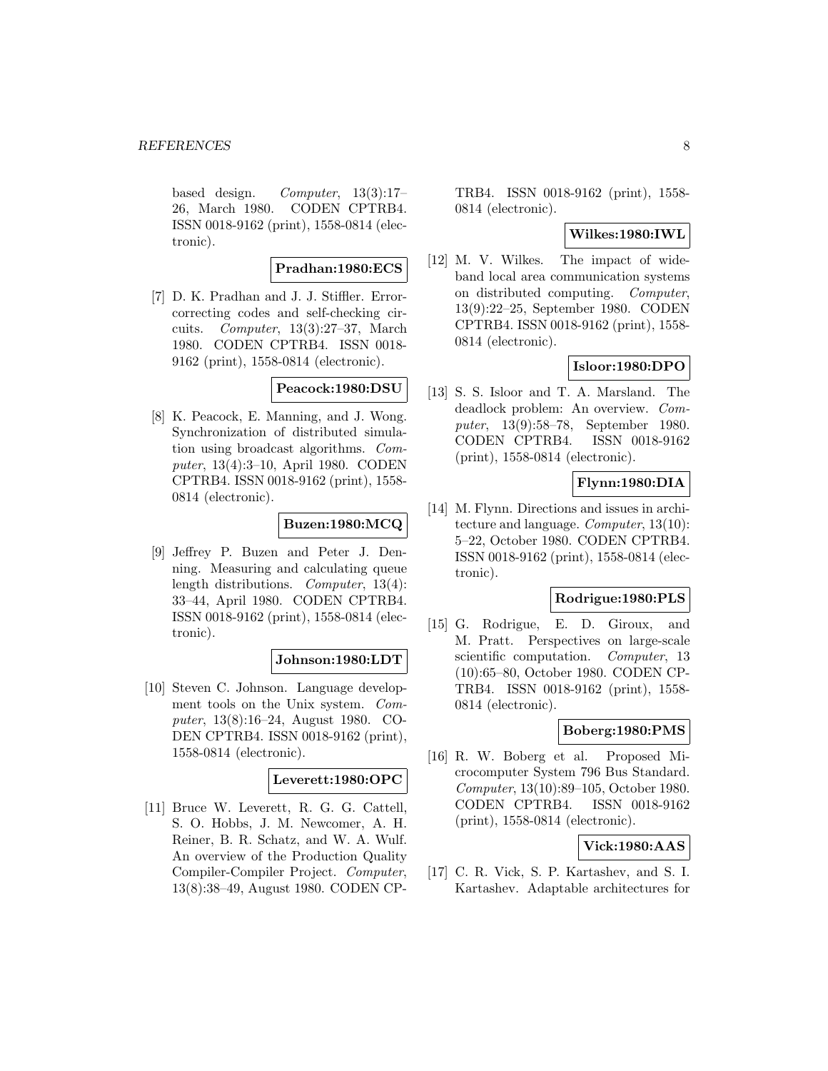based design. *Computer*, 13(3):17–26, March 1980. CODEN CPTRB4. ISSN 0018-9162 (print), 1558-0814 (electronic).

**Pradhan:1980:ECS**

[7] D. K. Pradhan and J. J. Stiffler. Error-correcting codes and self-checking circuits. *Computer*, 13(3):27–37, March 1980. CODEN CPTRB4. ISSN 0018-9162 (print), 1558-0814 (electronic).

**Peacock:1980:DSU**

[8] K. Peacock, E. Manning, and J. Wong. Synchronization of distributed simulation using broadcast algorithms. *Computer*, 13(4):3–10, April 1980. CODEN CPTRB4. ISSN 0018-9162 (print), 1558-0814 (electronic).

**Buzen:1980:MCQ**

[9] Jeffrey P. Buzen and Peter J. Denning. Measuring and calculating queue length distributions. *Computer*, 13(4): 33–44, April 1980. CODEN CPTRB4. ISSN 0018-9162 (print), 1558-0814 (electronic).

**Johnson:1980:LDT**

[10] Steven C. Johnson. Language development tools on the Unix system. *Computer*, 13(8):16–24, August 1980. CODEN CPTRB4. ISSN 0018-9162 (print), 1558-0814 (electronic).

**Leverett:1980:OPC**

[11] Bruce W. Leverett, R. G. G. Cattell, S. O. Hobbs, J. M. Newcomer, A. H. Reiner, B. R. Schatz, and W. A. Wulf. An overview of the Production Quality Compiler-Compiler Project. *Computer*, 13(8):38–49, August 1980. CODEN CPTRB4. ISSN 0018-9162 (print), 1558-0814 (electronic).

**Wilkes:1980:IWL**

[12] M. V. Wilkes. The impact of wide-band local area communication systems on distributed computing. *Computer*, 13(9):22–25, September 1980. CODEN CPTRB4. ISSN 0018-9162 (print), 1558-0814 (electronic).

**Isloor:1980:DPO**

[13] S. S. Isloor and T. A. Marsland. The deadlock problem: An overview. *Computer*, 13(9):58–78, September 1980. CODEN CPTRB4. ISSN 0018-9162 (print), 1558-0814 (electronic).

**Flynn:1980:DIA**

[14] M. Flynn. Directions and issues in architecture and language. *Computer*, 13(10): 5–22, October 1980. CODEN CPTRB4. ISSN 0018-9162 (print), 1558-0814 (electronic).

**Rodrigue:1980:PLS**

[15] G. Rodrigue, E. D. Giroux, and M. Pratt. Perspectives on large-scale scientific computation. *Computer*, 13 (10):65–80, October 1980. CODEN CPTRB4. ISSN 0018-9162 (print), 1558-0814 (electronic).

**Boberg:1980:PMS**

[16] R. W. Boberg et al. Proposed Microcomputer System 796 Bus Standard. *Computer*, 13(10):89–105, October 1980. CODEN CPTRB4. ISSN 0018-9162 (print), 1558-0814 (electronic).

**Vick:1980:AAS**

[17] C. R. Vick, S. P. Kartashev, and S. I. Kartashev. Adaptable architectures for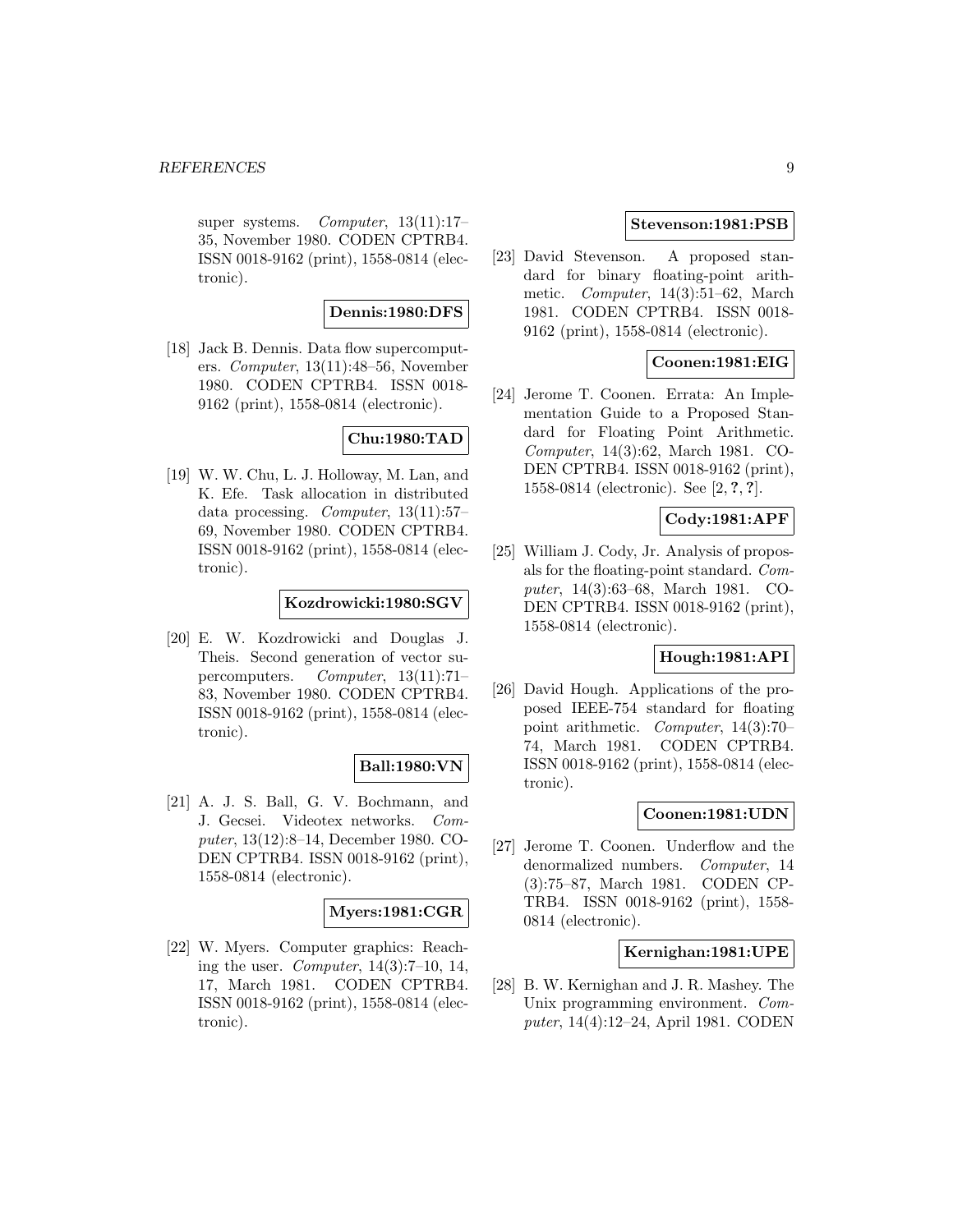super systems. *Computer*, 13(11):17–35, November 1980. CODEN CPTRB4. ISSN 0018-9162 (print), 1558-0814 (electronic).

**Dennis:1980:DFS**

[18] Jack B. Dennis. Data flow supercomputers. *Computer*, 13(11):48–56, November 1980. CODEN CPTRB4. ISSN 0018-9162 (print), 1558-0814 (electronic).

**Chu:1980:TAD**

[19] W. W. Chu, L. J. Holloway, M. Lan, and K. Efe. Task allocation in distributed data processing. *Computer*, 13(11):57–69, November 1980. CODEN CPTRB4. ISSN 0018-9162 (print), 1558-0814 (electronic).

**Kozdrowicki:1980:SGV**

[20] E. W. Kozdrowicki and Douglas J. Theis. Second generation of vector supercomputers. *Computer*, 13(11):71–83, November 1980. CODEN CPTRB4. ISSN 0018-9162 (print), 1558-0814 (electronic).

**Ball:1980:VN**

[21] A. J. S. Ball, G. V. Bochmann, and J. Gecsei. Videotex networks. *Computer*, 13(12):8–14, December 1980. CODEN CPTRB4. ISSN 0018-9162 (print), 1558-0814 (electronic).

**Myers:1981:CGR**

[22] W. Myers. Computer graphics: Reaching the user. *Computer*, 14(3):7–10, 14, 17, March 1981. CODEN CPTRB4. ISSN 0018-9162 (print), 1558-0814 (electronic).

**Stevenson:1981:PSB**

[23] David Stevenson. A proposed standard for binary floating-point arithmetic. *Computer*, 14(3):51–62, March 1981. CODEN CPTRB4. ISSN 0018-9162 (print), 1558-0814 (electronic).

**Coonen:1981:EIG**

[24] Jerome T. Coonen. Errata: An Implementation Guide to a Proposed Standard for Floating Point Arithmetic. *Computer*, 14(3):62, March 1981. CODEN CPTRB4. ISSN 0018-9162 (print), 1558-0814 (electronic). See [2, **?**, **?**].

**Cody:1981:APF**

[25] William J. Cody, Jr. Analysis of proposals for the floating-point standard. *Computer*, 14(3):63–68, March 1981. CODEN CPTRB4. ISSN 0018-9162 (print), 1558-0814 (electronic).

**Hough:1981:API**

[26] David Hough. Applications of the proposed IEEE-754 standard for floating point arithmetic. *Computer*, 14(3):70–74, March 1981. CODEN CPTRB4. ISSN 0018-9162 (print), 1558-0814 (electronic).

**Coonen:1981:UDN**

[27] Jerome T. Coonen. Underflow and the denormalized numbers. *Computer*, 14(3):75–87, March 1981. CODEN CPTRB4. ISSN 0018-9162 (print), 1558-0814 (electronic).

**Kernighan:1981:UPE**

[28] B. W. Kernighan and J. R. Mashey. The Unix programming environment. *Computer*, 14(4):12–24, April 1981. CODEN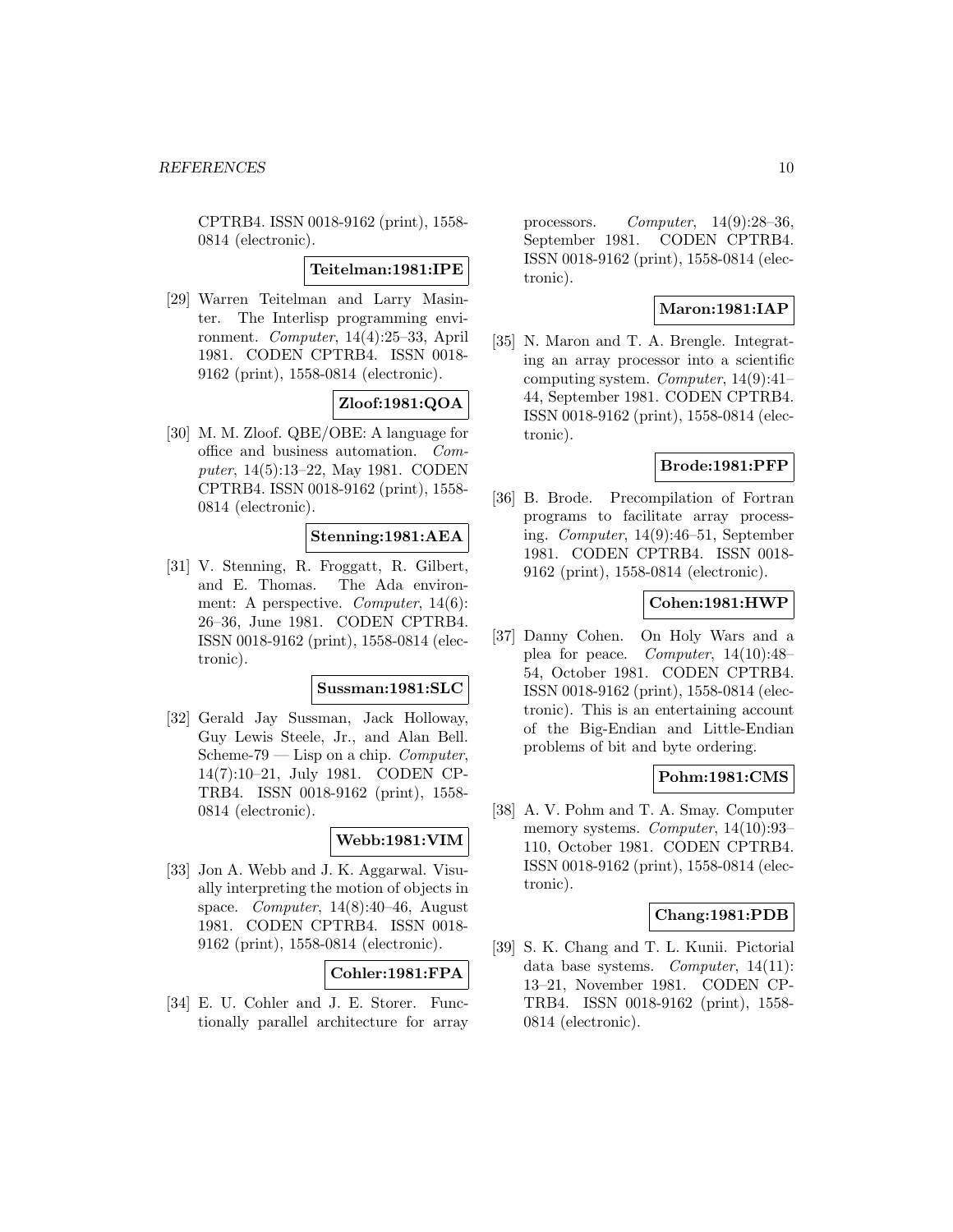CPTRB4. ISSN 0018-9162 (print), 1558-0814 (electronic).

**Teitelman:1981:IPE**

[29] Warren Teitelman and Larry Masinter. The Interlisp programming environment. *Computer*, 14(4):25–33, April 1981. CODEN CPTRB4. ISSN 0018-9162 (print), 1558-0814 (electronic).

**Zloof:1981:QOA**

[30] M. M. Zloof. QBE/OBE: A language for office and business automation. *Computer*, 14(5):13–22, May 1981. CODEN CPTRB4. ISSN 0018-9162 (print), 1558-0814 (electronic).

**Stenning:1981:AEA**

[31] V. Stenning, R. Froggatt, R. Gilbert, and E. Thomas. The Ada environment: A perspective. *Computer*, 14(6):26–36, June 1981. CODEN CPTRB4. ISSN 0018-9162 (print), 1558-0814 (electronic).

**Sussman:1981:SLC**

[32] Gerald Jay Sussman, Jack Holloway, Guy Lewis Steele, Jr., and Alan Bell. Scheme-79 — Lisp on a chip. *Computer*, 14(7):10–21, July 1981. CODEN CPTRB4. ISSN 0018-9162 (print), 1558-0814 (electronic).

**Webb:1981:VIM**

[33] Jon A. Webb and J. K. Aggarwal. Visually interpreting the motion of objects in space. *Computer*, 14(8):40–46, August 1981. CODEN CPTRB4. ISSN 0018-9162 (print), 1558-0814 (electronic).

**Cohler:1981:FPA**

[34] E. U. Cohler and J. E. Storer. Functionally parallel architecture for array processors. *Computer*, 14(9):28–36, September 1981. CODEN CPTRB4. ISSN 0018-9162 (print), 1558-0814 (electronic).

**Maron:1981:IAP**

[35] N. Maron and T. A. Brengle. Integrating an array processor into a scientific computing system. *Computer*, 14(9):41–44, September 1981. CODEN CPTRB4. ISSN 0018-9162 (print), 1558-0814 (electronic).

**Brode:1981:PFP**

[36] B. Brode. Precompilation of Fortran programs to facilitate array processing. *Computer*, 14(9):46–51, September 1981. CODEN CPTRB4. ISSN 0018-9162 (print), 1558-0814 (electronic).

**Cohen:1981:HWP**

[37] Danny Cohen. On Holy Wars and a plea for peace. *Computer*, 14(10):48–54, October 1981. CODEN CPTRB4. ISSN 0018-9162 (print), 1558-0814 (electronic). This is an entertaining account of the Big-Endian and Little-Endian problems of bit and byte ordering.

**Pohm:1981:CMS**

[38] A. V. Pohm and T. A. Smay. Computer memory systems. *Computer*, 14(10):93–110, October 1981. CODEN CPTRB4. ISSN 0018-9162 (print), 1558-0814 (electronic).

**Chang:1981:PDB**

[39] S. K. Chang and T. L. Kunii. Pictorial data base systems. *Computer*, 14(11):13–21, November 1981. CODEN CPTRB4. ISSN 0018-9162 (print), 1558-0814 (electronic).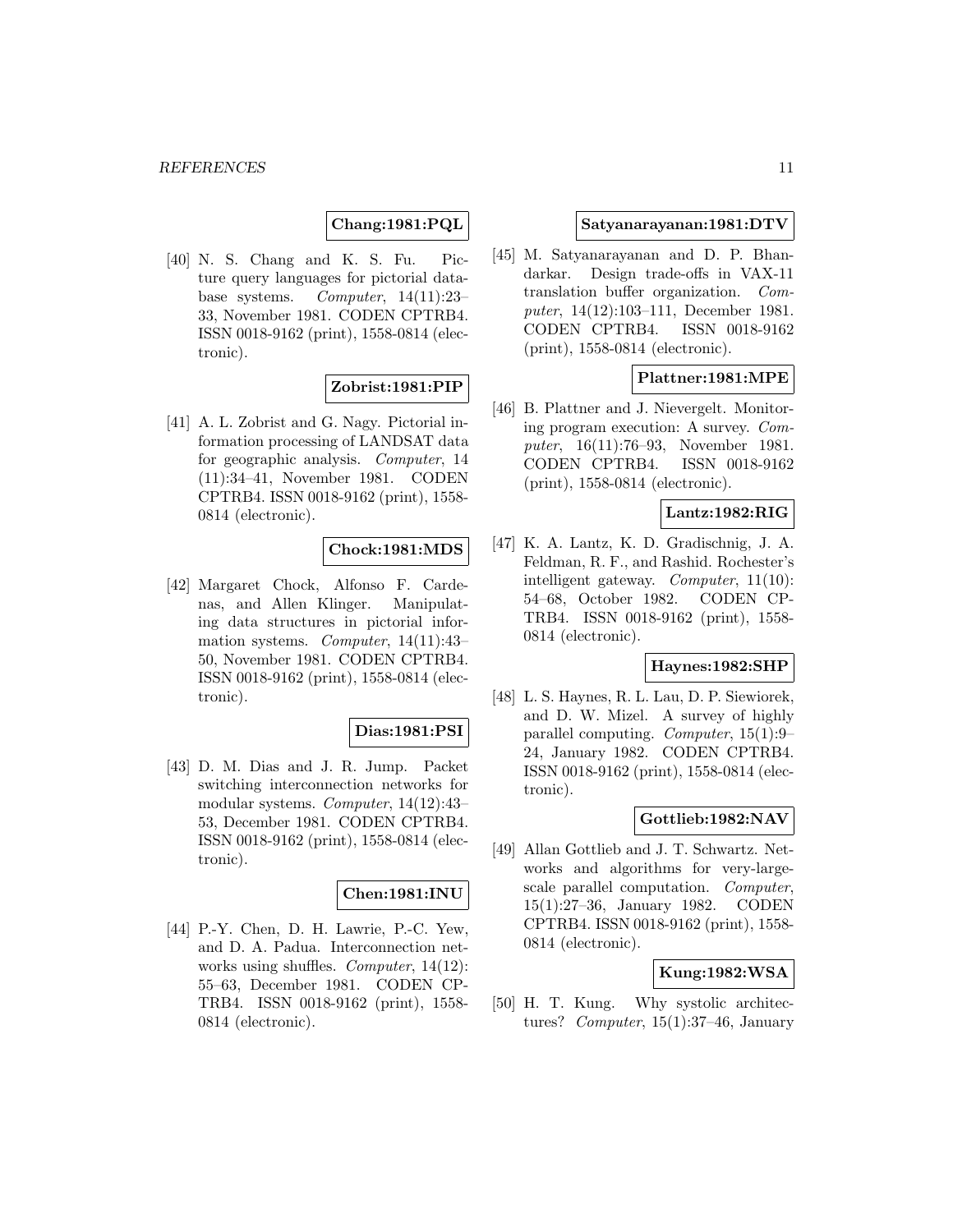**Chang:1981:PQL**

[40] N. S. Chang and K. S. Fu. Picture query languages for pictorial database systems. *Computer*, 14(11):23–33, November 1981. CODEN CPTRB4. ISSN 0018-9162 (print), 1558-0814 (electronic).

**Zobrist:1981:PIP**

[41] A. L. Zobrist and G. Nagy. Pictorial information processing of LANDSAT data for geographic analysis. *Computer*, 14 (11):34–41, November 1981. CODEN CPTRB4. ISSN 0018-9162 (print), 1558-0814 (electronic).

**Chock:1981:MDS**

[42] Margaret Chock, Alfonso F. Cardenas, and Allen Klinger. Manipulating data structures in pictorial information systems. *Computer*, 14(11):43–50, November 1981. CODEN CPTRB4. ISSN 0018-9162 (print), 1558-0814 (electronic).

**Dias:1981:PSI**

[43] D. M. Dias and J. R. Jump. Packet switching interconnection networks for modular systems. *Computer*, 14(12):43–53, December 1981. CODEN CPTRB4. ISSN 0018-9162 (print), 1558-0814 (electronic).

**Chen:1981:INU**

[44] P.-Y. Chen, D. H. Lawrie, P.-C. Yew, and D. A. Padua. Interconnection networks using shuffles. *Computer*, 14(12): 55–63, December 1981. CODEN CPTRB4. ISSN 0018-9162 (print), 1558-0814 (electronic).

**Satyanarayanan:1981:DTV**

[45] M. Satyanarayanan and D. P. Bhandarkar. Design trade-offs in VAX-11 translation buffer organization. *Computer*, 14(12):103–111, December 1981. CODEN CPTRB4. ISSN 0018-9162 (print), 1558-0814 (electronic).

**Plattner:1981:MPE**

[46] B. Plattner and J. Nievergelt. Monitoring program execution: A survey. *Computer*, 16(11):76–93, November 1981. CODEN CPTRB4. ISSN 0018-9162 (print), 1558-0814 (electronic).

**Lantz:1982:RIG**

[47] K. A. Lantz, K. D. Gradischnig, J. A. Feldman, R. F., and Rashid. Rochester's intelligent gateway. *Computer*, 11(10): 54–68, October 1982. CODEN CPTRB4. ISSN 0018-9162 (print), 1558-0814 (electronic).

**Haynes:1982:SHP**

[48] L. S. Haynes, R. L. Lau, D. P. Siewiorek, and D. W. Mizel. A survey of highly parallel computing. *Computer*, 15(1):9–24, January 1982. CODEN CPTRB4. ISSN 0018-9162 (print), 1558-0814 (electronic).

**Gottlieb:1982:NAV**

[49] Allan Gottlieb and J. T. Schwartz. Networks and algorithms for very-large-scale parallel computation. *Computer*, 15(1):27–36, January 1982. CODEN CPTRB4. ISSN 0018-9162 (print), 1558-0814 (electronic).

**Kung:1982:WSA**

[50] H. T. Kung. Why systolic architectures? *Computer*, 15(1):37–46, January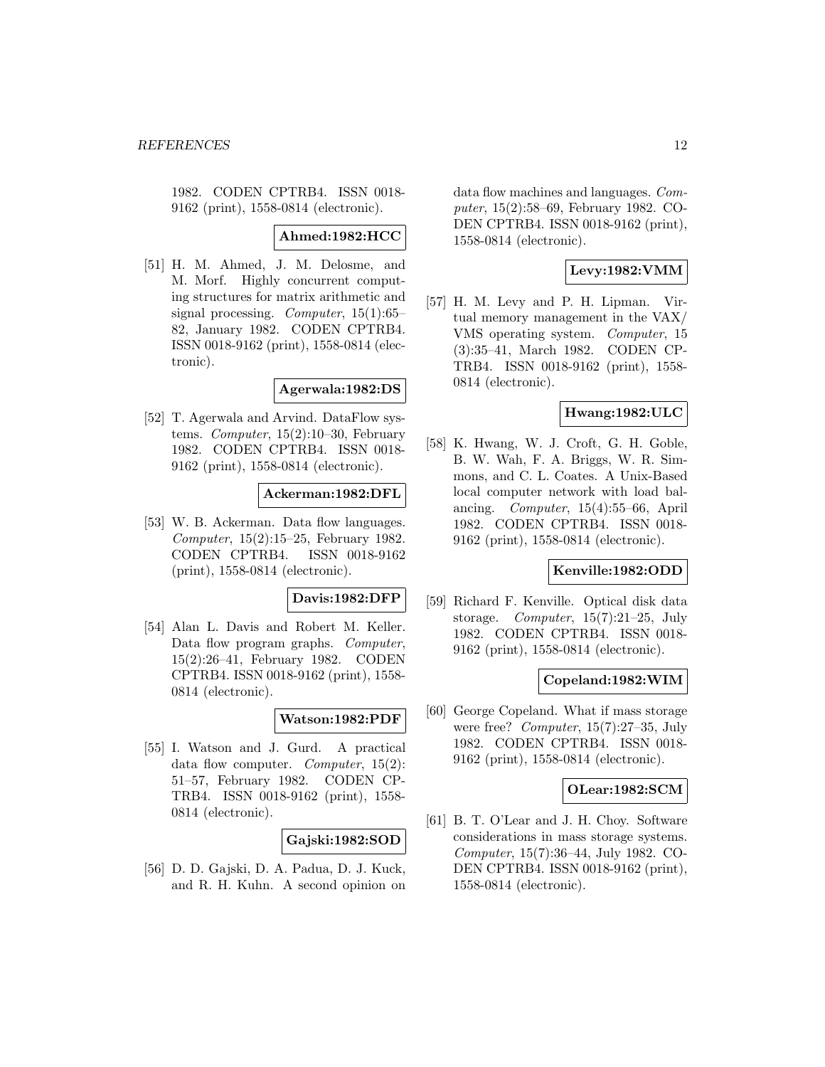1982. CODEN CPTRB4. ISSN 0018-9162 (print), 1558-0814 (electronic).

**Ahmed:1982:HCC**

[51] H. M. Ahmed, J. M. Delosme, and M. Morf. Highly concurrent computing structures for matrix arithmetic and signal processing. *Computer*, 15(1):65–82, January 1982. CODEN CPTRB4. ISSN 0018-9162 (print), 1558-0814 (electronic).

**Agerwala:1982:DS**

[52] T. Agerwala and Arvind. DataFlow systems. *Computer*, 15(2):10–30, February 1982. CODEN CPTRB4. ISSN 0018-9162 (print), 1558-0814 (electronic).

**Ackerman:1982:DFL**

[53] W. B. Ackerman. Data flow languages. *Computer*, 15(2):15–25, February 1982. CODEN CPTRB4. ISSN 0018-9162 (print), 1558-0814 (electronic).

**Davis:1982:DFP**

[54] Alan L. Davis and Robert M. Keller. Data flow program graphs. *Computer*, 15(2):26–41, February 1982. CODEN CPTRB4. ISSN 0018-9162 (print), 1558-0814 (electronic).

**Watson:1982:PDF**

[55] I. Watson and J. Gurd. A practical data flow computer. *Computer*, 15(2):51–57, February 1982. CODEN CPTRB4. ISSN 0018-9162 (print), 1558-0814 (electronic).

**Gajski:1982:SOD**

[56] D. D. Gajski, D. A. Padua, D. J. Kuck, and R. H. Kuhn. A second opinion on data flow machines and languages. *Computer*, 15(2):58–69, February 1982. CODEN CPTRB4. ISSN 0018-9162 (print), 1558-0814 (electronic).

**Levy:1982:VMM**

[57] H. M. Levy and P. H. Lipman. Virtual memory management in the VAX/VMS operating system. *Computer*, 15(3):35–41, March 1982. CODEN CPTRB4. ISSN 0018-9162 (print), 1558-0814 (electronic).

**Hwang:1982:ULC**

[58] K. Hwang, W. J. Croft, G. H. Goble, B. W. Wah, F. A. Briggs, W. R. Simmons, and C. L. Coates. A Unix-Based local computer network with load balancing. *Computer*, 15(4):55–66, April 1982. CODEN CPTRB4. ISSN 0018-9162 (print), 1558-0814 (electronic).

**Kenville:1982:ODD**

[59] Richard F. Kenville. Optical disk data storage. *Computer*, 15(7):21–25, July 1982. CODEN CPTRB4. ISSN 0018-9162 (print), 1558-0814 (electronic).

**Copeland:1982:WIM**

[60] George Copeland. What if mass storage were free? *Computer*, 15(7):27–35, July 1982. CODEN CPTRB4. ISSN 0018-9162 (print), 1558-0814 (electronic).

**OLear:1982:SCM**

[61] B. T. O'Lear and J. H. Choy. Software considerations in mass storage systems. *Computer*, 15(7):36–44, July 1982. CODEN CPTRB4. ISSN 0018-9162 (print), 1558-0814 (electronic).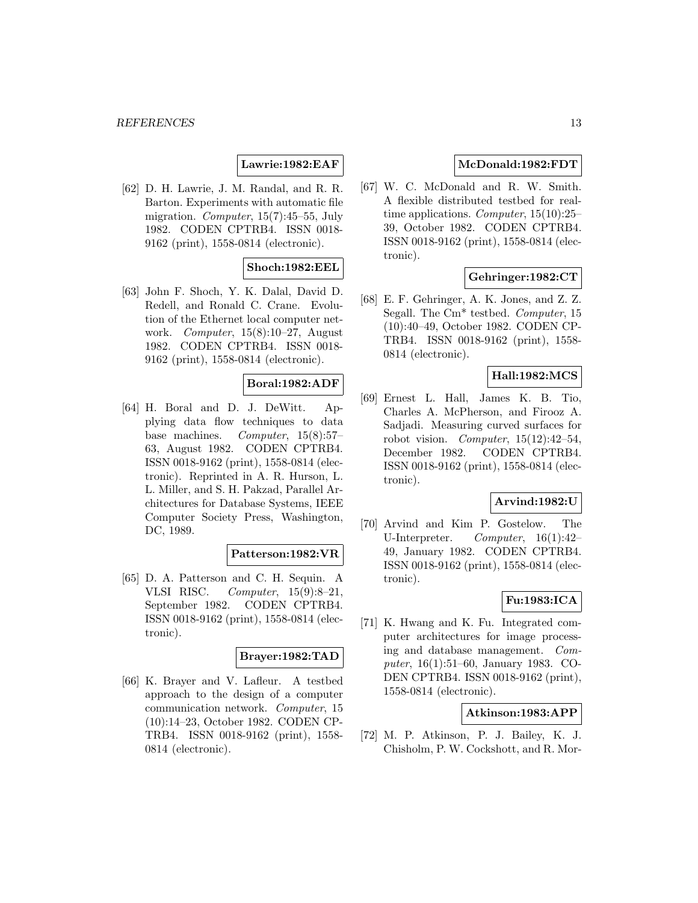**Lawrie:1982:EAF**

[62] D. H. Lawrie, J. M. Randal, and R. R. Barton. Experiments with automatic file migration. *Computer*, 15(7):45–55, July 1982. CODEN CPTRB4. ISSN 0018-9162 (print), 1558-0814 (electronic).

**Shoch:1982:EEL**

[63] John F. Shoch, Y. K. Dalal, David D. Redell, and Ronald C. Crane. Evolution of the Ethernet local computer network. *Computer*, 15(8):10–27, August 1982. CODEN CPTRB4. ISSN 0018-9162 (print), 1558-0814 (electronic).

**Boral:1982:ADF**

[64] H. Boral and D. J. DeWitt. Applying data flow techniques to data base machines. *Computer*, 15(8):57–63, August 1982. CODEN CPTRB4. ISSN 0018-9162 (print), 1558-0814 (electronic). Reprinted in A. R. Hurson, L. L. Miller, and S. H. Pakzad, Parallel Architectures for Database Systems, IEEE Computer Society Press, Washington, DC, 1989.

**Patterson:1982:VR**

[65] D. A. Patterson and C. H. Sequin. A VLSI RISC. *Computer*, 15(9):8–21, September 1982. CODEN CPTRB4. ISSN 0018-9162 (print), 1558-0814 (electronic).

**Brayer:1982:TAD**

[66] K. Brayer and V. Lafleur. A testbed approach to the design of a computer communication network. *Computer*, 15(10):14–23, October 1982. CODEN CPTRB4. ISSN 0018-9162 (print), 1558-0814 (electronic).

**McDonald:1982:FDT**

[67] W. C. McDonald and R. W. Smith. A flexible distributed testbed for real-time applications. *Computer*, 15(10):25–39, October 1982. CODEN CPTRB4. ISSN 0018-9162 (print), 1558-0814 (electronic).

**Gehringer:1982:CT**

[68] E. F. Gehringer, A. K. Jones, and Z. Z. Segall. The Cm* testbed. *Computer*, 15(10):40–49, October 1982. CODEN CPTRB4. ISSN 0018-9162 (print), 1558-0814 (electronic).

**Hall:1982:MCS**

[69] Ernest L. Hall, James K. B. Tio, Charles A. McPherson, and Firooz A. Sadjadi. Measuring curved surfaces for robot vision. *Computer*, 15(12):42–54, December 1982. CODEN CPTRB4. ISSN 0018-9162 (print), 1558-0814 (electronic).

**Arvind:1982:U**

[70] Arvind and Kim P. Gostelow. The U-Interpreter. *Computer*, 16(1):42–49, January 1982. CODEN CPTRB4. ISSN 0018-9162 (print), 1558-0814 (electronic).

**Fu:1983:ICA**

[71] K. Hwang and K. Fu. Integrated computer architectures for image processing and database management. *Computer*, 16(1):51–60, January 1983. CODEN CPTRB4. ISSN 0018-9162 (print), 1558-0814 (electronic).

**Atkinson:1983:APP**

[72] M. P. Atkinson, P. J. Bailey, K. J. Chisholm, P. W. Cockshott, and R. Mor-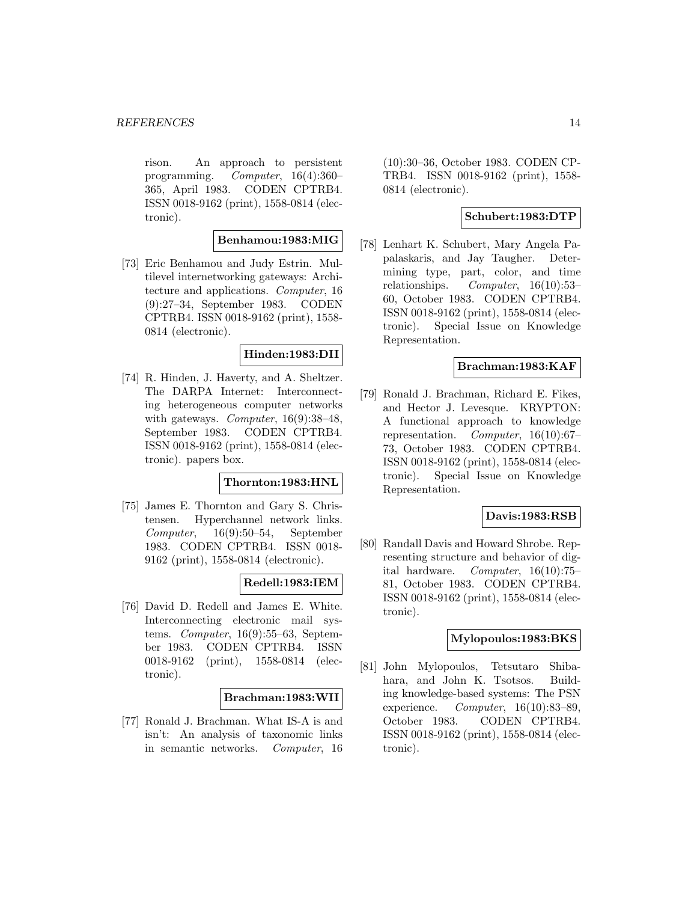rison. An approach to persistent programming. *Computer*, 16(4):360–365, April 1983. CODEN CPTRB4. ISSN 0018-9162 (print), 1558-0814 (electronic).

**Benhamou:1983:MIG**

[73] Eric Benhamou and Judy Estrin. Multilevel internetworking gateways: Architecture and applications. *Computer*, 16 (9):27–34, September 1983. CODEN CPTRB4. ISSN 0018-9162 (print), 1558-0814 (electronic).

**Hinden:1983:DII**

[74] R. Hinden, J. Haverty, and A. Sheltzer. The DARPA Internet: Interconnecting heterogeneous computer networks with gateways. *Computer*, 16(9):38–48, September 1983. CODEN CPTRB4. ISSN 0018-9162 (print), 1558-0814 (electronic). papers box.

**Thornton:1983:HNL**

[75] James E. Thornton and Gary S. Christensen. Hyperchannel network links. *Computer*, 16(9):50–54, September 1983. CODEN CPTRB4. ISSN 0018-9162 (print), 1558-0814 (electronic).

**Redell:1983:IEM**

[76] David D. Redell and James E. White. Interconnecting electronic mail systems. *Computer*, 16(9):55–63, September 1983. CODEN CPTRB4. ISSN 0018-9162 (print), 1558-0814 (electronic).

**Brachman:1983:WII**

[77] Ronald J. Brachman. What IS-A is and isn't: An analysis of taxonomic links in semantic networks. *Computer*, 16 (10):30–36, October 1983. CODEN CPTRB4. ISSN 0018-9162 (print), 1558-0814 (electronic).

**Schubert:1983:DTP**

[78] Lenhart K. Schubert, Mary Angela Papalaskaris, and Jay Taugher. Determining type, part, color, and time relationships. *Computer*, 16(10):53–60, October 1983. CODEN CPTRB4. ISSN 0018-9162 (print), 1558-0814 (electronic). Special Issue on Knowledge Representation.

**Brachman:1983:KAF**

[79] Ronald J. Brachman, Richard E. Fikes, and Hector J. Levesque. KRYPTON: A functional approach to knowledge representation. *Computer*, 16(10):67–73, October 1983. CODEN CPTRB4. ISSN 0018-9162 (print), 1558-0814 (electronic). Special Issue on Knowledge Representation.

**Davis:1983:RSB**

[80] Randall Davis and Howard Shrobe. Representing structure and behavior of digital hardware. *Computer*, 16(10):75–81, October 1983. CODEN CPTRB4. ISSN 0018-9162 (print), 1558-0814 (electronic).

**Mylopoulos:1983:BKS**

[81] John Mylopoulos, Tetsutaro Shibahara, and John K. Tsotsos. Building knowledge-based systems: The PSN experience. *Computer*, 16(10):83–89, October 1983. CODEN CPTRB4. ISSN 0018-9162 (print), 1558-0814 (electronic).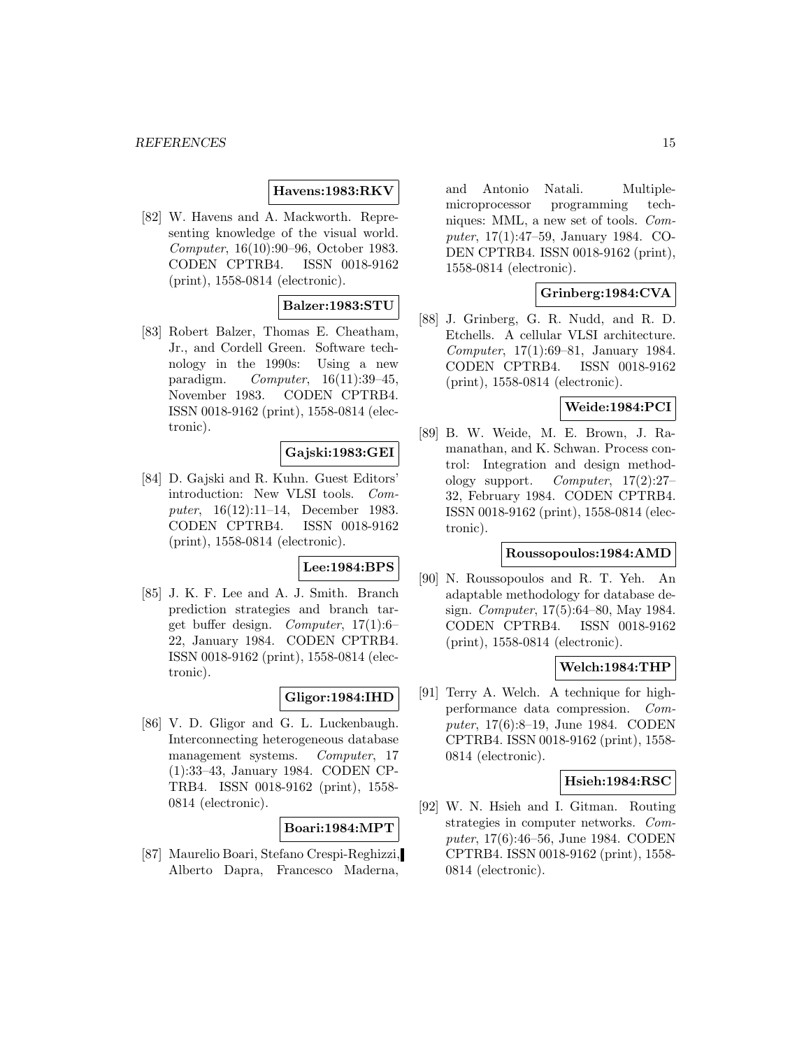**Havens:1983:RKV**

[82] W. Havens and A. Mackworth. Representing knowledge of the visual world. *Computer*, 16(10):90–96, October 1983. CODEN CPTRB4. ISSN 0018-9162 (print), 1558-0814 (electronic).

**Balzer:1983:STU**

[83] Robert Balzer, Thomas E. Cheatham, Jr., and Cordell Green. Software technology in the 1990s: Using a new paradigm. *Computer*, 16(11):39–45, November 1983. CODEN CPTRB4. ISSN 0018-9162 (print), 1558-0814 (electronic).

**Gajski:1983:GEI**

[84] D. Gajski and R. Kuhn. Guest Editors' introduction: New VLSI tools. *Computer*, 16(12):11–14, December 1983. CODEN CPTRB4. ISSN 0018-9162 (print), 1558-0814 (electronic).

**Lee:1984:BPS**

[85] J. K. F. Lee and A. J. Smith. Branch prediction strategies and branch target buffer design. *Computer*, 17(1):6–22, January 1984. CODEN CPTRB4. ISSN 0018-9162 (print), 1558-0814 (electronic).

**Gligor:1984:IHD**

[86] V. D. Gligor and G. L. Luckenbaugh. Interconnecting heterogeneous database management systems. *Computer*, 17 (1):33–43, January 1984. CODEN CPTRB4. ISSN 0018-9162 (print), 1558-0814 (electronic).

**Boari:1984:MPT**

[87] Maurelio Boari, Stefano Crespi-Reghizzi, Alberto Dapra, Francesco Maderna, and Antonio Natali. Multiple-microprocessor programming techniques: MML, a new set of tools. *Computer*, 17(1):47–59, January 1984. CODEN CPTRB4. ISSN 0018-9162 (print), 1558-0814 (electronic).

**Grinberg:1984:CVA**

[88] J. Grinberg, G. R. Nudd, and R. D. Etchells. A cellular VLSI architecture. *Computer*, 17(1):69–81, January 1984. CODEN CPTRB4. ISSN 0018-9162 (print), 1558-0814 (electronic).

**Weide:1984:PCI**

[89] B. W. Weide, M. E. Brown, J. Ramanathan, and K. Schwan. Process control: Integration and design methodology support. *Computer*, 17(2):27–32, February 1984. CODEN CPTRB4. ISSN 0018-9162 (print), 1558-0814 (electronic).

**Roussopoulos:1984:AMD**

[90] N. Roussopoulos and R. T. Yeh. An adaptable methodology for database design. *Computer*, 17(5):64–80, May 1984. CODEN CPTRB4. ISSN 0018-9162 (print), 1558-0814 (electronic).

**Welch:1984:THP**

[91] Terry A. Welch. A technique for high-performance data compression. *Computer*, 17(6):8–19, June 1984. CODEN CPTRB4. ISSN 0018-9162 (print), 1558-0814 (electronic).

**Hsieh:1984:RSC**

[92] W. N. Hsieh and I. Gitman. Routing strategies in computer networks. *Computer*, 17(6):46–56, June 1984. CODEN CPTRB4. ISSN 0018-9162 (print), 1558-0814 (electronic).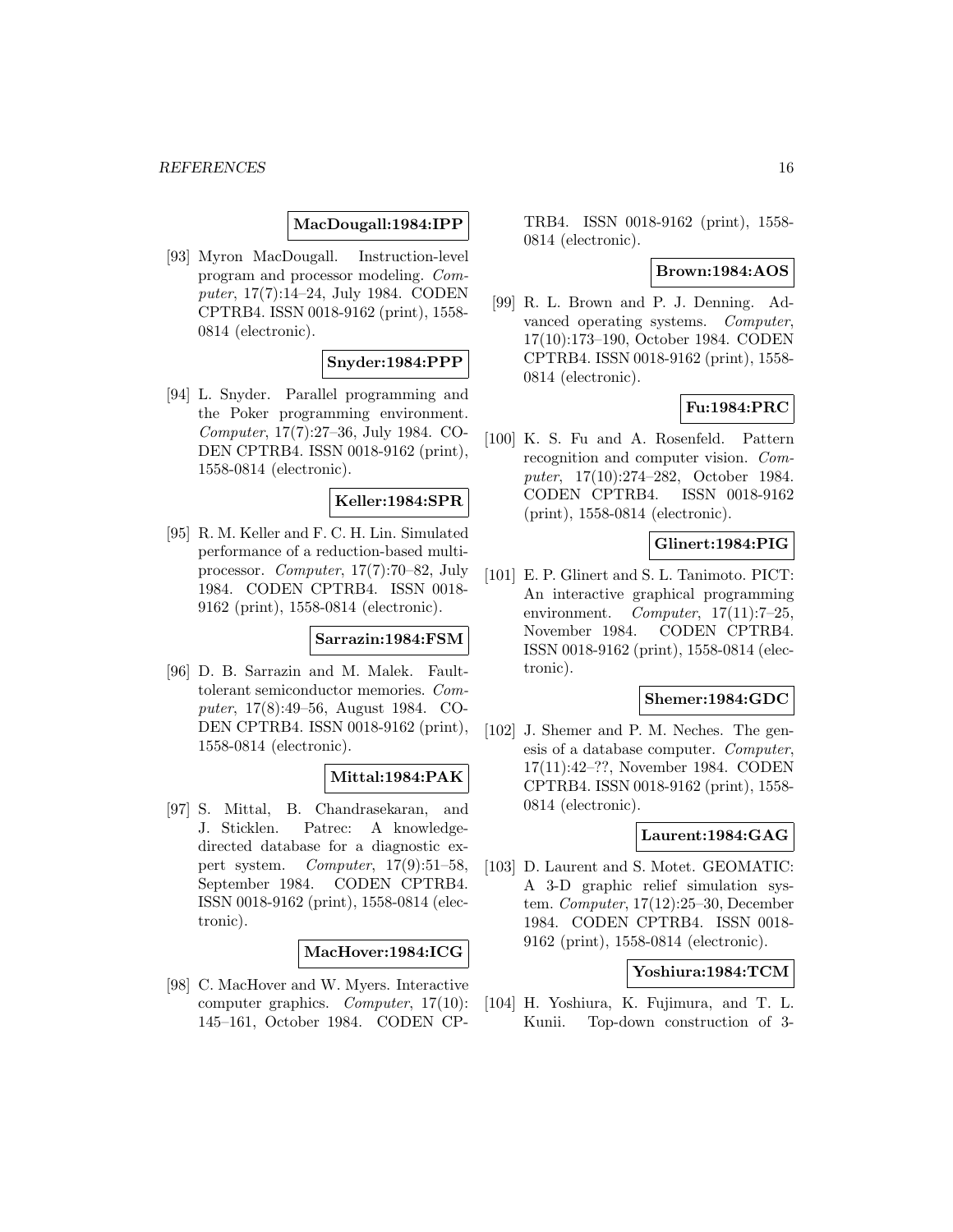**MacDougall:1984:IPP**

[93] Myron MacDougall. Instruction-level program and processor modeling. *Computer*, 17(7):14–24, July 1984. CODEN CPTRB4. ISSN 0018-9162 (print), 1558-0814 (electronic).

**Snyder:1984:PPP**

[94] L. Snyder. Parallel programming and the Poker programming environment. *Computer*, 17(7):27–36, July 1984. CODEN CPTRB4. ISSN 0018-9162 (print), 1558-0814 (electronic).

**Keller:1984:SPR**

[95] R. M. Keller and F. C. H. Lin. Simulated performance of a reduction-based multiprocessor. *Computer*, 17(7):70–82, July 1984. CODEN CPTRB4. ISSN 0018-9162 (print), 1558-0814 (electronic).

**Sarrazin:1984:FSM**

[96] D. B. Sarrazin and M. Malek. Fault-tolerant semiconductor memories. *Computer*, 17(8):49–56, August 1984. CODEN CPTRB4. ISSN 0018-9162 (print), 1558-0814 (electronic).

**Mittal:1984:PAK**

[97] S. Mittal, B. Chandrasekaran, and J. Sticklen. Patrec: A knowledge-directed database for a diagnostic expert system. *Computer*, 17(9):51–58, September 1984. CODEN CPTRB4. ISSN 0018-9162 (print), 1558-0814 (electronic).

**MacHover:1984:ICG**

[98] C. MacHover and W. Myers. Interactive computer graphics. *Computer*, 17(10): 145–161, October 1984. CODEN CPTRB4. ISSN 0018-9162 (print), 1558-0814 (electronic).

**Brown:1984:AOS**

[99] R. L. Brown and P. J. Denning. Advanced operating systems. *Computer*, 17(10):173–190, October 1984. CODEN CPTRB4. ISSN 0018-9162 (print), 1558-0814 (electronic).

**Fu:1984:PRC**

[100] K. S. Fu and A. Rosenfeld. Pattern recognition and computer vision. *Computer*, 17(10):274–282, October 1984. CODEN CPTRB4. ISSN 0018-9162 (print), 1558-0814 (electronic).

**Glinert:1984:PIG**

[101] E. P. Glinert and S. L. Tanimoto. PICT: An interactive graphical programming environment. *Computer*, 17(11):7–25, November 1984. CODEN CPTRB4. ISSN 0018-9162 (print), 1558-0814 (electronic).

**Shemer:1984:GDC**

[102] J. Shemer and P. M. Neches. The genesis of a database computer. *Computer*, 17(11):42–??, November 1984. CODEN CPTRB4. ISSN 0018-9162 (print), 1558-0814 (electronic).

**Laurent:1984:GAG**

[103] D. Laurent and S. Motet. GEOMATIC: A 3-D graphic relief simulation system. *Computer*, 17(12):25–30, December 1984. CODEN CPTRB4. ISSN 0018-9162 (print), 1558-0814 (electronic).

**Yoshiura:1984:TCM**

[104] H. Yoshiura, K. Fujimura, and T. L. Kunii. Top-down construction of 3-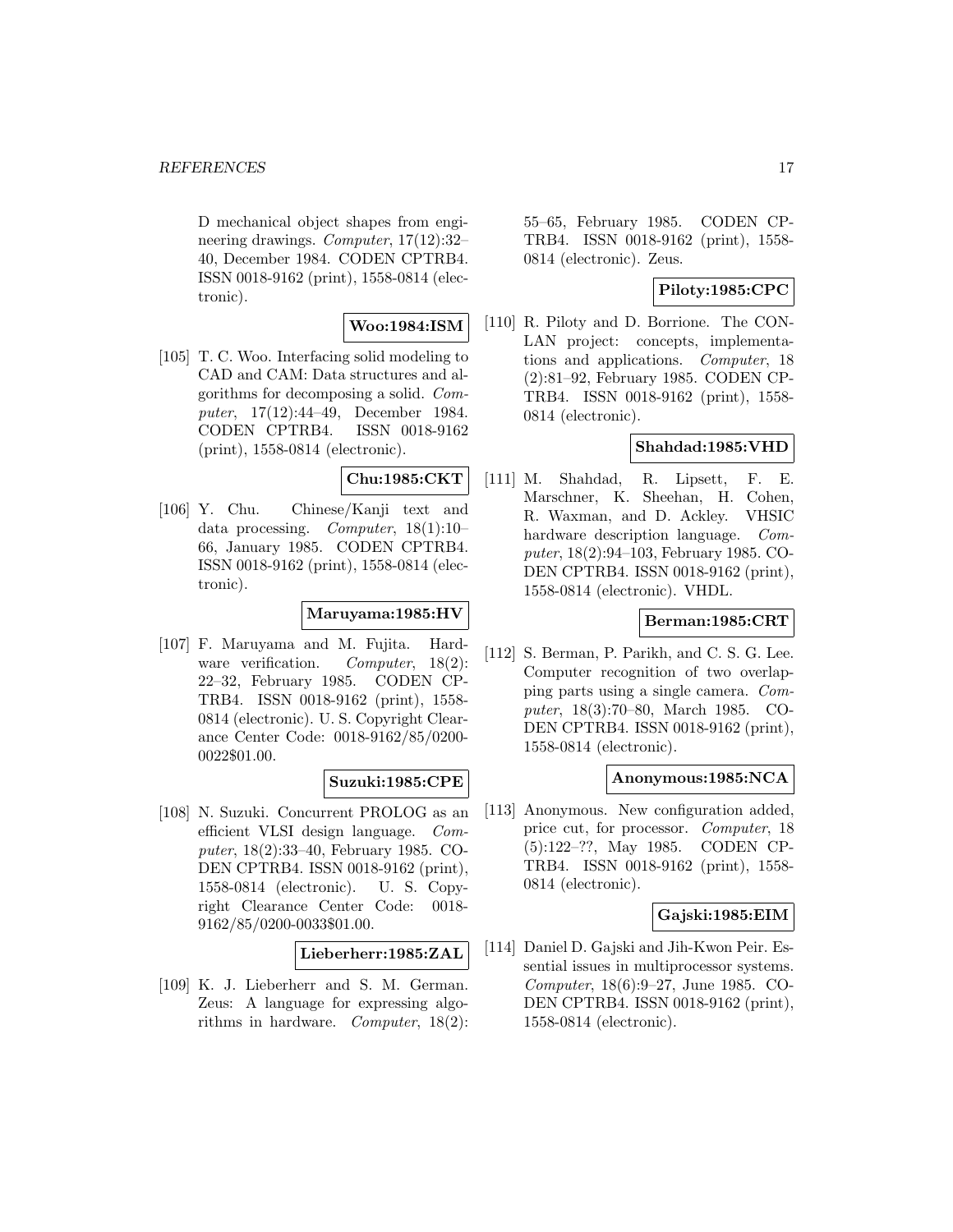D mechanical object shapes from engineering drawings. *Computer*, 17(12):32–40, December 1984. CODEN CPTRB4. ISSN 0018-9162 (print), 1558-0814 (electronic).

**Woo:1984:ISM**

[105] T. C. Woo. Interfacing solid modeling to CAD and CAM: Data structures and algorithms for decomposing a solid. *Computer*, 17(12):44–49, December 1984. CODEN CPTRB4. ISSN 0018-9162 (print), 1558-0814 (electronic).

**Chu:1985:CKT**

[106] Y. Chu. Chinese/Kanji text and data processing. *Computer*, 18(1):10–66, January 1985. CODEN CPTRB4. ISSN 0018-9162 (print), 1558-0814 (electronic).

**Maruyama:1985:HV**

[107] F. Maruyama and M. Fujita. Hardware verification. *Computer*, 18(2):22–32, February 1985. CODEN CPTRB4. ISSN 0018-9162 (print), 1558-0814 (electronic). U. S. Copyright Clearance Center Code: 0018-9162/85/0200-0022$01.00.

**Suzuki:1985:CPE**

[108] N. Suzuki. Concurrent PROLOG as an efficient VLSI design language. *Computer*, 18(2):33–40, February 1985. CODEN CPTRB4. ISSN 0018-9162 (print), 1558-0814 (electronic). U. S. Copyright Clearance Center Code: 0018-9162/85/0200-0033$01.00.

**Lieberherr:1985:ZAL**

[109] K. J. Lieberherr and S. M. German. Zeus: A language for expressing algorithms in hardware. *Computer*, 18(2):55–65, February 1985. CODEN CPTRB4. ISSN 0018-9162 (print), 1558-0814 (electronic). Zeus.

**Piloty:1985:CPC**

[110] R. Piloty and D. Borrione. The CONLAN project: concepts, implementations and applications. *Computer*, 18(2):81–92, February 1985. CODEN CPTRB4. ISSN 0018-9162 (print), 1558-0814 (electronic).

**Shahdad:1985:VHD**

[111] M. Shahdad, R. Lipsett, F. E. Marschner, K. Sheehan, H. Cohen, R. Waxman, and D. Ackley. VHSIC hardware description language. *Computer*, 18(2):94–103, February 1985. CODEN CPTRB4. ISSN 0018-9162 (print), 1558-0814 (electronic). VHDL.

**Berman:1985:CRT**

[112] S. Berman, P. Parikh, and C. S. G. Lee. Computer recognition of two overlapping parts using a single camera. *Computer*, 18(3):70–80, March 1985. CODEN CPTRB4. ISSN 0018-9162 (print), 1558-0814 (electronic).

**Anonymous:1985:NCA**

[113] Anonymous. New configuration added, price cut, for processor. *Computer*, 18(5):122–??, May 1985. CODEN CPTRB4. ISSN 0018-9162 (print), 1558-0814 (electronic).

**Gajski:1985:EIM**

[114] Daniel D. Gajski and Jih-Kwon Peir. Essential issues in multiprocessor systems. *Computer*, 18(6):9–27, June 1985. CODEN CPTRB4. ISSN 0018-9162 (print), 1558-0814 (electronic).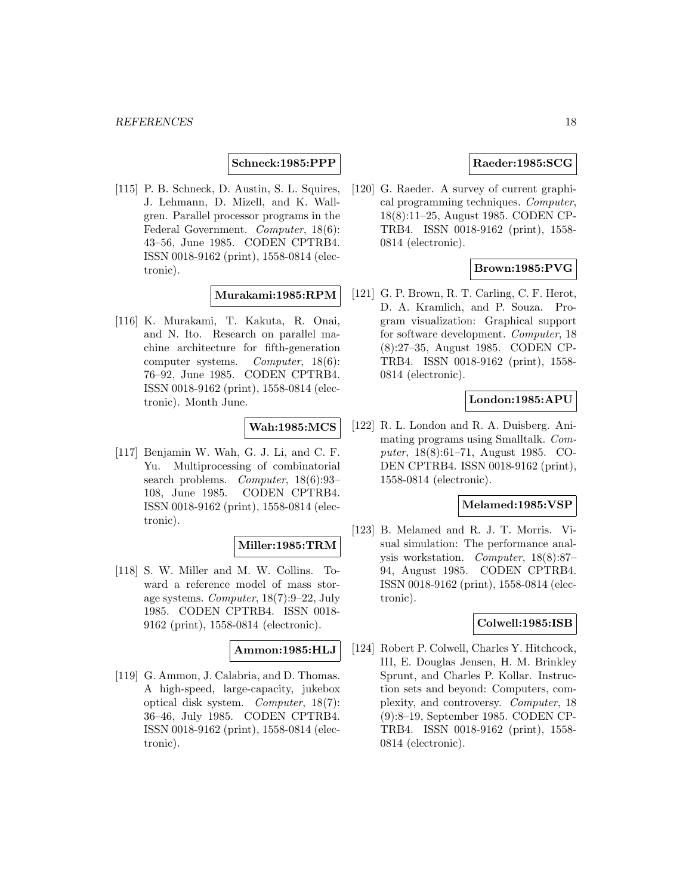**Schneck:1985:PPP**

[115] P. B. Schneck, D. Austin, S. L. Squires, J. Lehmann, D. Mizell, and K. Wallgren. Parallel processor programs in the Federal Government. *Computer*, 18(6): 43–56, June 1985. CODEN CPTRB4. ISSN 0018-9162 (print), 1558-0814 (electronic).

**Murakami:1985:RPM**

[116] K. Murakami, T. Kakuta, R. Onai, and N. Ito. Research on parallel machine architecture for fifth-generation computer systems. *Computer*, 18(6): 76–92, June 1985. CODEN CPTRB4. ISSN 0018-9162 (print), 1558-0814 (electronic). Month June.

**Wah:1985:MCS**

[117] Benjamin W. Wah, G. J. Li, and C. F. Yu. Multiprocessing of combinatorial search problems. *Computer*, 18(6):93–108, June 1985. CODEN CPTRB4. ISSN 0018-9162 (print), 1558-0814 (electronic).

**Miller:1985:TRM**

[118] S. W. Miller and M. W. Collins. Toward a reference model of mass storage systems. *Computer*, 18(7):9–22, July 1985. CODEN CPTRB4. ISSN 0018-9162 (print), 1558-0814 (electronic).

**Ammon:1985:HLJ**

[119] G. Ammon, J. Calabria, and D. Thomas. A high-speed, large-capacity, jukebox optical disk system. *Computer*, 18(7): 36–46, July 1985. CODEN CPTRB4. ISSN 0018-9162 (print), 1558-0814 (electronic).

**Raeder:1985:SCG**

[120] G. Raeder. A survey of current graphical programming techniques. *Computer*, 18(8):11–25, August 1985. CODEN CPTRB4. ISSN 0018-9162 (print), 1558-0814 (electronic).

**Brown:1985:PVG**

[121] G. P. Brown, R. T. Carling, C. F. Herot, D. A. Kramlich, and P. Souza. Program visualization: Graphical support for software development. *Computer*, 18 (8):27–35, August 1985. CODEN CPTRB4. ISSN 0018-9162 (print), 1558-0814 (electronic).

**London:1985:APU**

[122] R. L. London and R. A. Duisberg. Animating programs using Smalltalk. *Computer*, 18(8):61–71, August 1985. CODEN CPTRB4. ISSN 0018-9162 (print), 1558-0814 (electronic).

**Melamed:1985:VSP**

[123] B. Melamed and R. J. T. Morris. Visual simulation: The performance analysis workstation. *Computer*, 18(8):87–94, August 1985. CODEN CPTRB4. ISSN 0018-9162 (print), 1558-0814 (electronic).

**Colwell:1985:ISB**

[124] Robert P. Colwell, Charles Y. Hitchcock, III, E. Douglas Jensen, H. M. Brinkley Sprunt, and Charles P. Kollar. Instruction sets and beyond: Computers, complexity, and controversy. *Computer*, 18 (9):8–19, September 1985. CODEN CPTRB4. ISSN 0018-9162 (print), 1558-0814 (electronic).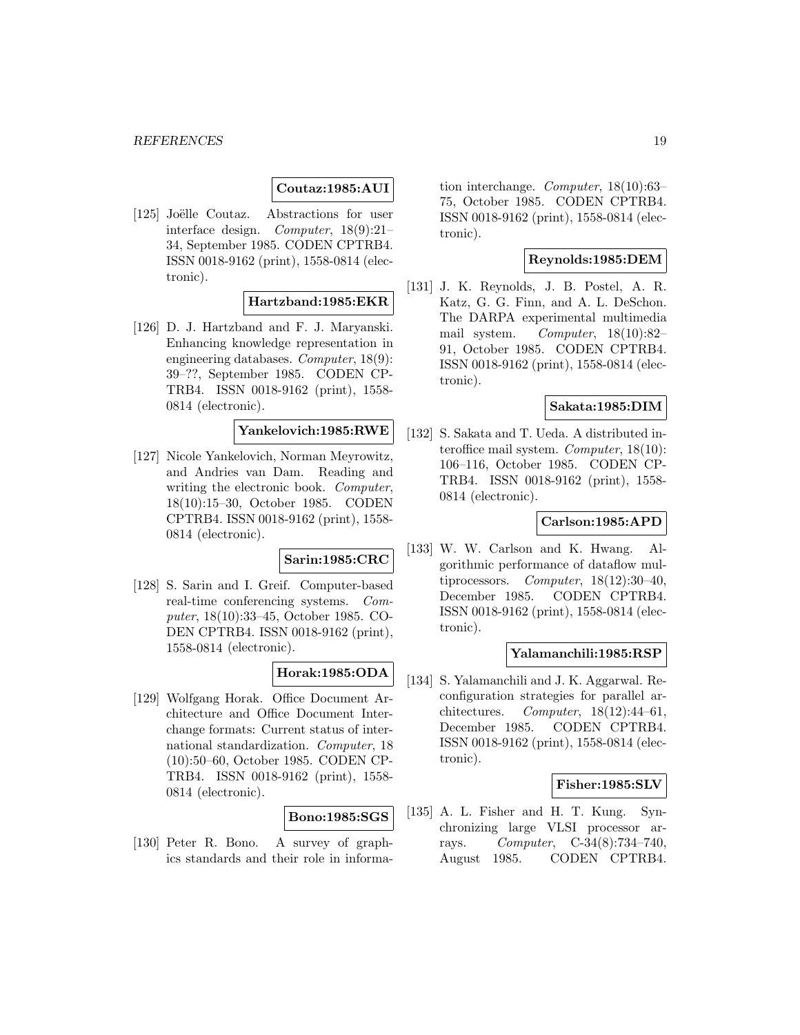**Coutaz:1985:AUI**

[125] Joëlle Coutaz. Abstractions for user interface design. *Computer*, 18(9):21–34, September 1985. CODEN CPTRB4. ISSN 0018-9162 (print), 1558-0814 (electronic).

**Hartzband:1985:EKR**

[126] D. J. Hartzband and F. J. Maryanski. Enhancing knowledge representation in engineering databases. *Computer*, 18(9): 39–??, September 1985. CODEN CPTRB4. ISSN 0018-9162 (print), 1558-0814 (electronic).

**Yankelovich:1985:RWE**

[127] Nicole Yankelovich, Norman Meyrowitz, and Andries van Dam. Reading and writing the electronic book. *Computer*, 18(10):15–30, October 1985. CODEN CPTRB4. ISSN 0018-9162 (print), 1558-0814 (electronic).

**Sarin:1985:CRC**

[128] S. Sarin and I. Greif. Computer-based real-time conferencing systems. *Computer*, 18(10):33–45, October 1985. CODEN CPTRB4. ISSN 0018-9162 (print), 1558-0814 (electronic).

**Horak:1985:ODA**

[129] Wolfgang Horak. Office Document Architecture and Office Document Interchange formats: Current status of international standardization. *Computer*, 18 (10):50–60, October 1985. CODEN CPTRB4. ISSN 0018-9162 (print), 1558-0814 (electronic).

**Bono:1985:SGS**

[130] Peter R. Bono. A survey of graphics standards and their role in information interchange. *Computer*, 18(10):63–75, October 1985. CODEN CPTRB4. ISSN 0018-9162 (print), 1558-0814 (electronic).

**Reynolds:1985:DEM**

[131] J. K. Reynolds, J. B. Postel, A. R. Katz, G. G. Finn, and A. L. DeSchon. The DARPA experimental multimedia mail system. *Computer*, 18(10):82–91, October 1985. CODEN CPTRB4. ISSN 0018-9162 (print), 1558-0814 (electronic).

**Sakata:1985:DIM**

[132] S. Sakata and T. Ueda. A distributed interoffice mail system. *Computer*, 18(10): 106–116, October 1985. CODEN CPTRB4. ISSN 0018-9162 (print), 1558-0814 (electronic).

**Carlson:1985:APD**

[133] W. W. Carlson and K. Hwang. Algorithmic performance of dataflow multiprocessors. *Computer*, 18(12):30–40, December 1985. CODEN CPTRB4. ISSN 0018-9162 (print), 1558-0814 (electronic).

**Yalamanchili:1985:RSP**

[134] S. Yalamanchili and J. K. Aggarwal. Reconfiguration strategies for parallel architectures. *Computer*, 18(12):44–61, December 1985. CODEN CPTRB4. ISSN 0018-9162 (print), 1558-0814 (electronic).

**Fisher:1985:SLV**

[135] A. L. Fisher and H. T. Kung. Synchronizing large VLSI processor arrays. *Computer*, C-34(8):734–740, August 1985. CODEN CPTRB4.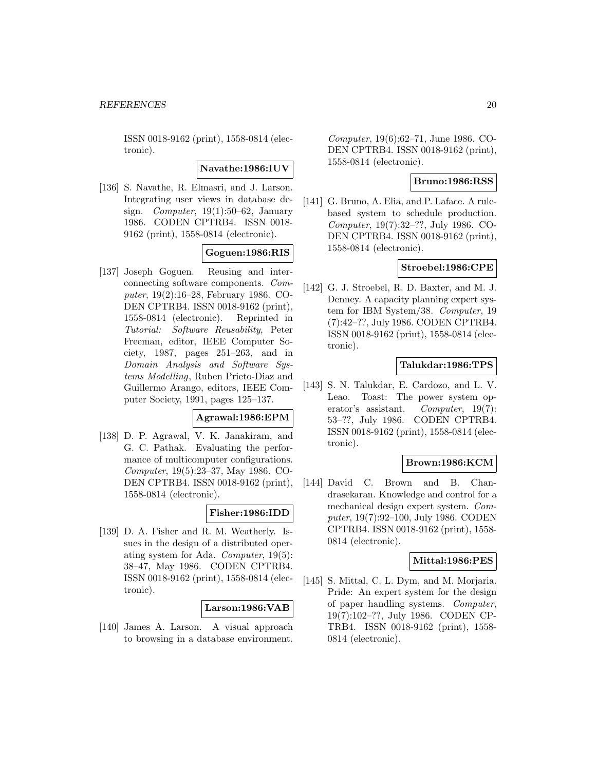ISSN 0018-9162 (print), 1558-0814 (electronic).

**Navathe:1986:IUV**

[136] S. Navathe, R. Elmasri, and J. Larson. Integrating user views in database design. *Computer*, 19(1):50–62, January 1986. CODEN CPTRB4. ISSN 0018-9162 (print), 1558-0814 (electronic).

**Goguen:1986:RIS**

[137] Joseph Goguen. Reusing and interconnecting software components. *Computer*, 19(2):16–28, February 1986. CODEN CPTRB4. ISSN 0018-9162 (print), 1558-0814 (electronic). Reprinted in *Tutorial: Software Reusability*, Peter Freeman, editor, IEEE Computer Society, 1987, pages 251–263, and in *Domain Analysis and Software Systems Modelling*, Ruben Prieto-Diaz and Guillermo Arango, editors, IEEE Computer Society, 1991, pages 125–137.

**Agrawal:1986:EPM**

[138] D. P. Agrawal, V. K. Janakiram, and G. C. Pathak. Evaluating the performance of multicomputer configurations. *Computer*, 19(5):23–37, May 1986. CODEN CPTRB4. ISSN 0018-9162 (print), 1558-0814 (electronic).

**Fisher:1986:IDD**

[139] D. A. Fisher and R. M. Weatherly. Issues in the design of a distributed operating system for Ada. *Computer*, 19(5):38–47, May 1986. CODEN CPTRB4. ISSN 0018-9162 (print), 1558-0814 (electronic).

**Larson:1986:VAB**

[140] James A. Larson. A visual approach to browsing in a database environment. *Computer*, 19(6):62–71, June 1986. CODEN CPTRB4. ISSN 0018-9162 (print), 1558-0814 (electronic).

**Bruno:1986:RSS**

[141] G. Bruno, A. Elia, and P. Laface. A rule-based system to schedule production. *Computer*, 19(7):32–??, July 1986. CODEN CPTRB4. ISSN 0018-9162 (print), 1558-0814 (electronic).

**Stroebel:1986:CPE**

[142] G. J. Stroebel, R. D. Baxter, and M. J. Denney. A capacity planning expert system for IBM System/38. *Computer*, 19(7):42–??, July 1986. CODEN CPTRB4. ISSN 0018-9162 (print), 1558-0814 (electronic).

**Talukdar:1986:TPS**

[143] S. N. Talukdar, E. Cardozo, and L. V. Leao. Toast: The power system operator's assistant. *Computer*, 19(7):53–??, July 1986. CODEN CPTRB4. ISSN 0018-9162 (print), 1558-0814 (electronic).

**Brown:1986:KCM**

[144] David C. Brown and B. Chandrasekaran. Knowledge and control for a mechanical design expert system. *Computer*, 19(7):92–100, July 1986. CODEN CPTRB4. ISSN 0018-9162 (print), 1558-0814 (electronic).

**Mittal:1986:PES**

[145] S. Mittal, C. L. Dym, and M. Morjaria. Pride: An expert system for the design of paper handling systems. *Computer*, 19(7):102–??, July 1986. CODEN CPTRB4. ISSN 0018-9162 (print), 1558-0814 (electronic).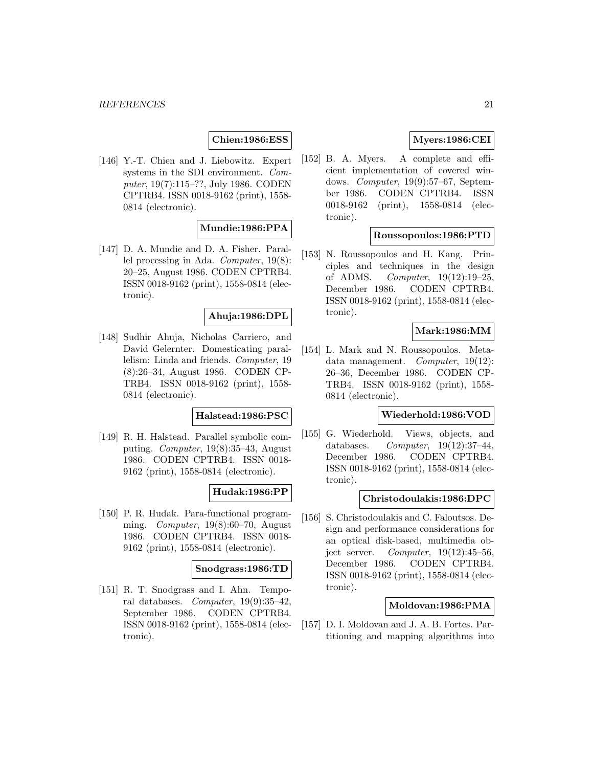**Chien:1986:ESS**

[146] Y.-T. Chien and J. Liebowitz. Expert systems in the SDI environment. *Computer*, 19(7):115–??, July 1986. CODEN CPTRB4. ISSN 0018-9162 (print), 1558-0814 (electronic).

**Mundie:1986:PPA**

[147] D. A. Mundie and D. A. Fisher. Parallel processing in Ada. *Computer*, 19(8): 20–25, August 1986. CODEN CPTRB4. ISSN 0018-9162 (print), 1558-0814 (electronic).

**Ahuja:1986:DPL**

[148] Sudhir Ahuja, Nicholas Carriero, and David Gelernter. Domesticating parallelism: Linda and friends. *Computer*, 19 (8):26–34, August 1986. CODEN CPTRB4. ISSN 0018-9162 (print), 1558-0814 (electronic).

**Halstead:1986:PSC**

[149] R. H. Halstead. Parallel symbolic computing. *Computer*, 19(8):35–43, August 1986. CODEN CPTRB4. ISSN 0018-9162 (print), 1558-0814 (electronic).

**Hudak:1986:PP**

[150] P. R. Hudak. Para-functional programming. *Computer*, 19(8):60–70, August 1986. CODEN CPTRB4. ISSN 0018-9162 (print), 1558-0814 (electronic).

**Snodgrass:1986:TD**

[151] R. T. Snodgrass and I. Ahn. Temporal databases. *Computer*, 19(9):35–42, September 1986. CODEN CPTRB4. ISSN 0018-9162 (print), 1558-0814 (electronic).

**Myers:1986:CEI**

[152] B. A. Myers. A complete and efficient implementation of covered windows. *Computer*, 19(9):57–67, September 1986. CODEN CPTRB4. ISSN 0018-9162 (print), 1558-0814 (electronic).

**Roussopoulos:1986:PTD**

[153] N. Roussopoulos and H. Kang. Principles and techniques in the design of ADMS. *Computer*, 19(12):19–25, December 1986. CODEN CPTRB4. ISSN 0018-9162 (print), 1558-0814 (electronic).

**Mark:1986:MM**

[154] L. Mark and N. Roussopoulos. Metadata management. *Computer*, 19(12): 26–36, December 1986. CODEN CPTRB4. ISSN 0018-9162 (print), 1558-0814 (electronic).

**Wiederhold:1986:VOD**

[155] G. Wiederhold. Views, objects, and databases. *Computer*, 19(12):37–44, December 1986. CODEN CPTRB4. ISSN 0018-9162 (print), 1558-0814 (electronic).

**Christodoulakis:1986:DPC**

[156] S. Christodoulakis and C. Faloutsos. Design and performance considerations for an optical disk-based, multimedia object server. *Computer*, 19(12):45–56, December 1986. CODEN CPTRB4. ISSN 0018-9162 (print), 1558-0814 (electronic).

**Moldovan:1986:PMA**

[157] D. I. Moldovan and J. A. B. Fortes. Partitioning and mapping algorithms into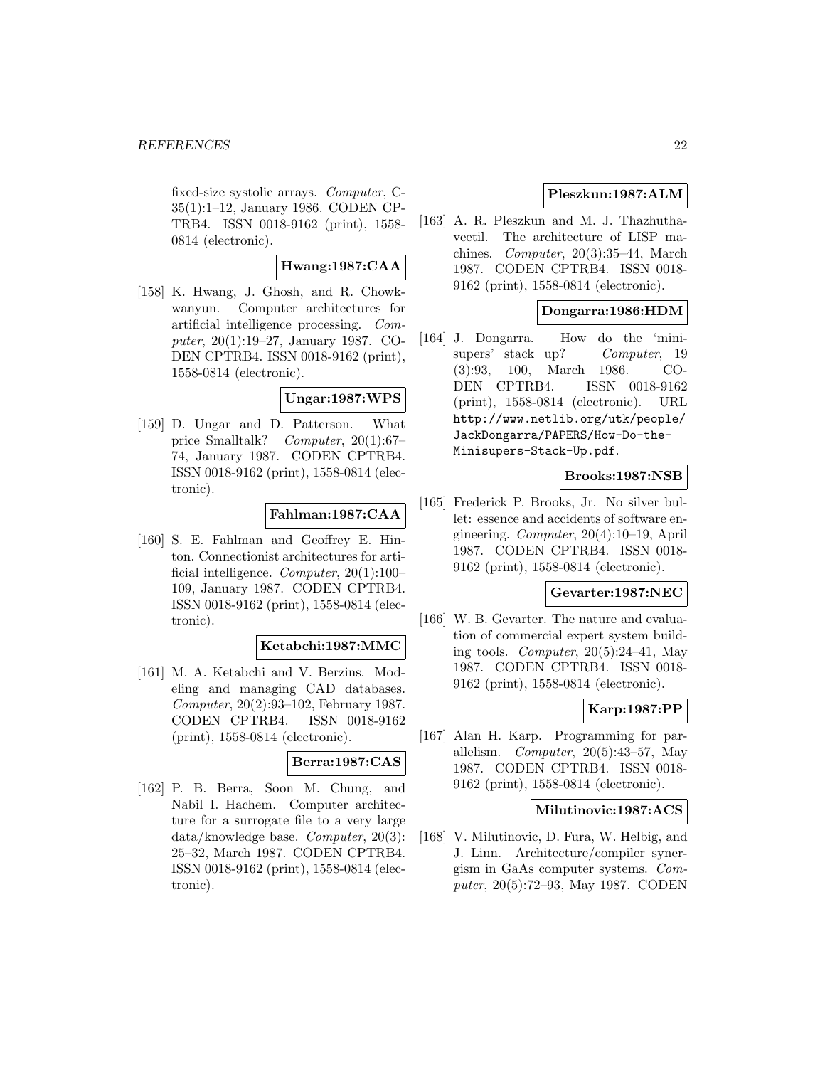fixed-size systolic arrays. *Computer*, C-35(1):1–12, January 1986. CODEN CPTRB4. ISSN 0018-9162 (print), 1558-0814 (electronic).

**Hwang:1987:CAA**

[158] K. Hwang, J. Ghosh, and R. Chowkwanyun. Computer architectures for artificial intelligence processing. *Computer*, 20(1):19–27, January 1987. CODEN CPTRB4. ISSN 0018-9162 (print), 1558-0814 (electronic).

**Ungar:1987:WPS**

[159] D. Ungar and D. Patterson. What price Smalltalk? *Computer*, 20(1):67–74, January 1987. CODEN CPTRB4. ISSN 0018-9162 (print), 1558-0814 (electronic).

**Fahlman:1987:CAA**

[160] S. E. Fahlman and Geoffrey E. Hinton. Connectionist architectures for artificial intelligence. *Computer*, 20(1):100–109, January 1987. CODEN CPTRB4. ISSN 0018-9162 (print), 1558-0814 (electronic).

**Ketabchi:1987:MMC**

[161] M. A. Ketabchi and V. Berzins. Modeling and managing CAD databases. *Computer*, 20(2):93–102, February 1987. CODEN CPTRB4. ISSN 0018-9162 (print), 1558-0814 (electronic).

**Berra:1987:CAS**

[162] P. B. Berra, Soon M. Chung, and Nabil I. Hachem. Computer architecture for a surrogate file to a very large data/knowledge base. *Computer*, 20(3):25–32, March 1987. CODEN CPTRB4. ISSN 0018-9162 (print), 1558-0814 (electronic).

**Pleszkun:1987:ALM**

[163] A. R. Pleszkun and M. J. Thazhuthaveetil. The architecture of LISP machines. *Computer*, 20(3):35–44, March 1987. CODEN CPTRB4. ISSN 0018-9162 (print), 1558-0814 (electronic).

**Dongarra:1986:HDM**

[164] J. Dongarra. How do the 'minisupers' stack up? *Computer*, 19(3):93, 100, March 1986. CODEN CPTRB4. ISSN 0018-9162 (print), 1558-0814 (electronic). URL `http://www.netlib.org/utk/people/JackDongarra/PAPERS/How-Do-the-Minisupers-Stack-Up.pdf`.

**Brooks:1987:NSB**

[165] Frederick P. Brooks, Jr. No silver bullet: essence and accidents of software engineering. *Computer*, 20(4):10–19, April 1987. CODEN CPTRB4. ISSN 0018-9162 (print), 1558-0814 (electronic).

**Gevarter:1987:NEC**

[166] W. B. Gevarter. The nature and evaluation of commercial expert system building tools. *Computer*, 20(5):24–41, May 1987. CODEN CPTRB4. ISSN 0018-9162 (print), 1558-0814 (electronic).

**Karp:1987:PP**

[167] Alan H. Karp. Programming for parallelism. *Computer*, 20(5):43–57, May 1987. CODEN CPTRB4. ISSN 0018-9162 (print), 1558-0814 (electronic).

**Milutinovic:1987:ACS**

[168] V. Milutinovic, D. Fura, W. Helbig, and J. Linn. Architecture/compiler synergism in GaAs computer systems. *Computer*, 20(5):72–93, May 1987. CODEN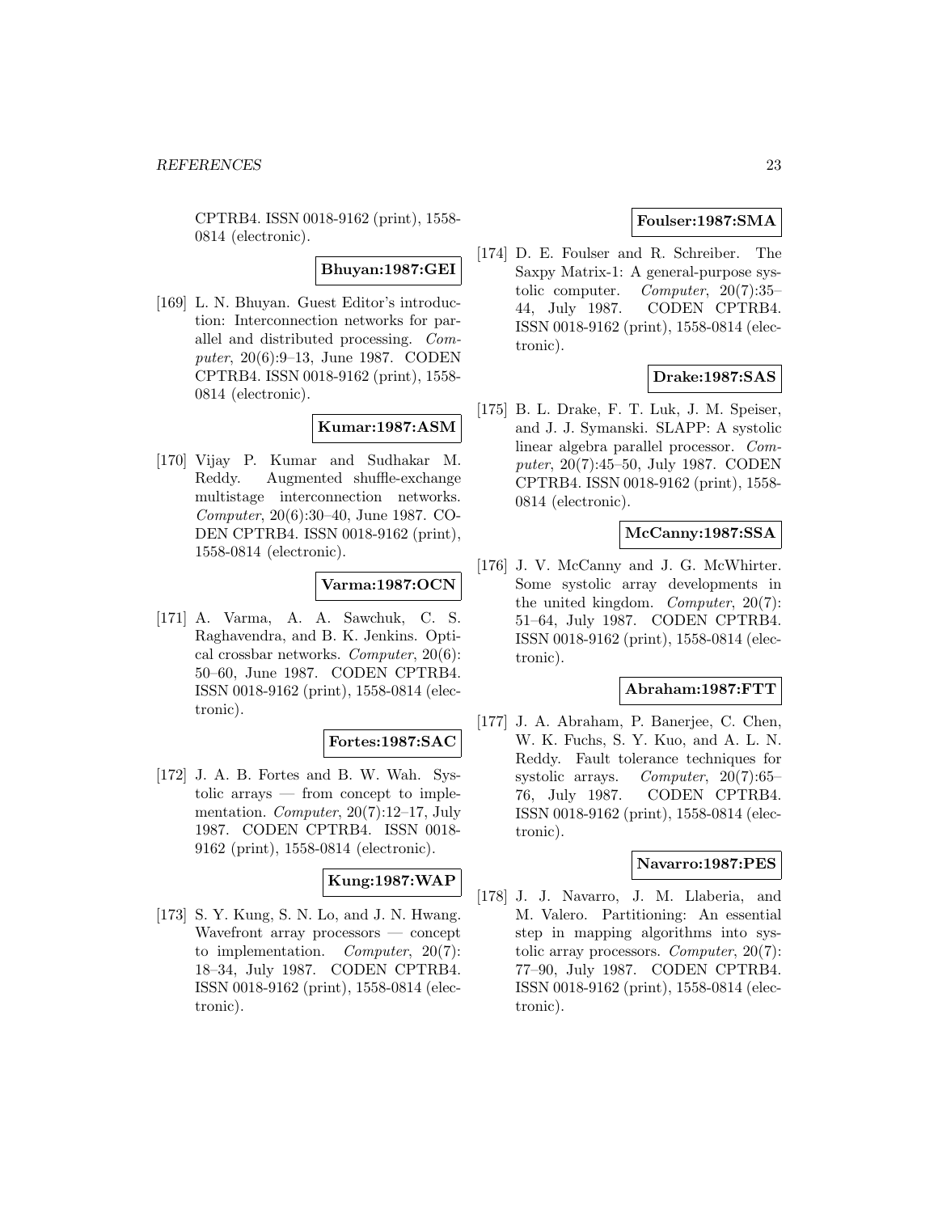CPTRB4. ISSN 0018-9162 (print), 1558-0814 (electronic).

**Bhuyan:1987:GEI**

[169] L. N. Bhuyan. Guest Editor's introduction: Interconnection networks for parallel and distributed processing. *Computer*, 20(6):9–13, June 1987. CODEN CPTRB4. ISSN 0018-9162 (print), 1558-0814 (electronic).

**Kumar:1987:ASM**

[170] Vijay P. Kumar and Sudhakar M. Reddy. Augmented shuffle-exchange multistage interconnection networks. *Computer*, 20(6):30–40, June 1987. CODEN CPTRB4. ISSN 0018-9162 (print), 1558-0814 (electronic).

**Varma:1987:OCN**

[171] A. Varma, A. A. Sawchuk, C. S. Raghavendra, and B. K. Jenkins. Optical crossbar networks. *Computer*, 20(6):50–60, June 1987. CODEN CPTRB4. ISSN 0018-9162 (print), 1558-0814 (electronic).

**Fortes:1987:SAC**

[172] J. A. B. Fortes and B. W. Wah. Systolic arrays — from concept to implementation. *Computer*, 20(7):12–17, July 1987. CODEN CPTRB4. ISSN 0018-9162 (print), 1558-0814 (electronic).

**Kung:1987:WAP**

[173] S. Y. Kung, S. N. Lo, and J. N. Hwang. Wavefront array processors — concept to implementation. *Computer*, 20(7):18–34, July 1987. CODEN CPTRB4. ISSN 0018-9162 (print), 1558-0814 (electronic).

**Foulser:1987:SMA**

[174] D. E. Foulser and R. Schreiber. The Saxpy Matrix-1: A general-purpose systolic computer. *Computer*, 20(7):35–44, July 1987. CODEN CPTRB4. ISSN 0018-9162 (print), 1558-0814 (electronic).

**Drake:1987:SAS**

[175] B. L. Drake, F. T. Luk, J. M. Speiser, and J. J. Symanski. SLAPP: A systolic linear algebra parallel processor. *Computer*, 20(7):45–50, July 1987. CODEN CPTRB4. ISSN 0018-9162 (print), 1558-0814 (electronic).

**McCanny:1987:SSA**

[176] J. V. McCanny and J. G. McWhirter. Some systolic array developments in the united kingdom. *Computer*, 20(7):51–64, July 1987. CODEN CPTRB4. ISSN 0018-9162 (print), 1558-0814 (electronic).

**Abraham:1987:FTT**

[177] J. A. Abraham, P. Banerjee, C. Chen, W. K. Fuchs, S. Y. Kuo, and A. L. N. Reddy. Fault tolerance techniques for systolic arrays. *Computer*, 20(7):65–76, July 1987. CODEN CPTRB4. ISSN 0018-9162 (print), 1558-0814 (electronic).

**Navarro:1987:PES**

[178] J. J. Navarro, J. M. Llaberia, and M. Valero. Partitioning: An essential step in mapping algorithms into systolic array processors. *Computer*, 20(7):77–90, July 1987. CODEN CPTRB4. ISSN 0018-9162 (print), 1558-0814 (electronic).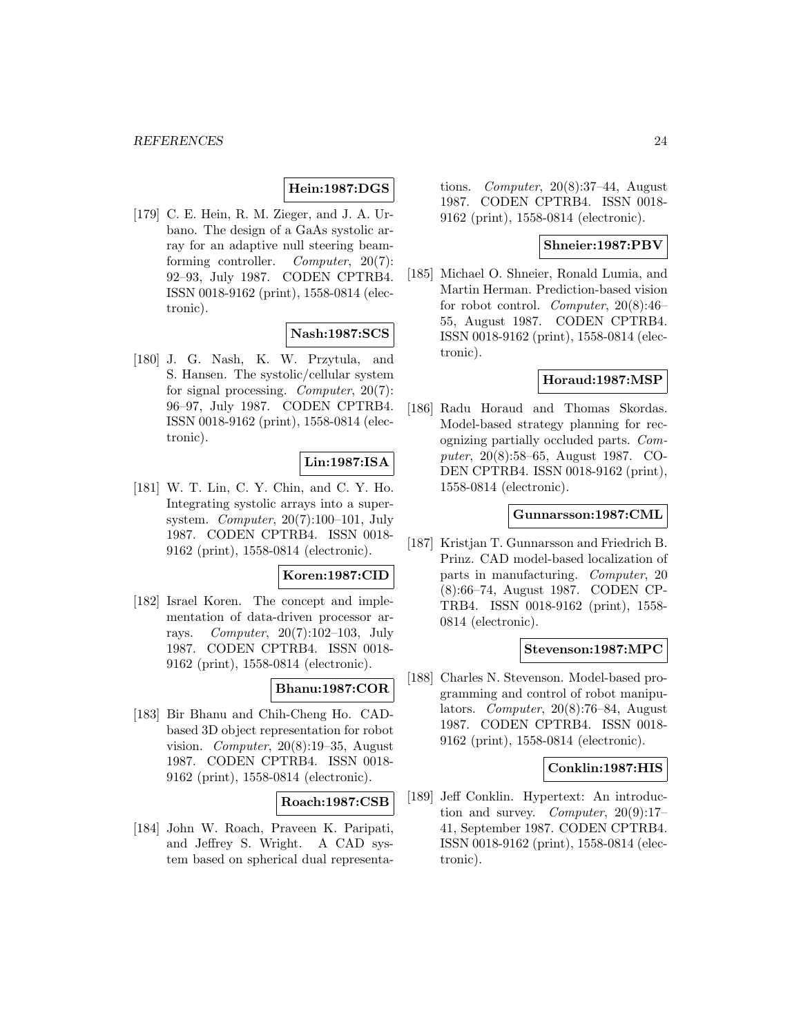**Hein:1987:DGS**

[179] C. E. Hein, R. M. Zieger, and J. A. Urbano. The design of a GaAs systolic array for an adaptive null steering beamforming controller. *Computer*, 20(7): 92–93, July 1987. CODEN CPTRB4. ISSN 0018-9162 (print), 1558-0814 (electronic).

**Nash:1987:SCS**

[180] J. G. Nash, K. W. Przytula, and S. Hansen. The systolic/cellular system for signal processing. *Computer*, 20(7): 96–97, July 1987. CODEN CPTRB4. ISSN 0018-9162 (print), 1558-0814 (electronic).

**Lin:1987:ISA**

[181] W. T. Lin, C. Y. Chin, and C. Y. Ho. Integrating systolic arrays into a supersystem. *Computer*, 20(7):100–101, July 1987. CODEN CPTRB4. ISSN 0018-9162 (print), 1558-0814 (electronic).

**Koren:1987:CID**

[182] Israel Koren. The concept and implementation of data-driven processor arrays. *Computer*, 20(7):102–103, July 1987. CODEN CPTRB4. ISSN 0018-9162 (print), 1558-0814 (electronic).

**Bhanu:1987:COR**

[183] Bir Bhanu and Chih-Cheng Ho. CAD-based 3D object representation for robot vision. *Computer*, 20(8):19–35, August 1987. CODEN CPTRB4. ISSN 0018-9162 (print), 1558-0814 (electronic).

**Roach:1987:CSB**

[184] John W. Roach, Praveen K. Paripati, and Jeffrey S. Wright. A CAD system based on spherical dual representations. *Computer*, 20(8):37–44, August 1987. CODEN CPTRB4. ISSN 0018-9162 (print), 1558-0814 (electronic).

**Shneier:1987:PBV**

[185] Michael O. Shneier, Ronald Lumia, and Martin Herman. Prediction-based vision for robot control. *Computer*, 20(8):46–55, August 1987. CODEN CPTRB4. ISSN 0018-9162 (print), 1558-0814 (electronic).

**Horaud:1987:MSP**

[186] Radu Horaud and Thomas Skordas. Model-based strategy planning for recognizing partially occluded parts. *Computer*, 20(8):58–65, August 1987. CODEN CPTRB4. ISSN 0018-9162 (print), 1558-0814 (electronic).

**Gunnarsson:1987:CML**

[187] Kristjan T. Gunnarsson and Friedrich B. Prinz. CAD model-based localization of parts in manufacturing. *Computer*, 20 (8):66–74, August 1987. CODEN CPTRB4. ISSN 0018-9162 (print), 1558-0814 (electronic).

**Stevenson:1987:MPC**

[188] Charles N. Stevenson. Model-based programming and control of robot manipulators. *Computer*, 20(8):76–84, August 1987. CODEN CPTRB4. ISSN 0018-9162 (print), 1558-0814 (electronic).

**Conklin:1987:HIS**

[189] Jeff Conklin. Hypertext: An introduction and survey. *Computer*, 20(9):17–41, September 1987. CODEN CPTRB4. ISSN 0018-9162 (print), 1558-0814 (electronic).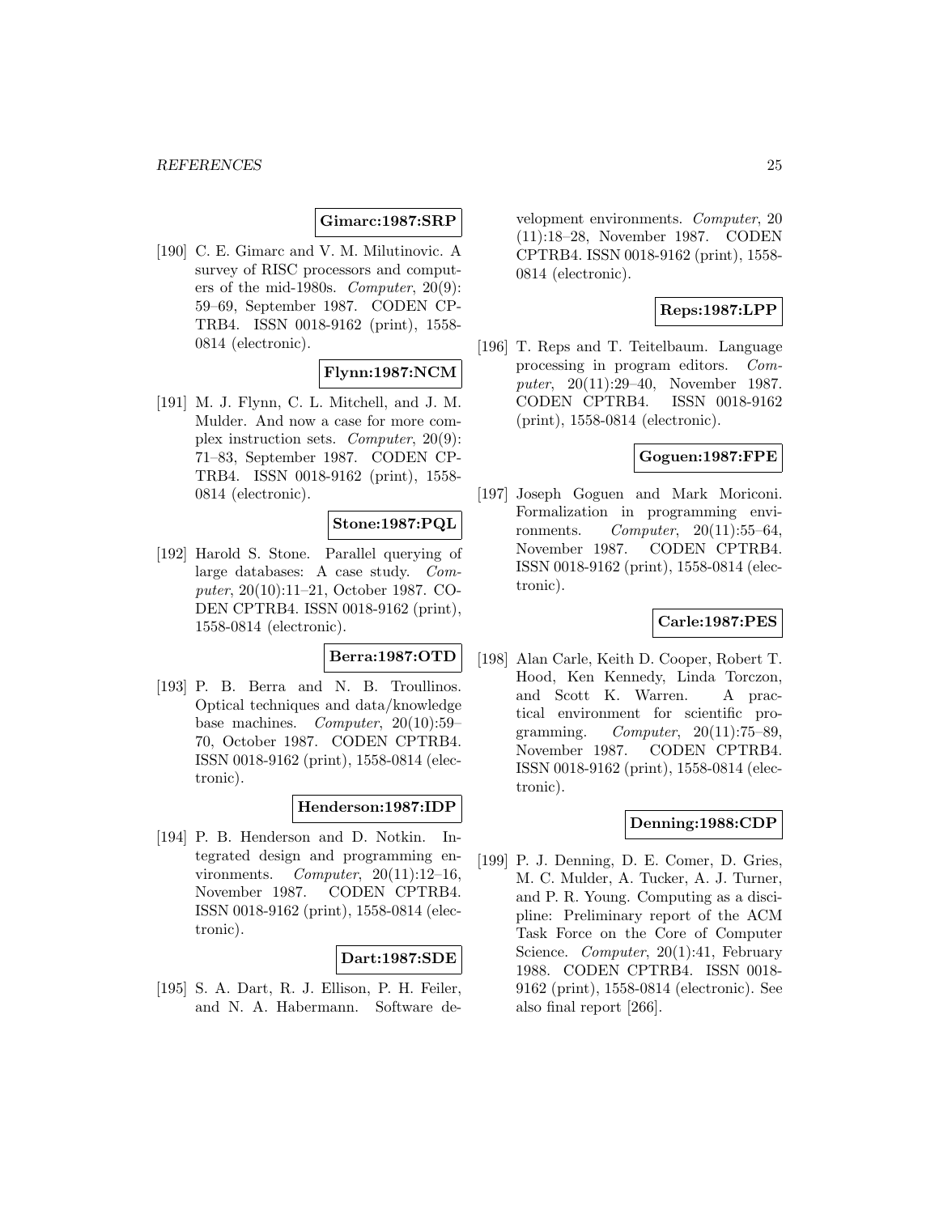**Gimarc:1987:SRP**

[190] C. E. Gimarc and V. M. Milutinovic. A survey of RISC processors and computers of the mid-1980s. *Computer*, 20(9): 59–69, September 1987. CODEN CPTRB4. ISSN 0018-9162 (print), 1558-0814 (electronic).

**Flynn:1987:NCM**

[191] M. J. Flynn, C. L. Mitchell, and J. M. Mulder. And now a case for more complex instruction sets. *Computer*, 20(9): 71–83, September 1987. CODEN CPTRB4. ISSN 0018-9162 (print), 1558-0814 (electronic).

**Stone:1987:PQL**

[192] Harold S. Stone. Parallel querying of large databases: A case study. *Computer*, 20(10):11–21, October 1987. CODEN CPTRB4. ISSN 0018-9162 (print), 1558-0814 (electronic).

**Berra:1987:OTD**

[193] P. B. Berra and N. B. Troullinos. Optical techniques and data/knowledge base machines. *Computer*, 20(10):59–70, October 1987. CODEN CPTRB4. ISSN 0018-9162 (print), 1558-0814 (electronic).

**Henderson:1987:IDP**

[194] P. B. Henderson and D. Notkin. Integrated design and programming environments. *Computer*, 20(11):12–16, November 1987. CODEN CPTRB4. ISSN 0018-9162 (print), 1558-0814 (electronic).

**Dart:1987:SDE**

[195] S. A. Dart, R. J. Ellison, P. H. Feiler, and N. A. Habermann. Software development environments. *Computer*, 20 (11):18–28, November 1987. CODEN CPTRB4. ISSN 0018-9162 (print), 1558-0814 (electronic).

**Reps:1987:LPP**

[196] T. Reps and T. Teitelbaum. Language processing in program editors. *Computer*, 20(11):29–40, November 1987. CODEN CPTRB4. ISSN 0018-9162 (print), 1558-0814 (electronic).

**Goguen:1987:FPE**

[197] Joseph Goguen and Mark Moriconi. Formalization in programming environments. *Computer*, 20(11):55–64, November 1987. CODEN CPTRB4. ISSN 0018-9162 (print), 1558-0814 (electronic).

**Carle:1987:PES**

[198] Alan Carle, Keith D. Cooper, Robert T. Hood, Ken Kennedy, Linda Torczon, and Scott K. Warren. A practical environment for scientific programming. *Computer*, 20(11):75–89, November 1987. CODEN CPTRB4. ISSN 0018-9162 (print), 1558-0814 (electronic).

**Denning:1988:CDP**

[199] P. J. Denning, D. E. Comer, D. Gries, M. C. Mulder, A. Tucker, A. J. Turner, and P. R. Young. Computing as a discipline: Preliminary report of the ACM Task Force on the Core of Computer Science. *Computer*, 20(1):41, February 1988. CODEN CPTRB4. ISSN 0018-9162 (print), 1558-0814 (electronic). See also final report [266].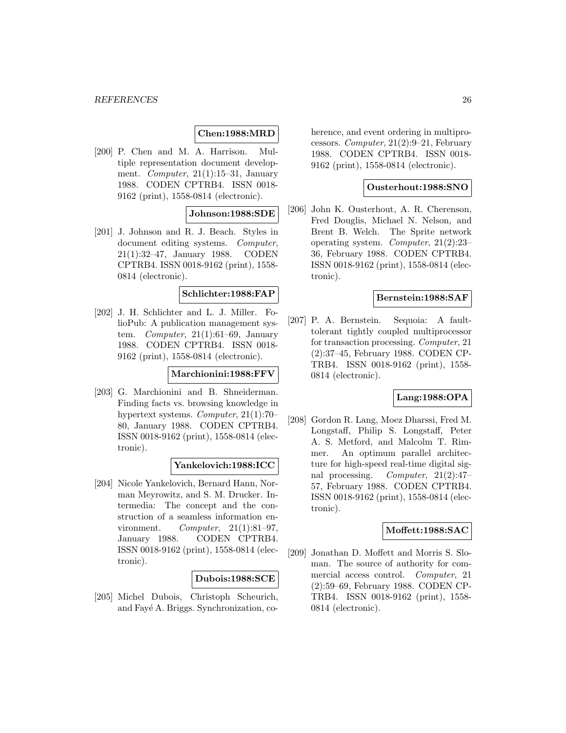**Chen:1988:MRD**

[200] P. Chen and M. A. Harrison. Multiple representation document development. *Computer*, 21(1):15–31, January 1988. CODEN CPTRB4. ISSN 0018-9162 (print), 1558-0814 (electronic).

**Johnson:1988:SDE**

[201] J. Johnson and R. J. Beach. Styles in document editing systems. *Computer*, 21(1):32–47, January 1988. CODEN CPTRB4. ISSN 0018-9162 (print), 1558-0814 (electronic).

**Schlichter:1988:FAP**

[202] J. H. Schlichter and L. J. Miller. FolioPub: A publication management system. *Computer*, 21(1):61–69, January 1988. CODEN CPTRB4. ISSN 0018-9162 (print), 1558-0814 (electronic).

**Marchionini:1988:FFV**

[203] G. Marchionini and B. Shneiderman. Finding facts vs. browsing knowledge in hypertext systems. *Computer*, 21(1):70–80, January 1988. CODEN CPTRB4. ISSN 0018-9162 (print), 1558-0814 (electronic).

**Yankelovich:1988:ICC**

[204] Nicole Yankelovich, Bernard Hann, Norman Meyrowitz, and S. M. Drucker. Intermedia: The concept and the construction of a seamless information environment. *Computer*, 21(1):81–97, January 1988. CODEN CPTRB4. ISSN 0018-9162 (print), 1558-0814 (electronic).

**Dubois:1988:SCE**

[205] Michel Dubois, Christoph Scheurich, and Fayé A. Briggs. Synchronization, coherence, and event ordering in multiprocessors. *Computer*, 21(2):9–21, February 1988. CODEN CPTRB4. ISSN 0018-9162 (print), 1558-0814 (electronic).

**Ousterhout:1988:SNO**

[206] John K. Ousterhout, A. R. Cherenson, Fred Douglis, Michael N. Nelson, and Brent B. Welch. The Sprite network operating system. *Computer*, 21(2):23–36, February 1988. CODEN CPTRB4. ISSN 0018-9162 (print), 1558-0814 (electronic).

**Bernstein:1988:SAF**

[207] P. A. Bernstein. Sequoia: A fault-tolerant tightly coupled multiprocessor for transaction processing. *Computer*, 21 (2):37–45, February 1988. CODEN CPTRB4. ISSN 0018-9162 (print), 1558-0814 (electronic).

**Lang:1988:OPA**

[208] Gordon R. Lang, Moez Dharssi, Fred M. Longstaff, Philip S. Longstaff, Peter A. S. Metford, and Malcolm T. Rimmer. An optimum parallel architecture for high-speed real-time digital signal processing. *Computer*, 21(2):47–57, February 1988. CODEN CPTRB4. ISSN 0018-9162 (print), 1558-0814 (electronic).

**Moffett:1988:SAC**

[209] Jonathan D. Moffett and Morris S. Sloman. The source of authority for commercial access control. *Computer*, 21 (2):59–69, February 1988. CODEN CPTRB4. ISSN 0018-9162 (print), 1558-0814 (electronic).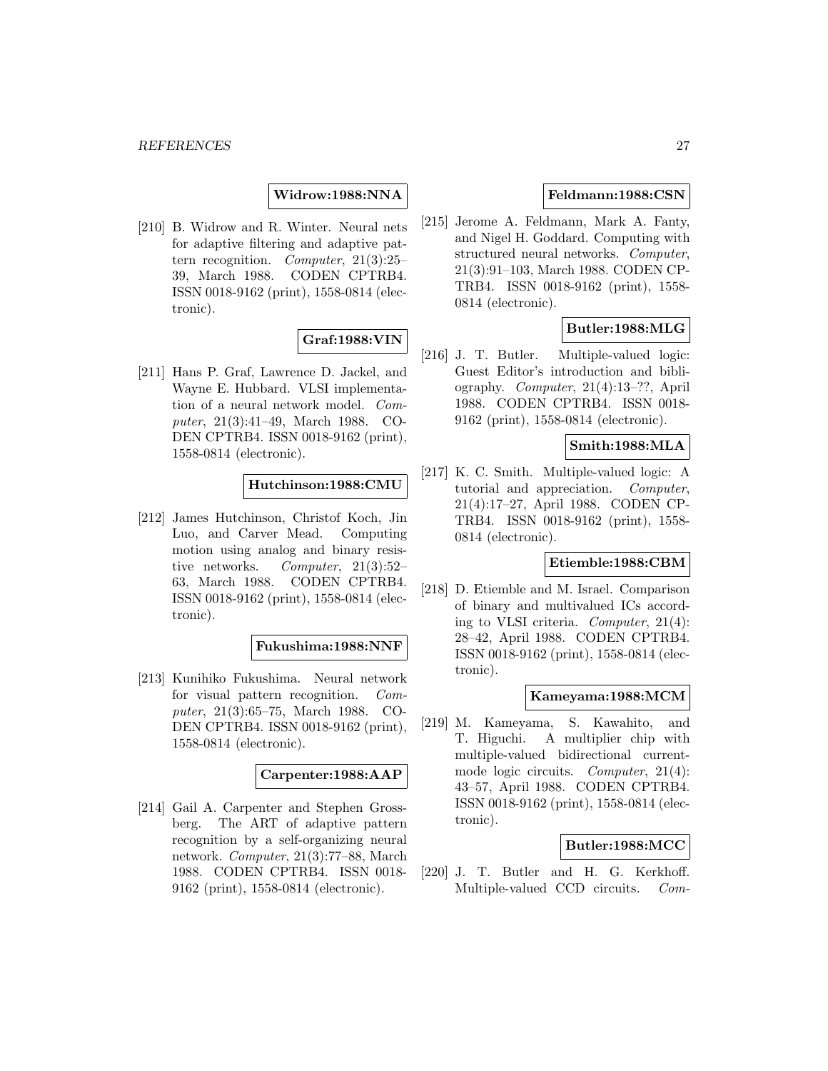**Widrow:1988:NNA**

[210] B. Widrow and R. Winter. Neural nets for adaptive filtering and adaptive pattern recognition. *Computer*, 21(3):25–39, March 1988. CODEN CPTRB4. ISSN 0018-9162 (print), 1558-0814 (electronic).

**Graf:1988:VIN**

[211] Hans P. Graf, Lawrence D. Jackel, and Wayne E. Hubbard. VLSI implementation of a neural network model. *Computer*, 21(3):41–49, March 1988. CODEN CPTRB4. ISSN 0018-9162 (print), 1558-0814 (electronic).

**Hutchinson:1988:CMU**

[212] James Hutchinson, Christof Koch, Jin Luo, and Carver Mead. Computing motion using analog and binary resistive networks. *Computer*, 21(3):52–63, March 1988. CODEN CPTRB4. ISSN 0018-9162 (print), 1558-0814 (electronic).

**Fukushima:1988:NNF**

[213] Kunihiko Fukushima. Neural network for visual pattern recognition. *Computer*, 21(3):65–75, March 1988. CODEN CPTRB4. ISSN 0018-9162 (print), 1558-0814 (electronic).

**Carpenter:1988:AAP**

[214] Gail A. Carpenter and Stephen Grossberg. The ART of adaptive pattern recognition by a self-organizing neural network. *Computer*, 21(3):77–88, March 1988. CODEN CPTRB4. ISSN 0018-9162 (print), 1558-0814 (electronic).

**Feldmann:1988:CSN**

[215] Jerome A. Feldmann, Mark A. Fanty, and Nigel H. Goddard. Computing with structured neural networks. *Computer*, 21(3):91–103, March 1988. CODEN CPTRB4. ISSN 0018-9162 (print), 1558-0814 (electronic).

**Butler:1988:MLG**

[216] J. T. Butler. Multiple-valued logic: Guest Editor's introduction and bibliography. *Computer*, 21(4):13–??, April 1988. CODEN CPTRB4. ISSN 0018-9162 (print), 1558-0814 (electronic).

**Smith:1988:MLA**

[217] K. C. Smith. Multiple-valued logic: A tutorial and appreciation. *Computer*, 21(4):17–27, April 1988. CODEN CPTRB4. ISSN 0018-9162 (print), 1558-0814 (electronic).

**Etiemble:1988:CBM**

[218] D. Etiemble and M. Israel. Comparison of binary and multivalued ICs according to VLSI criteria. *Computer*, 21(4): 28–42, April 1988. CODEN CPTRB4. ISSN 0018-9162 (print), 1558-0814 (electronic).

**Kameyama:1988:MCM**

[219] M. Kameyama, S. Kawahito, and T. Higuchi. A multiplier chip with multiple-valued bidirectional current-mode logic circuits. *Computer*, 21(4): 43–57, April 1988. CODEN CPTRB4. ISSN 0018-9162 (print), 1558-0814 (electronic).

**Butler:1988:MCC**

[220] J. T. Butler and H. G. Kerkhoff. Multiple-valued CCD circuits. *Com-*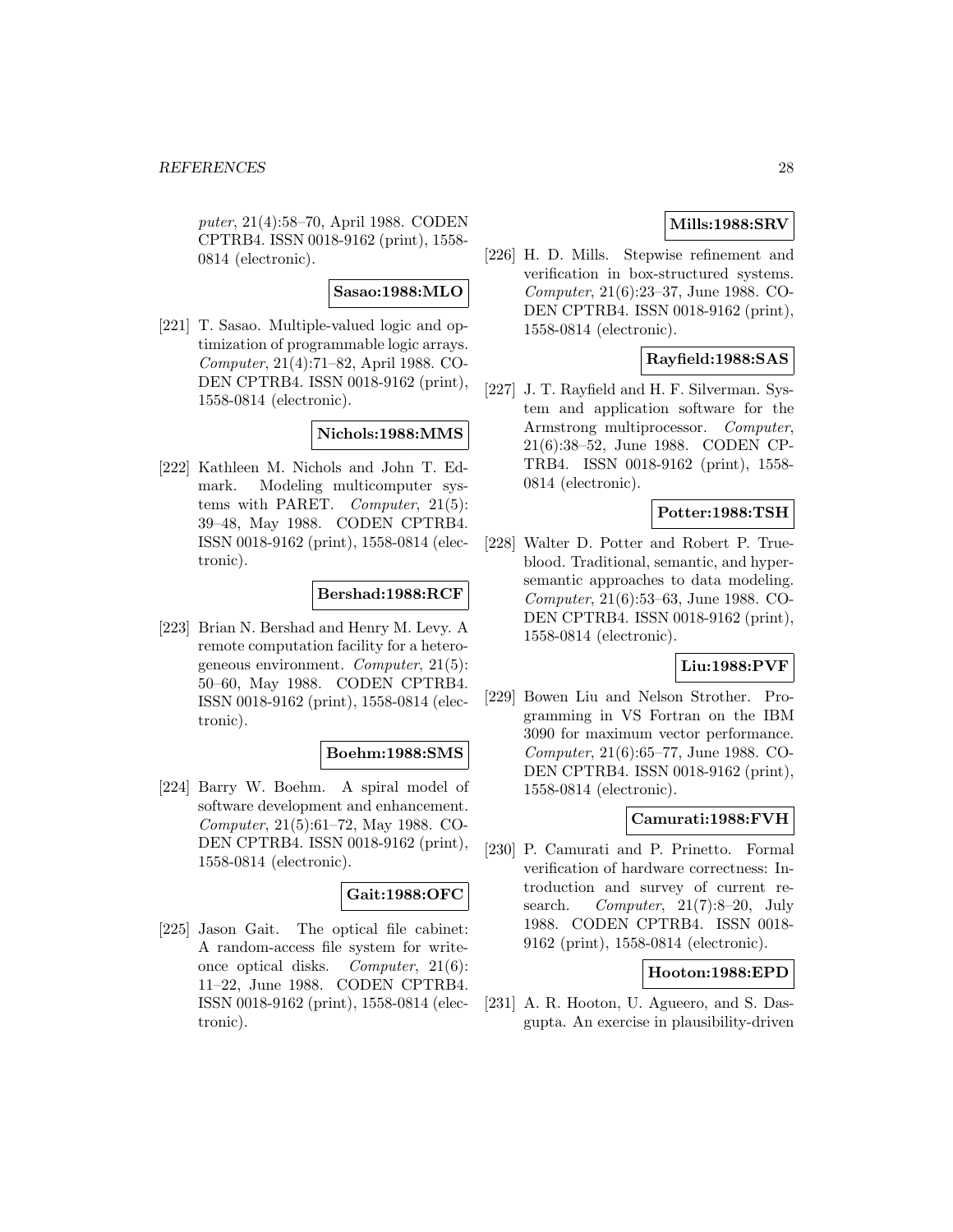*puter*, 21(4):58–70, April 1988. CODEN CPTRB4. ISSN 0018-9162 (print), 1558-0814 (electronic).

**Sasao:1988:MLO**

[221] T. Sasao. Multiple-valued logic and optimization of programmable logic arrays. *Computer*, 21(4):71–82, April 1988. CODEN CPTRB4. ISSN 0018-9162 (print), 1558-0814 (electronic).

**Nichols:1988:MMS**

[222] Kathleen M. Nichols and John T. Edmark. Modeling multicomputer systems with PARET. *Computer*, 21(5): 39–48, May 1988. CODEN CPTRB4. ISSN 0018-9162 (print), 1558-0814 (electronic).

**Bershad:1988:RCF**

[223] Brian N. Bershad and Henry M. Levy. A remote computation facility for a heterogeneous environment. *Computer*, 21(5): 50–60, May 1988. CODEN CPTRB4. ISSN 0018-9162 (print), 1558-0814 (electronic).

**Boehm:1988:SMS**

[224] Barry W. Boehm. A spiral model of software development and enhancement. *Computer*, 21(5):61–72, May 1988. CODEN CPTRB4. ISSN 0018-9162 (print), 1558-0814 (electronic).

**Gait:1988:OFC**

[225] Jason Gait. The optical file cabinet: A random-access file system for write-once optical disks. *Computer*, 21(6): 11–22, June 1988. CODEN CPTRB4. ISSN 0018-9162 (print), 1558-0814 (electronic).

**Mills:1988:SRV**

[226] H. D. Mills. Stepwise refinement and verification in box-structured systems. *Computer*, 21(6):23–37, June 1988. CODEN CPTRB4. ISSN 0018-9162 (print), 1558-0814 (electronic).

**Rayfield:1988:SAS**

[227] J. T. Rayfield and H. F. Silverman. System and application software for the Armstrong multiprocessor. *Computer*, 21(6):38–52, June 1988. CODEN CPTRB4. ISSN 0018-9162 (print), 1558-0814 (electronic).

**Potter:1988:TSH**

[228] Walter D. Potter and Robert P. Trueblood. Traditional, semantic, and hyper-semantic approaches to data modeling. *Computer*, 21(6):53–63, June 1988. CODEN CPTRB4. ISSN 0018-9162 (print), 1558-0814 (electronic).

**Liu:1988:PVF**

[229] Bowen Liu and Nelson Strother. Programming in VS Fortran on the IBM 3090 for maximum vector performance. *Computer*, 21(6):65–77, June 1988. CODEN CPTRB4. ISSN 0018-9162 (print), 1558-0814 (electronic).

**Camurati:1988:FVH**

[230] P. Camurati and P. Prinetto. Formal verification of hardware correctness: Introduction and survey of current research. *Computer*, 21(7):8–20, July 1988. CODEN CPTRB4. ISSN 0018-9162 (print), 1558-0814 (electronic).

**Hooton:1988:EPD**

[231] A. R. Hooton, U. Agueero, and S. Dasgupta. An exercise in plausibility-driven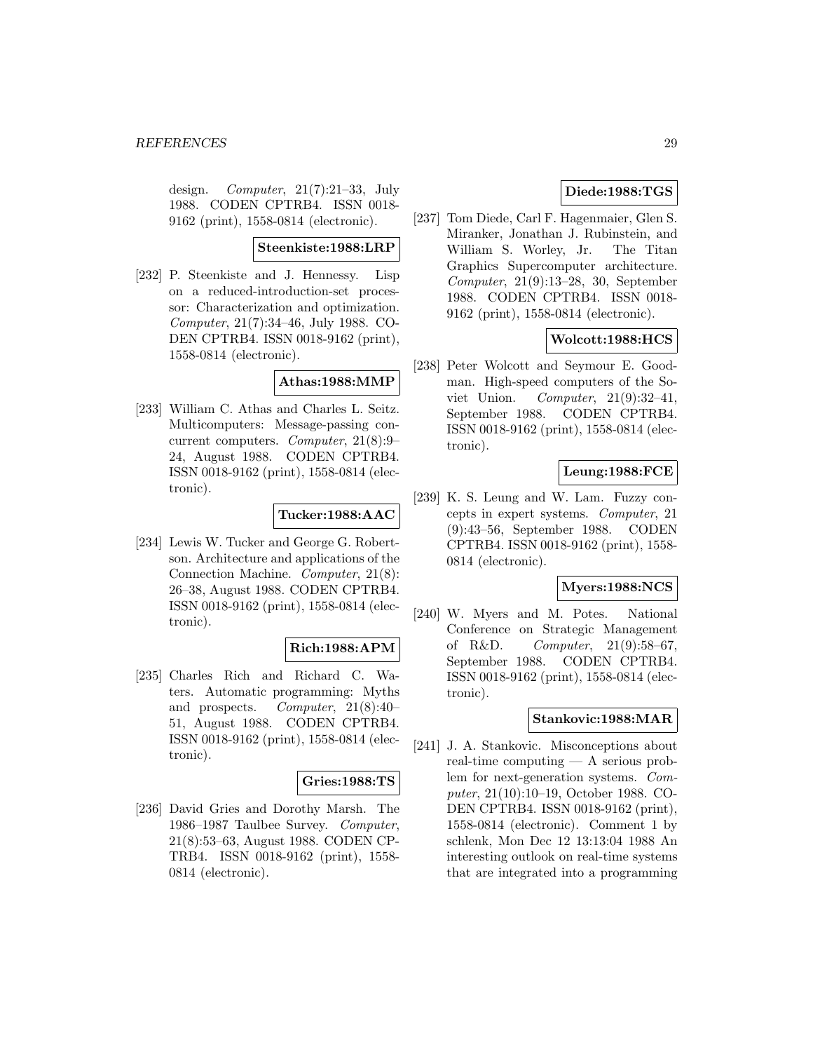design. *Computer*, 21(7):21–33, July 1988. CODEN CPTRB4. ISSN 0018-9162 (print), 1558-0814 (electronic).

**Steenkiste:1988:LRP**

[232] P. Steenkiste and J. Hennessy. Lisp on a reduced-introduction-set processor: Characterization and optimization. *Computer*, 21(7):34–46, July 1988. CODEN CPTRB4. ISSN 0018-9162 (print), 1558-0814 (electronic).

**Athas:1988:MMP**

[233] William C. Athas and Charles L. Seitz. Multicomputers: Message-passing concurrent computers. *Computer*, 21(8):9–24, August 1988. CODEN CPTRB4. ISSN 0018-9162 (print), 1558-0814 (electronic).

**Tucker:1988:AAC**

[234] Lewis W. Tucker and George G. Robertson. Architecture and applications of the Connection Machine. *Computer*, 21(8):26–38, August 1988. CODEN CPTRB4. ISSN 0018-9162 (print), 1558-0814 (electronic).

**Rich:1988:APM**

[235] Charles Rich and Richard C. Waters. Automatic programming: Myths and prospects. *Computer*, 21(8):40–51, August 1988. CODEN CPTRB4. ISSN 0018-9162 (print), 1558-0814 (electronic).

**Gries:1988:TS**

[236] David Gries and Dorothy Marsh. The 1986–1987 Taulbee Survey. *Computer*, 21(8):53–63, August 1988. CODEN CPTRB4. ISSN 0018-9162 (print), 1558-0814 (electronic).

**Diede:1988:TGS**

[237] Tom Diede, Carl F. Hagenmaier, Glen S. Miranker, Jonathan J. Rubinstein, and William S. Worley, Jr. The Titan Graphics Supercomputer architecture. *Computer*, 21(9):13–28, 30, September 1988. CODEN CPTRB4. ISSN 0018-9162 (print), 1558-0814 (electronic).

**Wolcott:1988:HCS**

[238] Peter Wolcott and Seymour E. Goodman. High-speed computers of the Soviet Union. *Computer*, 21(9):32–41, September 1988. CODEN CPTRB4. ISSN 0018-9162 (print), 1558-0814 (electronic).

**Leung:1988:FCE**

[239] K. S. Leung and W. Lam. Fuzzy concepts in expert systems. *Computer*, 21(9):43–56, September 1988. CODEN CPTRB4. ISSN 0018-9162 (print), 1558-0814 (electronic).

**Myers:1988:NCS**

[240] W. Myers and M. Potes. National Conference on Strategic Management of R&D. *Computer*, 21(9):58–67, September 1988. CODEN CPTRB4. ISSN 0018-9162 (print), 1558-0814 (electronic).

**Stankovic:1988:MAR**

[241] J. A. Stankovic. Misconceptions about real-time computing — A serious problem for next-generation systems. *Computer*, 21(10):10–19, October 1988. CODEN CPTRB4. ISSN 0018-9162 (print), 1558-0814 (electronic). Comment 1 by schlenk, Mon Dec 12 13:13:04 1988 An interesting outlook on real-time systems that are integrated into a programming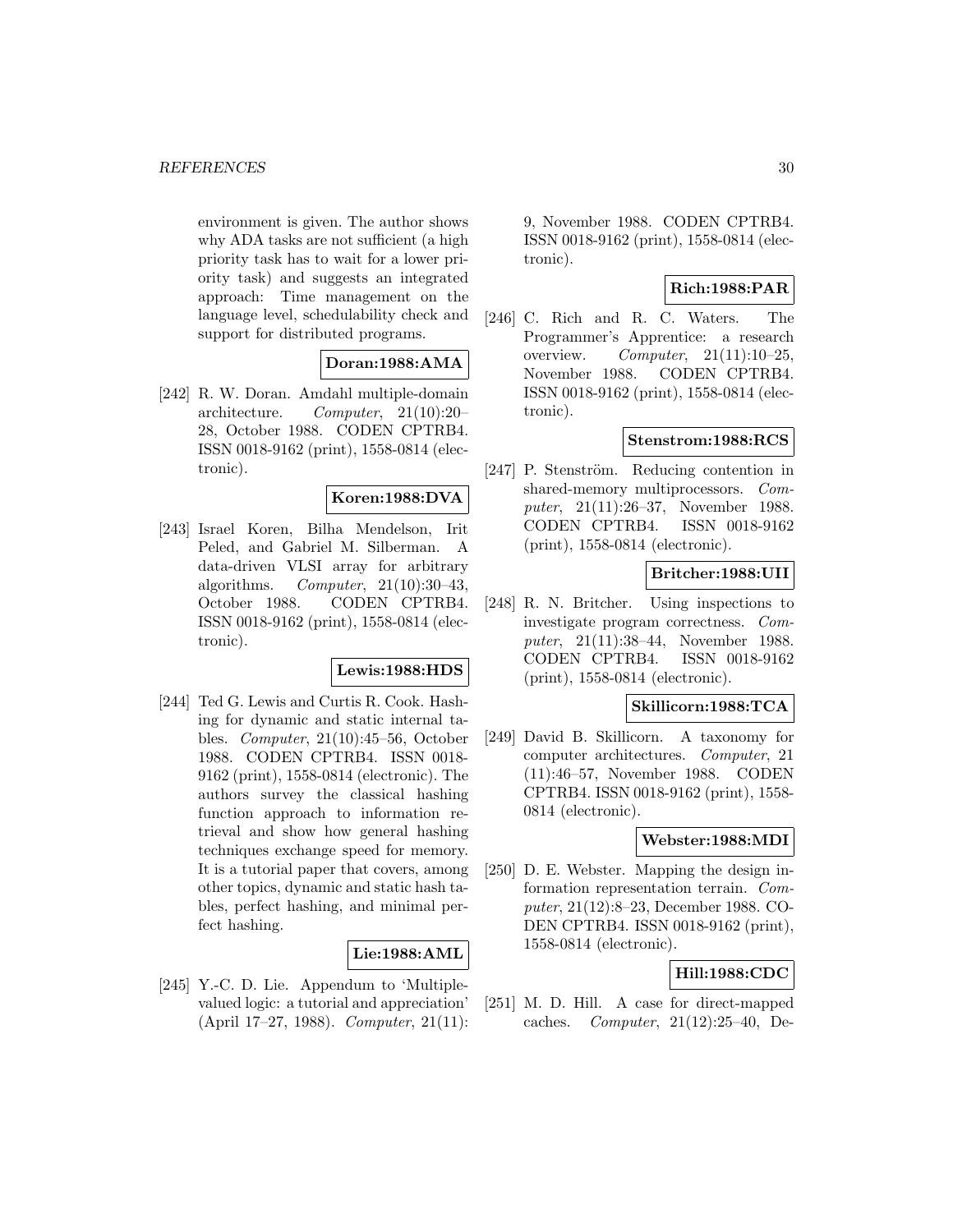environment is given. The author shows why ADA tasks are not sufficient (a high priority task has to wait for a lower priority task) and suggests an integrated approach: Time management on the language level, schedulability check and support for distributed programs.

**Doran:1988:AMA**

[242] R. W. Doran. Amdahl multiple-domain architecture. *Computer*, 21(10):20–28, October 1988. CODEN CPTRB4. ISSN 0018-9162 (print), 1558-0814 (electronic).

**Koren:1988:DVA**

[243] Israel Koren, Bilha Mendelson, Irit Peled, and Gabriel M. Silberman. A data-driven VLSI array for arbitrary algorithms. *Computer*, 21(10):30–43, October 1988. CODEN CPTRB4. ISSN 0018-9162 (print), 1558-0814 (electronic).

**Lewis:1988:HDS**

[244] Ted G. Lewis and Curtis R. Cook. Hashing for dynamic and static internal tables. *Computer*, 21(10):45–56, October 1988. CODEN CPTRB4. ISSN 0018-9162 (print), 1558-0814 (electronic). The authors survey the classical hashing function approach to information retrieval and show how general hashing techniques exchange speed for memory. It is a tutorial paper that covers, among other topics, dynamic and static hash tables, perfect hashing, and minimal perfect hashing.

**Lie:1988:AML**

[245] Y.-C. D. Lie. Appendum to 'Multiple-valued logic: a tutorial and appreciation' (April 17–27, 1988). *Computer*, 21(11):9, November 1988. CODEN CPTRB4. ISSN 0018-9162 (print), 1558-0814 (electronic).

**Rich:1988:PAR**

[246] C. Rich and R. C. Waters. The Programmer's Apprentice: a research overview. *Computer*, 21(11):10–25, November 1988. CODEN CPTRB4. ISSN 0018-9162 (print), 1558-0814 (electronic).

**Stenstrom:1988:RCS**

[247] P. Stenström. Reducing contention in shared-memory multiprocessors. *Computer*, 21(11):26–37, November 1988. CODEN CPTRB4. ISSN 0018-9162 (print), 1558-0814 (electronic).

**Britcher:1988:UII**

[248] R. N. Britcher. Using inspections to investigate program correctness. *Computer*, 21(11):38–44, November 1988. CODEN CPTRB4. ISSN 0018-9162 (print), 1558-0814 (electronic).

**Skillicorn:1988:TCA**

[249] David B. Skillicorn. A taxonomy for computer architectures. *Computer*, 21 (11):46–57, November 1988. CODEN CPTRB4. ISSN 0018-9162 (print), 1558-0814 (electronic).

**Webster:1988:MDI**

[250] D. E. Webster. Mapping the design information representation terrain. *Computer*, 21(12):8–23, December 1988. CODEN CPTRB4. ISSN 0018-9162 (print), 1558-0814 (electronic).

**Hill:1988:CDC**

[251] M. D. Hill. A case for direct-mapped caches. *Computer*, 21(12):25–40, De-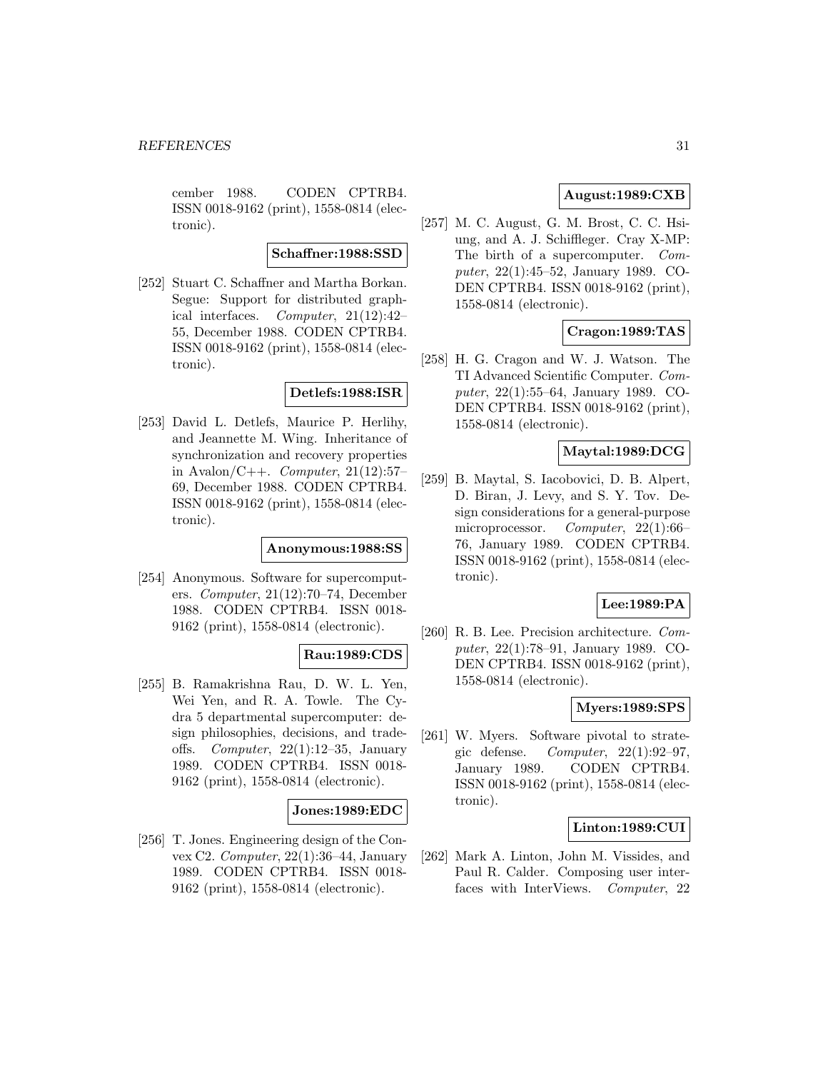cember 1988. CODEN CPTRB4. ISSN 0018-9162 (print), 1558-0814 (electronic).

**Schaffner:1988:SSD**

[252] Stuart C. Schaffner and Martha Borkan. Segue: Support for distributed graphical interfaces. *Computer*, 21(12):42–55, December 1988. CODEN CPTRB4. ISSN 0018-9162 (print), 1558-0814 (electronic).

**Detlefs:1988:ISR**

[253] David L. Detlefs, Maurice P. Herlihy, and Jeannette M. Wing. Inheritance of synchronization and recovery properties in Avalon/C++. *Computer*, 21(12):57–69, December 1988. CODEN CPTRB4. ISSN 0018-9162 (print), 1558-0814 (electronic).

**Anonymous:1988:SS**

[254] Anonymous. Software for supercomputers. *Computer*, 21(12):70–74, December 1988. CODEN CPTRB4. ISSN 0018-9162 (print), 1558-0814 (electronic).

**Rau:1989:CDS**

[255] B. Ramakrishna Rau, D. W. L. Yen, Wei Yen, and R. A. Towle. The Cydra 5 departmental supercomputer: design philosophies, decisions, and trade-offs. *Computer*, 22(1):12–35, January 1989. CODEN CPTRB4. ISSN 0018-9162 (print), 1558-0814 (electronic).

**Jones:1989:EDC**

[256] T. Jones. Engineering design of the Convex C2. *Computer*, 22(1):36–44, January 1989. CODEN CPTRB4. ISSN 0018-9162 (print), 1558-0814 (electronic).

**August:1989:CXB**

[257] M. C. August, G. M. Brost, C. C. Hsiung, and A. J. Schiffleger. Cray X-MP: The birth of a supercomputer. *Computer*, 22(1):45–52, January 1989. CODEN CPTRB4. ISSN 0018-9162 (print), 1558-0814 (electronic).

**Cragon:1989:TAS**

[258] H. G. Cragon and W. J. Watson. The TI Advanced Scientific Computer. *Computer*, 22(1):55–64, January 1989. CODEN CPTRB4. ISSN 0018-9162 (print), 1558-0814 (electronic).

**Maytal:1989:DCG**

[259] B. Maytal, S. Iacobovici, D. B. Alpert, D. Biran, J. Levy, and S. Y. Tov. Design considerations for a general-purpose microprocessor. *Computer*, 22(1):66–76, January 1989. CODEN CPTRB4. ISSN 0018-9162 (print), 1558-0814 (electronic).

**Lee:1989:PA**

[260] R. B. Lee. Precision architecture. *Computer*, 22(1):78–91, January 1989. CODEN CPTRB4. ISSN 0018-9162 (print), 1558-0814 (electronic).

**Myers:1989:SPS**

[261] W. Myers. Software pivotal to strategic defense. *Computer*, 22(1):92–97, January 1989. CODEN CPTRB4. ISSN 0018-9162 (print), 1558-0814 (electronic).

**Linton:1989:CUI**

[262] Mark A. Linton, John M. Vissides, and Paul R. Calder. Composing user interfaces with InterViews. *Computer*, 22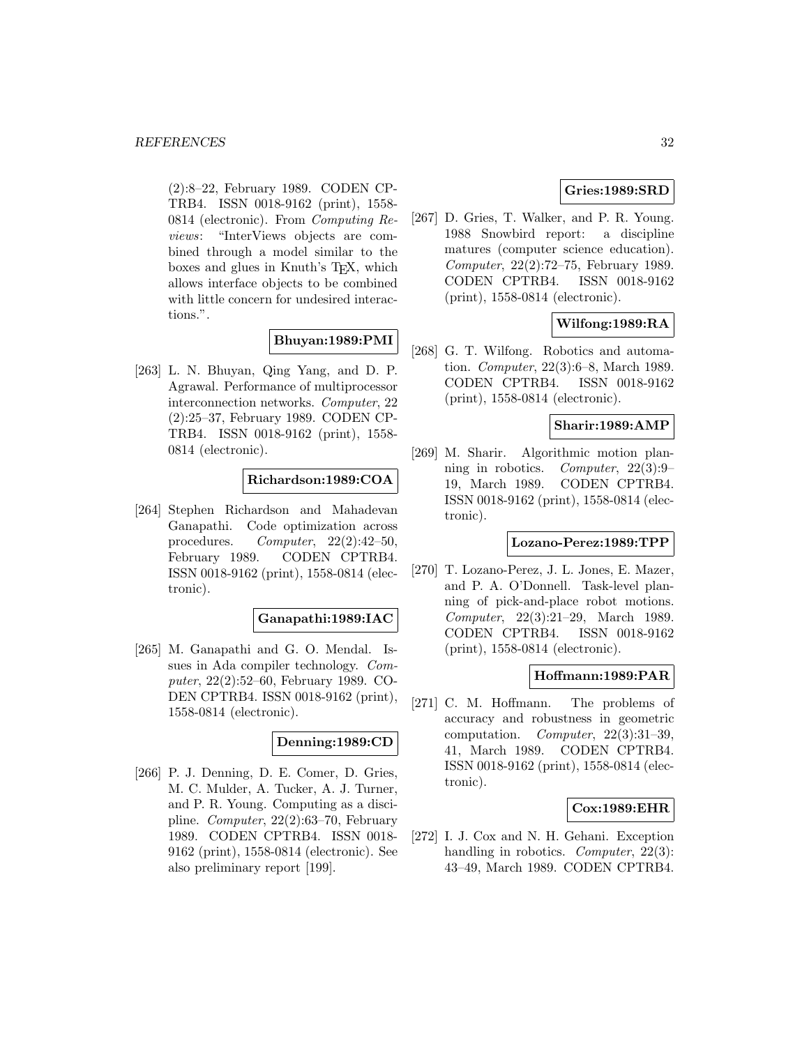(2):8–22, February 1989. CODEN CPTRB4. ISSN 0018-9162 (print), 1558-0814 (electronic). From *Computing Reviews*: "InterViews objects are combined through a model similar to the boxes and glues in Knuth's TEX, which allows interface objects to be combined with little concern for undesired interactions.".

**Bhuyan:1989:PMI**

[263] L. N. Bhuyan, Qing Yang, and D. P. Agrawal. Performance of multiprocessor interconnection networks. *Computer*, 22 (2):25–37, February 1989. CODEN CPTRB4. ISSN 0018-9162 (print), 1558-0814 (electronic).

**Richardson:1989:COA**

[264] Stephen Richardson and Mahadevan Ganapathi. Code optimization across procedures. *Computer*, 22(2):42–50, February 1989. CODEN CPTRB4. ISSN 0018-9162 (print), 1558-0814 (electronic).

**Ganapathi:1989:IAC**

[265] M. Ganapathi and G. O. Mendal. Issues in Ada compiler technology. *Computer*, 22(2):52–60, February 1989. CODEN CPTRB4. ISSN 0018-9162 (print), 1558-0814 (electronic).

**Denning:1989:CD**

[266] P. J. Denning, D. E. Comer, D. Gries, M. C. Mulder, A. Tucker, A. J. Turner, and P. R. Young. Computing as a discipline. *Computer*, 22(2):63–70, February 1989. CODEN CPTRB4. ISSN 0018-9162 (print), 1558-0814 (electronic). See also preliminary report [199].

**Gries:1989:SRD**

[267] D. Gries, T. Walker, and P. R. Young. 1988 Snowbird report: a discipline matures (computer science education). *Computer*, 22(2):72–75, February 1989. CODEN CPTRB4. ISSN 0018-9162 (print), 1558-0814 (electronic).

**Wilfong:1989:RA**

[268] G. T. Wilfong. Robotics and automation. *Computer*, 22(3):6–8, March 1989. CODEN CPTRB4. ISSN 0018-9162 (print), 1558-0814 (electronic).

**Sharir:1989:AMP**

[269] M. Sharir. Algorithmic motion planning in robotics. *Computer*, 22(3):9–19, March 1989. CODEN CPTRB4. ISSN 0018-9162 (print), 1558-0814 (electronic).

**Lozano-Perez:1989:TPP**

[270] T. Lozano-Perez, J. L. Jones, E. Mazer, and P. A. O'Donnell. Task-level planning of pick-and-place robot motions. *Computer*, 22(3):21–29, March 1989. CODEN CPTRB4. ISSN 0018-9162 (print), 1558-0814 (electronic).

**Hoffmann:1989:PAR**

[271] C. M. Hoffmann. The problems of accuracy and robustness in geometric computation. *Computer*, 22(3):31–39, 41, March 1989. CODEN CPTRB4. ISSN 0018-9162 (print), 1558-0814 (electronic).

**Cox:1989:EHR**

[272] I. J. Cox and N. H. Gehani. Exception handling in robotics. *Computer*, 22(3): 43–49, March 1989. CODEN CPTRB4.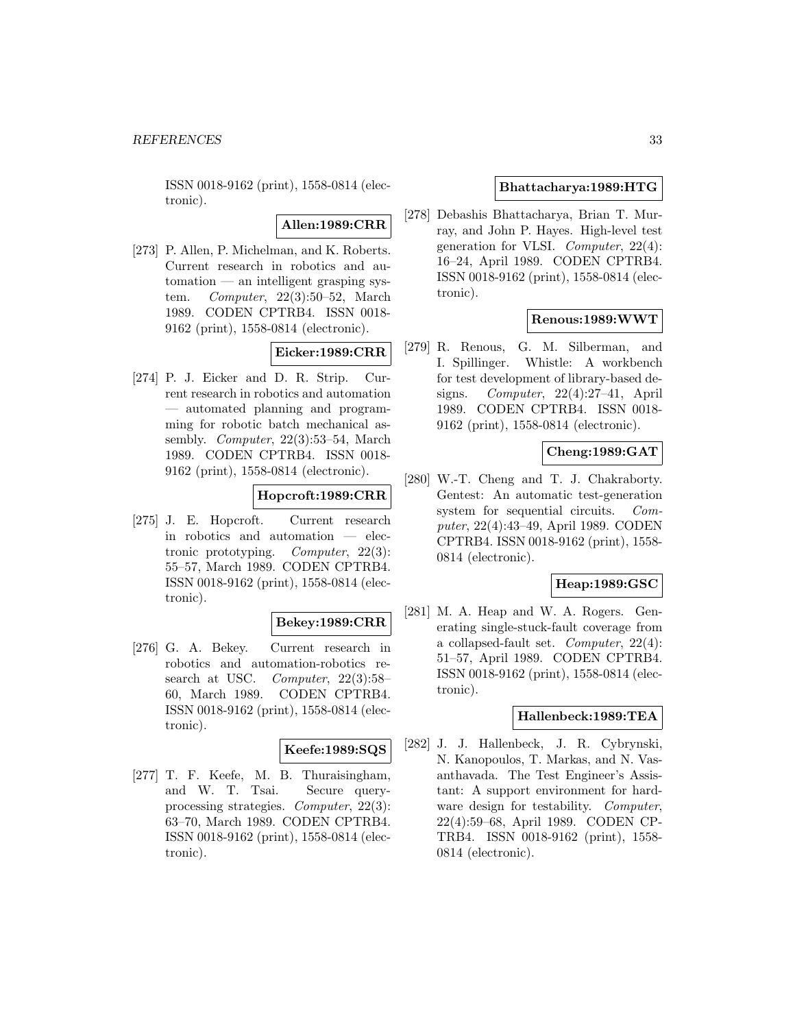ISSN 0018-9162 (print), 1558-0814 (electronic).

**Allen:1989:CRR**

[273] P. Allen, P. Michelman, and K. Roberts. Current research in robotics and automation — an intelligent grasping system. *Computer*, 22(3):50–52, March 1989. CODEN CPTRB4. ISSN 0018-9162 (print), 1558-0814 (electronic).

**Eicker:1989:CRR**

[274] P. J. Eicker and D. R. Strip. Current research in robotics and automation — automated planning and programming for robotic batch mechanical assembly. *Computer*, 22(3):53–54, March 1989. CODEN CPTRB4. ISSN 0018-9162 (print), 1558-0814 (electronic).

**Hopcroft:1989:CRR**

[275] J. E. Hopcroft. Current research in robotics and automation — electronic prototyping. *Computer*, 22(3): 55–57, March 1989. CODEN CPTRB4. ISSN 0018-9162 (print), 1558-0814 (electronic).

**Bekey:1989:CRR**

[276] G. A. Bekey. Current research in robotics and automation-robotics research at USC. *Computer*, 22(3):58–60, March 1989. CODEN CPTRB4. ISSN 0018-9162 (print), 1558-0814 (electronic).

**Keefe:1989:SQS**

[277] T. F. Keefe, M. B. Thuraisingham, and W. T. Tsai. Secure query-processing strategies. *Computer*, 22(3): 63–70, March 1989. CODEN CPTRB4. ISSN 0018-9162 (print), 1558-0814 (electronic).

**Bhattacharya:1989:HTG**

[278] Debashis Bhattacharya, Brian T. Murray, and John P. Hayes. High-level test generation for VLSI. *Computer*, 22(4): 16–24, April 1989. CODEN CPTRB4. ISSN 0018-9162 (print), 1558-0814 (electronic).

**Renous:1989:WWT**

[279] R. Renous, G. M. Silberman, and I. Spillinger. Whistle: A workbench for test development of library-based designs. *Computer*, 22(4):27–41, April 1989. CODEN CPTRB4. ISSN 0018-9162 (print), 1558-0814 (electronic).

**Cheng:1989:GAT**

[280] W.-T. Cheng and T. J. Chakraborty. Gentest: An automatic test-generation system for sequential circuits. *Computer*, 22(4):43–49, April 1989. CODEN CPTRB4. ISSN 0018-9162 (print), 1558-0814 (electronic).

**Heap:1989:GSC**

[281] M. A. Heap and W. A. Rogers. Generating single-stuck-fault coverage from a collapsed-fault set. *Computer*, 22(4): 51–57, April 1989. CODEN CPTRB4. ISSN 0018-9162 (print), 1558-0814 (electronic).

**Hallenbeck:1989:TEA**

[282] J. J. Hallenbeck, J. R. Cybrynski, N. Kanopoulos, T. Markas, and N. Vasanthavada. The Test Engineer's Assistant: A support environment for hardware design for testability. *Computer*, 22(4):59–68, April 1989. CODEN CPTRB4. ISSN 0018-9162 (print), 1558-0814 (electronic).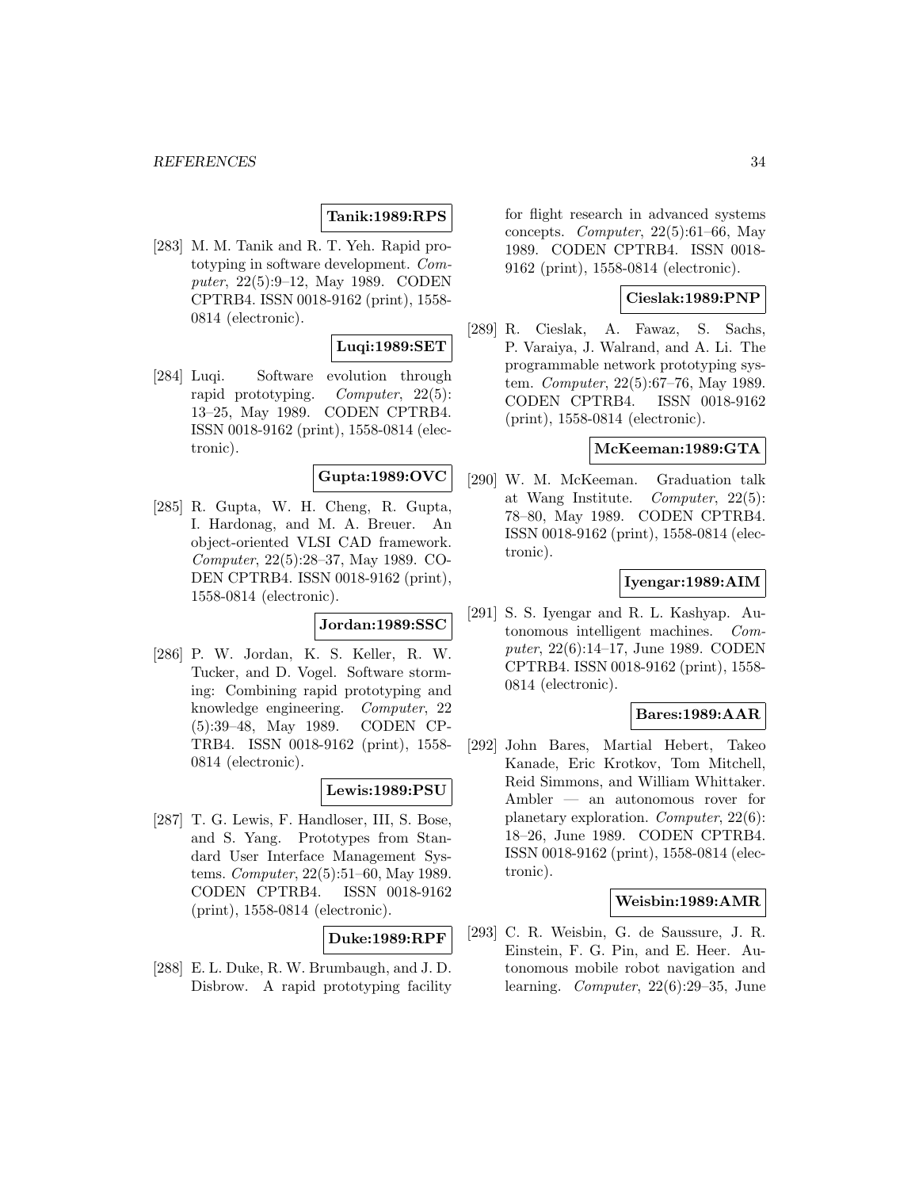**Tanik:1989:RPS**

[283] M. M. Tanik and R. T. Yeh. Rapid prototyping in software development. *Computer*, 22(5):9–12, May 1989. CODEN CPTRB4. ISSN 0018-9162 (print), 1558-0814 (electronic).

**Luqi:1989:SET**

[284] Luqi. Software evolution through rapid prototyping. *Computer*, 22(5): 13–25, May 1989. CODEN CPTRB4. ISSN 0018-9162 (print), 1558-0814 (electronic).

**Gupta:1989:OVC**

[285] R. Gupta, W. H. Cheng, R. Gupta, I. Hardonag, and M. A. Breuer. An object-oriented VLSI CAD framework. *Computer*, 22(5):28–37, May 1989. CODEN CPTRB4. ISSN 0018-9162 (print), 1558-0814 (electronic).

**Jordan:1989:SSC**

[286] P. W. Jordan, K. S. Keller, R. W. Tucker, and D. Vogel. Software storming: Combining rapid prototyping and knowledge engineering. *Computer*, 22 (5):39–48, May 1989. CODEN CPTRB4. ISSN 0018-9162 (print), 1558-0814 (electronic).

**Lewis:1989:PSU**

[287] T. G. Lewis, F. Handloser, III, S. Bose, and S. Yang. Prototypes from Standard User Interface Management Systems. *Computer*, 22(5):51–60, May 1989. CODEN CPTRB4. ISSN 0018-9162 (print), 1558-0814 (electronic).

**Duke:1989:RPF**

[288] E. L. Duke, R. W. Brumbaugh, and J. D. Disbrow. A rapid prototyping facility for flight research in advanced systems concepts. *Computer*, 22(5):61–66, May 1989. CODEN CPTRB4. ISSN 0018-9162 (print), 1558-0814 (electronic).

**Cieslak:1989:PNP**

[289] R. Cieslak, A. Fawaz, S. Sachs, P. Varaiya, J. Walrand, and A. Li. The programmable network prototyping system. *Computer*, 22(5):67–76, May 1989. CODEN CPTRB4. ISSN 0018-9162 (print), 1558-0814 (electronic).

**McKeeman:1989:GTA**

[290] W. M. McKeeman. Graduation talk at Wang Institute. *Computer*, 22(5): 78–80, May 1989. CODEN CPTRB4. ISSN 0018-9162 (print), 1558-0814 (electronic).

**Iyengar:1989:AIM**

[291] S. S. Iyengar and R. L. Kashyap. Autonomous intelligent machines. *Computer*, 22(6):14–17, June 1989. CODEN CPTRB4. ISSN 0018-9162 (print), 1558-0814 (electronic).

**Bares:1989:AAR**

[292] John Bares, Martial Hebert, Takeo Kanade, Eric Krotkov, Tom Mitchell, Reid Simmons, and William Whittaker. Ambler — an autonomous rover for planetary exploration. *Computer*, 22(6): 18–26, June 1989. CODEN CPTRB4. ISSN 0018-9162 (print), 1558-0814 (electronic).

**Weisbin:1989:AMR**

[293] C. R. Weisbin, G. de Saussure, J. R. Einstein, F. G. Pin, and E. Heer. Autonomous mobile robot navigation and learning. *Computer*, 22(6):29–35, June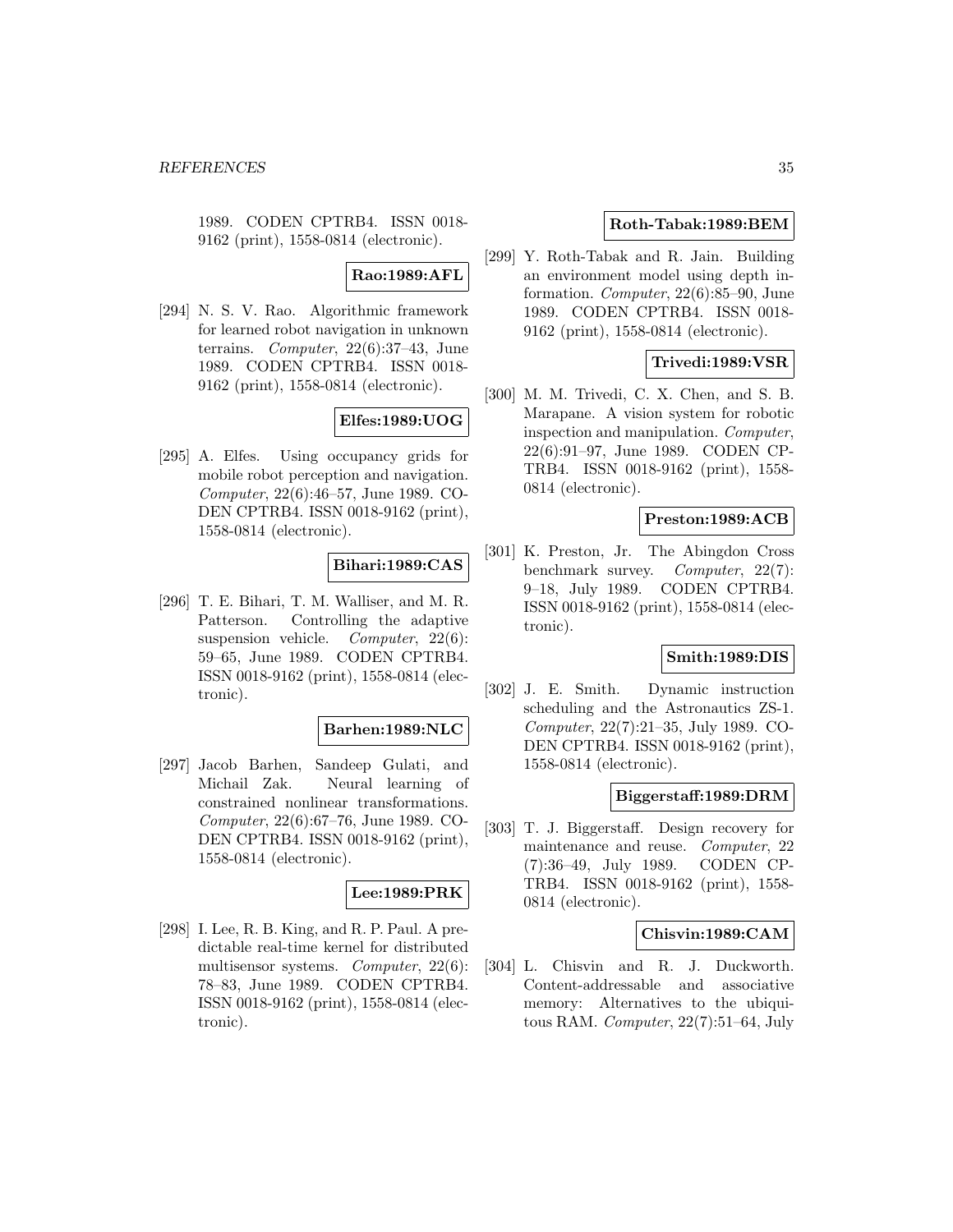1989. CODEN CPTRB4. ISSN 0018-9162 (print), 1558-0814 (electronic).

**Rao:1989:AFL**

[294] N. S. V. Rao. Algorithmic framework for learned robot navigation in unknown terrains. *Computer*, 22(6):37–43, June 1989. CODEN CPTRB4. ISSN 0018-9162 (print), 1558-0814 (electronic).

**Elfes:1989:UOG**

[295] A. Elfes. Using occupancy grids for mobile robot perception and navigation. *Computer*, 22(6):46–57, June 1989. CODEN CPTRB4. ISSN 0018-9162 (print), 1558-0814 (electronic).

**Bihari:1989:CAS**

[296] T. E. Bihari, T. M. Walliser, and M. R. Patterson. Controlling the adaptive suspension vehicle. *Computer*, 22(6):59–65, June 1989. CODEN CPTRB4. ISSN 0018-9162 (print), 1558-0814 (electronic).

**Barhen:1989:NLC**

[297] Jacob Barhen, Sandeep Gulati, and Michail Zak. Neural learning of constrained nonlinear transformations. *Computer*, 22(6):67–76, June 1989. CODEN CPTRB4. ISSN 0018-9162 (print), 1558-0814 (electronic).

**Lee:1989:PRK**

[298] I. Lee, R. B. King, and R. P. Paul. A predictable real-time kernel for distributed multisensor systems. *Computer*, 22(6):78–83, June 1989. CODEN CPTRB4. ISSN 0018-9162 (print), 1558-0814 (electronic).

**Roth-Tabak:1989:BEM**

[299] Y. Roth-Tabak and R. Jain. Building an environment model using depth information. *Computer*, 22(6):85–90, June 1989. CODEN CPTRB4. ISSN 0018-9162 (print), 1558-0814 (electronic).

**Trivedi:1989:VSR**

[300] M. M. Trivedi, C. X. Chen, and S. B. Marapane. A vision system for robotic inspection and manipulation. *Computer*, 22(6):91–97, June 1989. CODEN CPTRB4. ISSN 0018-9162 (print), 1558-0814 (electronic).

**Preston:1989:ACB**

[301] K. Preston, Jr. The Abingdon Cross benchmark survey. *Computer*, 22(7):9–18, July 1989. CODEN CPTRB4. ISSN 0018-9162 (print), 1558-0814 (electronic).

**Smith:1989:DIS**

[302] J. E. Smith. Dynamic instruction scheduling and the Astronautics ZS-1. *Computer*, 22(7):21–35, July 1989. CODEN CPTRB4. ISSN 0018-9162 (print), 1558-0814 (electronic).

**Biggerstaff:1989:DRM**

[303] T. J. Biggerstaff. Design recovery for maintenance and reuse. *Computer*, 22(7):36–49, July 1989. CODEN CPTRB4. ISSN 0018-9162 (print), 1558-0814 (electronic).

**Chisvin:1989:CAM**

[304] L. Chisvin and R. J. Duckworth. Content-addressable and associative memory: Alternatives to the ubiquitous RAM. *Computer*, 22(7):51–64, July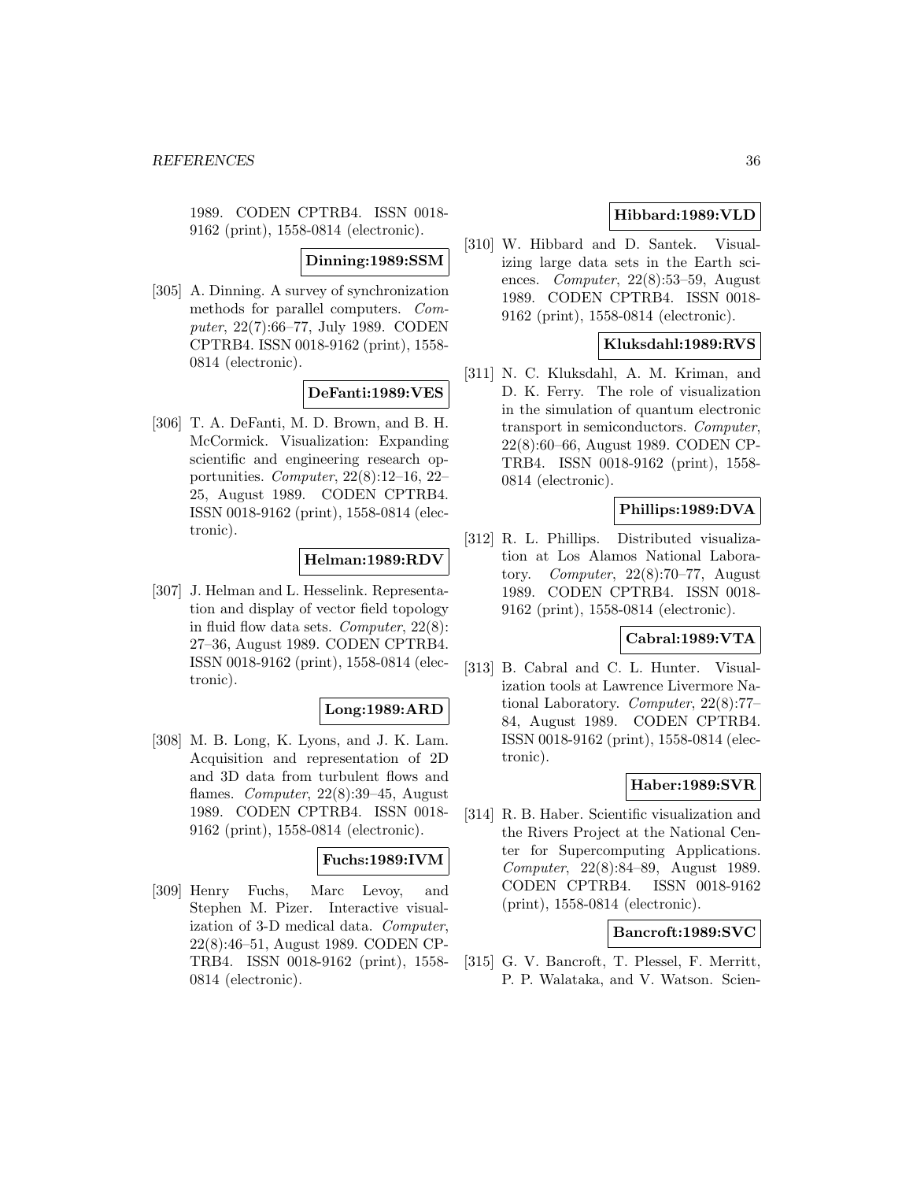1989. CODEN CPTRB4. ISSN 0018-9162 (print), 1558-0814 (electronic).

**Dinning:1989:SSM**

[305] A. Dinning. A survey of synchronization methods for parallel computers. *Computer*, 22(7):66–77, July 1989. CODEN CPTRB4. ISSN 0018-9162 (print), 1558-0814 (electronic).

**DeFanti:1989:VES**

[306] T. A. DeFanti, M. D. Brown, and B. H. McCormick. Visualization: Expanding scientific and engineering research opportunities. *Computer*, 22(8):12–16, 22–25, August 1989. CODEN CPTRB4. ISSN 0018-9162 (print), 1558-0814 (electronic).

**Helman:1989:RDV**

[307] J. Helman and L. Hesselink. Representation and display of vector field topology in fluid flow data sets. *Computer*, 22(8):27–36, August 1989. CODEN CPTRB4. ISSN 0018-9162 (print), 1558-0814 (electronic).

**Long:1989:ARD**

[308] M. B. Long, K. Lyons, and J. K. Lam. Acquisition and representation of 2D and 3D data from turbulent flows and flames. *Computer*, 22(8):39–45, August 1989. CODEN CPTRB4. ISSN 0018-9162 (print), 1558-0814 (electronic).

**Fuchs:1989:IVM**

[309] Henry Fuchs, Marc Levoy, and Stephen M. Pizer. Interactive visualization of 3-D medical data. *Computer*, 22(8):46–51, August 1989. CODEN CPTRB4. ISSN 0018-9162 (print), 1558-0814 (electronic).

**Hibbard:1989:VLD**

[310] W. Hibbard and D. Santek. Visualizing large data sets in the Earth sciences. *Computer*, 22(8):53–59, August 1989. CODEN CPTRB4. ISSN 0018-9162 (print), 1558-0814 (electronic).

**Kluksdahl:1989:RVS**

[311] N. C. Kluksdahl, A. M. Kriman, and D. K. Ferry. The role of visualization in the simulation of quantum electronic transport in semiconductors. *Computer*, 22(8):60–66, August 1989. CODEN CPTRB4. ISSN 0018-9162 (print), 1558-0814 (electronic).

**Phillips:1989:DVA**

[312] R. L. Phillips. Distributed visualization at Los Alamos National Laboratory. *Computer*, 22(8):70–77, August 1989. CODEN CPTRB4. ISSN 0018-9162 (print), 1558-0814 (electronic).

**Cabral:1989:VTA**

[313] B. Cabral and C. L. Hunter. Visualization tools at Lawrence Livermore National Laboratory. *Computer*, 22(8):77–84, August 1989. CODEN CPTRB4. ISSN 0018-9162 (print), 1558-0814 (electronic).

**Haber:1989:SVR**

[314] R. B. Haber. Scientific visualization and the Rivers Project at the National Center for Supercomputing Applications. *Computer*, 22(8):84–89, August 1989. CODEN CPTRB4. ISSN 0018-9162 (print), 1558-0814 (electronic).

**Bancroft:1989:SVC**

[315] G. V. Bancroft, T. Plessel, F. Merritt, P. P. Walataka, and V. Watson. Scien-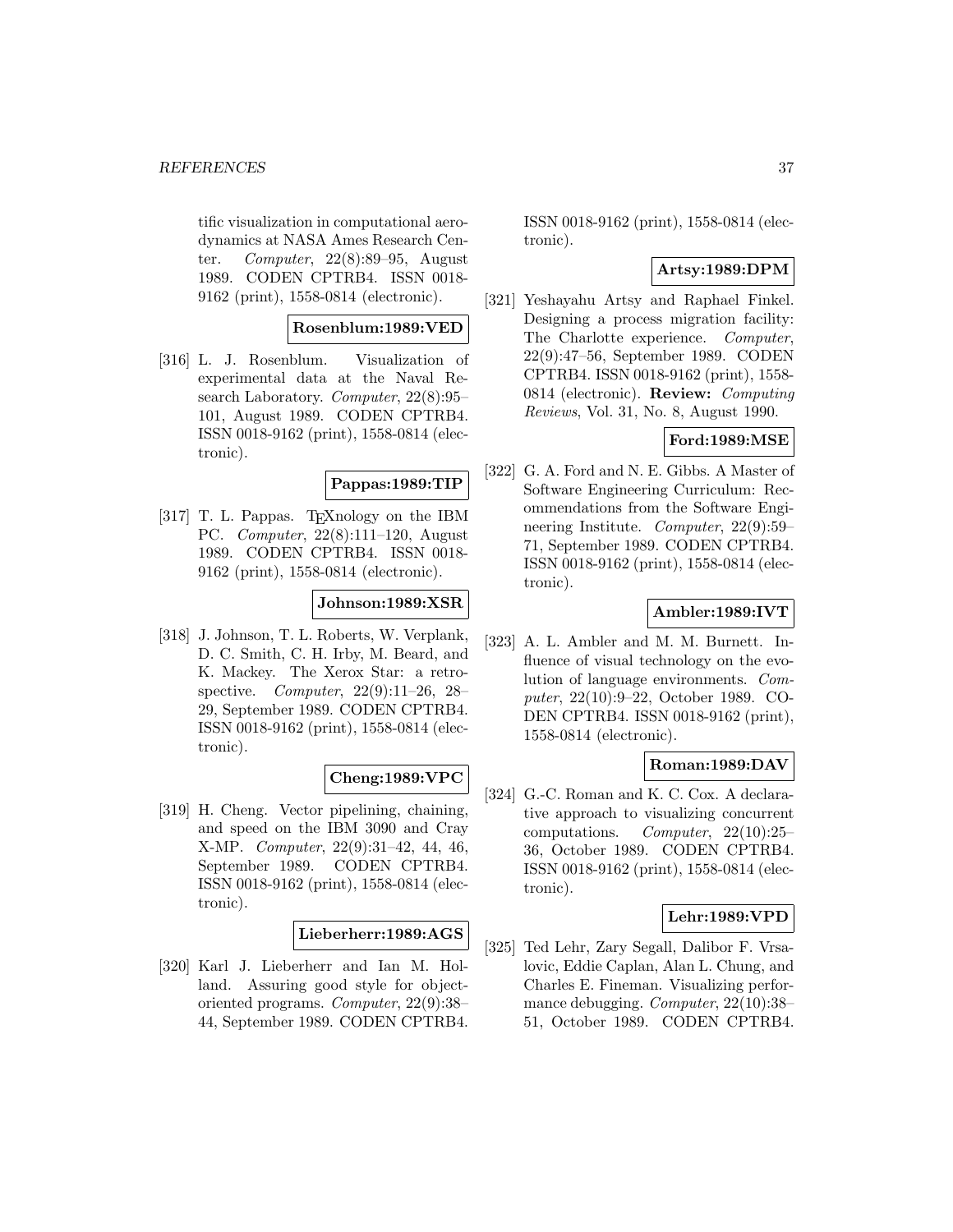tific visualization in computational aerodynamics at NASA Ames Research Center. *Computer*, 22(8):89–95, August 1989. CODEN CPTRB4. ISSN 0018-9162 (print), 1558-0814 (electronic).

**Rosenblum:1989:VED**

[316] L. J. Rosenblum. Visualization of experimental data at the Naval Research Laboratory. *Computer*, 22(8):95–101, August 1989. CODEN CPTRB4. ISSN 0018-9162 (print), 1558-0814 (electronic).

**Pappas:1989:TIP**

[317] T. L. Pappas. TEXnology on the IBM PC. *Computer*, 22(8):111–120, August 1989. CODEN CPTRB4. ISSN 0018-9162 (print), 1558-0814 (electronic).

**Johnson:1989:XSR**

[318] J. Johnson, T. L. Roberts, W. Verplank, D. C. Smith, C. H. Irby, M. Beard, and K. Mackey. The Xerox Star: a retrospective. *Computer*, 22(9):11–26, 28–29, September 1989. CODEN CPTRB4. ISSN 0018-9162 (print), 1558-0814 (electronic).

**Cheng:1989:VPC**

[319] H. Cheng. Vector pipelining, chaining, and speed on the IBM 3090 and Cray X-MP. *Computer*, 22(9):31–42, 44, 46, September 1989. CODEN CPTRB4. ISSN 0018-9162 (print), 1558-0814 (electronic).

**Lieberherr:1989:AGS**

[320] Karl J. Lieberherr and Ian M. Holland. Assuring good style for object-oriented programs. *Computer*, 22(9):38–44, September 1989. CODEN CPTRB4. ISSN 0018-9162 (print), 1558-0814 (electronic).

**Artsy:1989:DPM**

[321] Yeshayahu Artsy and Raphael Finkel. Designing a process migration facility: The Charlotte experience. *Computer*, 22(9):47–56, September 1989. CODEN CPTRB4. ISSN 0018-9162 (print), 1558-0814 (electronic). **Review:** *Computing Reviews*, Vol. 31, No. 8, August 1990.

**Ford:1989:MSE**

[322] G. A. Ford and N. E. Gibbs. A Master of Software Engineering Curriculum: Recommendations from the Software Engineering Institute. *Computer*, 22(9):59–71, September 1989. CODEN CPTRB4. ISSN 0018-9162 (print), 1558-0814 (electronic).

**Ambler:1989:IVT**

[323] A. L. Ambler and M. M. Burnett. Influence of visual technology on the evolution of language environments. *Computer*, 22(10):9–22, October 1989. CODEN CPTRB4. ISSN 0018-9162 (print), 1558-0814 (electronic).

**Roman:1989:DAV**

[324] G.-C. Roman and K. C. Cox. A declarative approach to visualizing concurrent computations. *Computer*, 22(10):25–36, October 1989. CODEN CPTRB4. ISSN 0018-9162 (print), 1558-0814 (electronic).

**Lehr:1989:VPD**

[325] Ted Lehr, Zary Segall, Dalibor F. Vrsalovic, Eddie Caplan, Alan L. Chung, and Charles E. Fineman. Visualizing performance debugging. *Computer*, 22(10):38–51, October 1989. CODEN CPTRB4.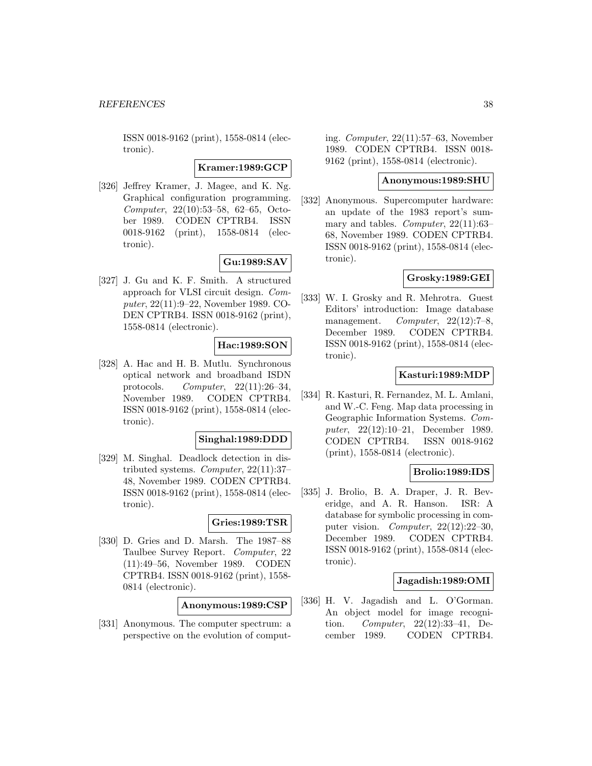ISSN 0018-9162 (print), 1558-0814 (electronic).

**Kramer:1989:GCP**

[326] Jeffrey Kramer, J. Magee, and K. Ng. Graphical configuration programming. *Computer*, 22(10):53–58, 62–65, October 1989. CODEN CPTRB4. ISSN 0018-9162 (print), 1558-0814 (electronic).

**Gu:1989:SAV**

[327] J. Gu and K. F. Smith. A structured approach for VLSI circuit design. *Computer*, 22(11):9–22, November 1989. CODEN CPTRB4. ISSN 0018-9162 (print), 1558-0814 (electronic).

**Hac:1989:SON**

[328] A. Hac and H. B. Mutlu. Synchronous optical network and broadband ISDN protocols. *Computer*, 22(11):26–34, November 1989. CODEN CPTRB4. ISSN 0018-9162 (print), 1558-0814 (electronic).

**Singhal:1989:DDD**

[329] M. Singhal. Deadlock detection in distributed systems. *Computer*, 22(11):37–48, November 1989. CODEN CPTRB4. ISSN 0018-9162 (print), 1558-0814 (electronic).

**Gries:1989:TSR**

[330] D. Gries and D. Marsh. The 1987–88 Taulbee Survey Report. *Computer*, 22 (11):49–56, November 1989. CODEN CPTRB4. ISSN 0018-9162 (print), 1558-0814 (electronic).

**Anonymous:1989:CSP**

[331] Anonymous. The computer spectrum: a perspective on the evolution of computing. *Computer*, 22(11):57–63, November 1989. CODEN CPTRB4. ISSN 0018-9162 (print), 1558-0814 (electronic).

**Anonymous:1989:SHU**

[332] Anonymous. Supercomputer hardware: an update of the 1983 report's summary and tables. *Computer*, 22(11):63–68, November 1989. CODEN CPTRB4. ISSN 0018-9162 (print), 1558-0814 (electronic).

**Grosky:1989:GEI**

[333] W. I. Grosky and R. Mehrotra. Guest Editors' introduction: Image database management. *Computer*, 22(12):7–8, December 1989. CODEN CPTRB4. ISSN 0018-9162 (print), 1558-0814 (electronic).

**Kasturi:1989:MDP**

[334] R. Kasturi, R. Fernandez, M. L. Amlani, and W.-C. Feng. Map data processing in Geographic Information Systems. *Computer*, 22(12):10–21, December 1989. CODEN CPTRB4. ISSN 0018-9162 (print), 1558-0814 (electronic).

**Brolio:1989:IDS**

[335] J. Brolio, B. A. Draper, J. R. Beveridge, and A. R. Hanson. ISR: A database for symbolic processing in computer vision. *Computer*, 22(12):22–30, December 1989. CODEN CPTRB4. ISSN 0018-9162 (print), 1558-0814 (electronic).

**Jagadish:1989:OMI**

[336] H. V. Jagadish and L. O'Gorman. An object model for image recognition. *Computer*, 22(12):33–41, December 1989. CODEN CPTRB4.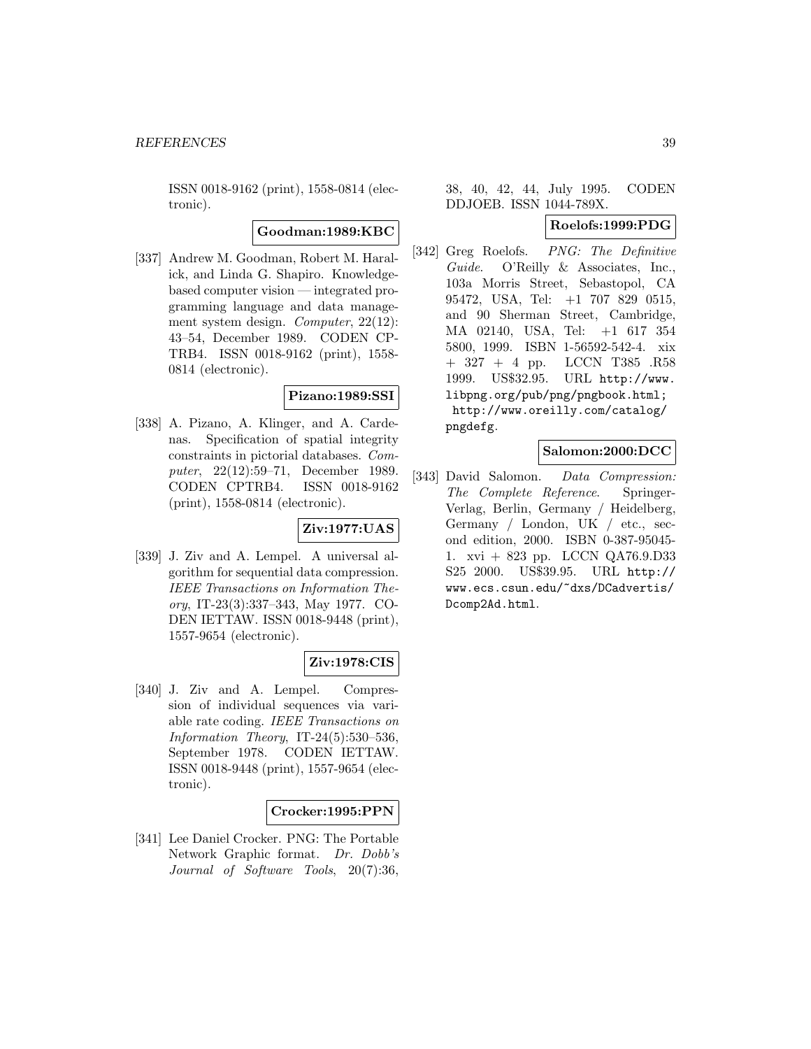ISSN 0018-9162 (print), 1558-0814 (electronic).

**Goodman:1989:KBC**

[337] Andrew M. Goodman, Robert M. Haralick, and Linda G. Shapiro. Knowledge-based computer vision — integrated programming language and data management system design. *Computer*, 22(12): 43–54, December 1989. CODEN CPTRB4. ISSN 0018-9162 (print), 1558-0814 (electronic).

**Pizano:1989:SSI**

[338] A. Pizano, A. Klinger, and A. Cardenas. Specification of spatial integrity constraints in pictorial databases. *Computer*, 22(12):59–71, December 1989. CODEN CPTRB4. ISSN 0018-9162 (print), 1558-0814 (electronic).

**Ziv:1977:UAS**

[339] J. Ziv and A. Lempel. A universal algorithm for sequential data compression. *IEEE Transactions on Information Theory*, IT-23(3):337–343, May 1977. CODEN IETTAW. ISSN 0018-9448 (print), 1557-9654 (electronic).

**Ziv:1978:CIS**

[340] J. Ziv and A. Lempel. Compression of individual sequences via variable rate coding. *IEEE Transactions on Information Theory*, IT-24(5):530–536, September 1978. CODEN IETTAW. ISSN 0018-9448 (print), 1557-9654 (electronic).

**Crocker:1995:PPN**

[341] Lee Daniel Crocker. PNG: The Portable Network Graphic format. *Dr. Dobb's Journal of Software Tools*, 20(7):36, 38, 40, 42, 44, July 1995. CODEN DDJOEB. ISSN 1044-789X.

**Roelofs:1999:PDG**

[342] Greg Roelofs. *PNG: The Definitive Guide*. O'Reilly & Associates, Inc., 103a Morris Street, Sebastopol, CA 95472, USA, Tel: +1 707 829 0515, and 90 Sherman Street, Cambridge, MA 02140, USA, Tel: +1 617 354 5800, 1999. ISBN 1-56592-542-4. xix + 327 + 4 pp. LCCN T385 .R58 1999. US$32.95. URL http://www.libpng.org/pub/png/pngbook.html; http://www.oreilly.com/catalog/pngdefg.

**Salomon:2000:DCC**

[343] David Salomon. *Data Compression: The Complete Reference*. Springer-Verlag, Berlin, Germany / Heidelberg, Germany / London, UK / etc., second edition, 2000. ISBN 0-387-95045-1. xvi + 823 pp. LCCN QA76.9.D33 S25 2000. US$39.95. URL http://www.ecs.csun.edu/~dxs/DCadvertis/Dcomp2Ad.html.